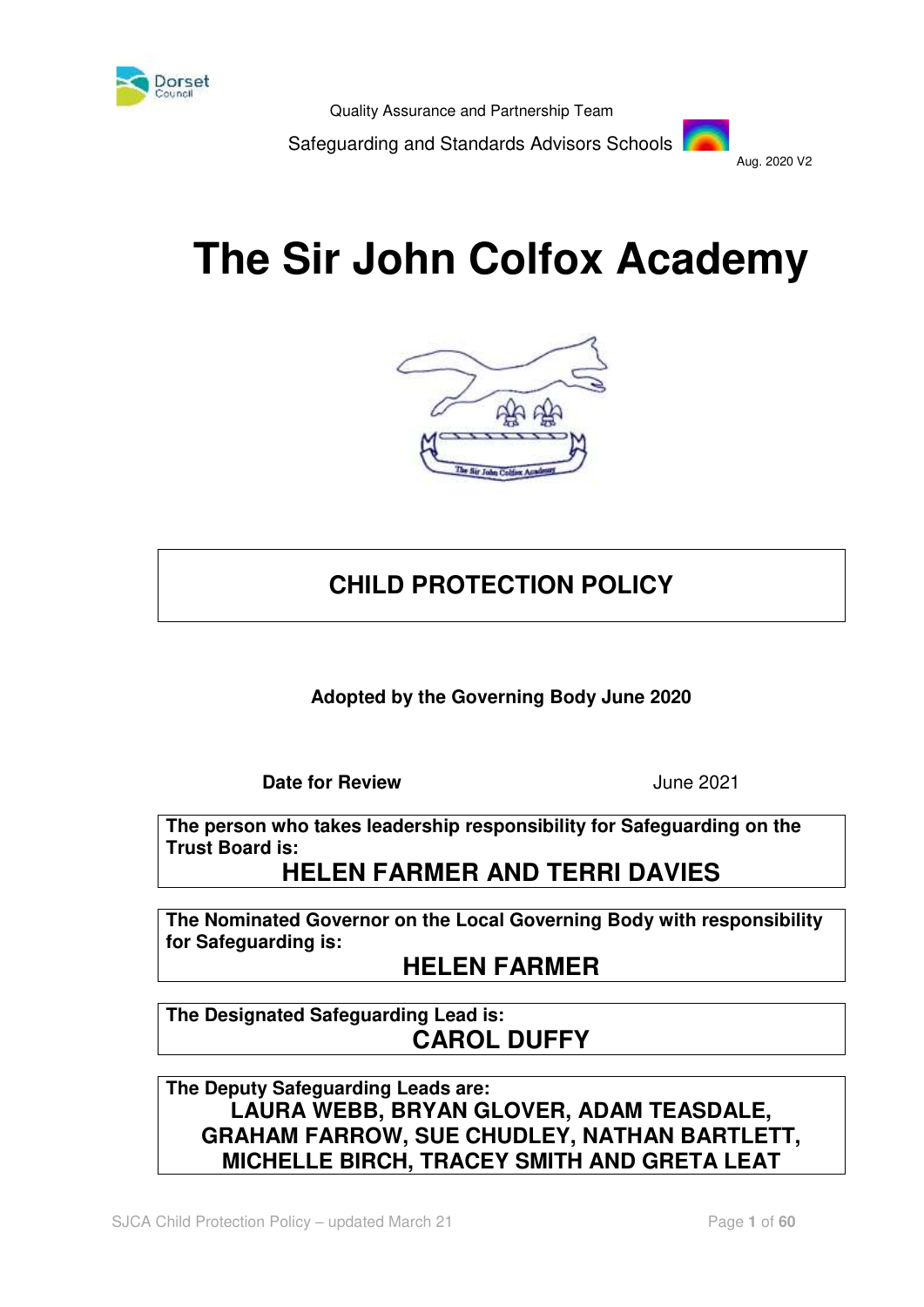Quality Assurance and Partnership Team

Safeguarding and Standards Advisors Schools

Aug. 2020 V2

# The Sir John Colfox Academy

## CHILD PROTECTION POLICY

**Adopted by the Governing Body June 2020**

**Date for Review** June 2021

**The person who takes leadership responsibility for Safeguarding on the Trust Board is:**
**HELEN FARMER AND TERRI DAVIES**

**The Nominated Governor on the Local Governing Body with responsibility for Safeguarding is:**
**HELEN FARMER**

**The Designated Safeguarding Lead is:**
**CAROL DUFFY**

**The Deputy Safeguarding Leads are:**
**LAURA WEBB, BRYAN GLOVER, ADAM TEASDALE, GRAHAM FARROW, SUE CHUDLEY, NATHAN BARTLETT, MICHELLE BIRCH, TRACEY SMITH AND GRETA LEAT**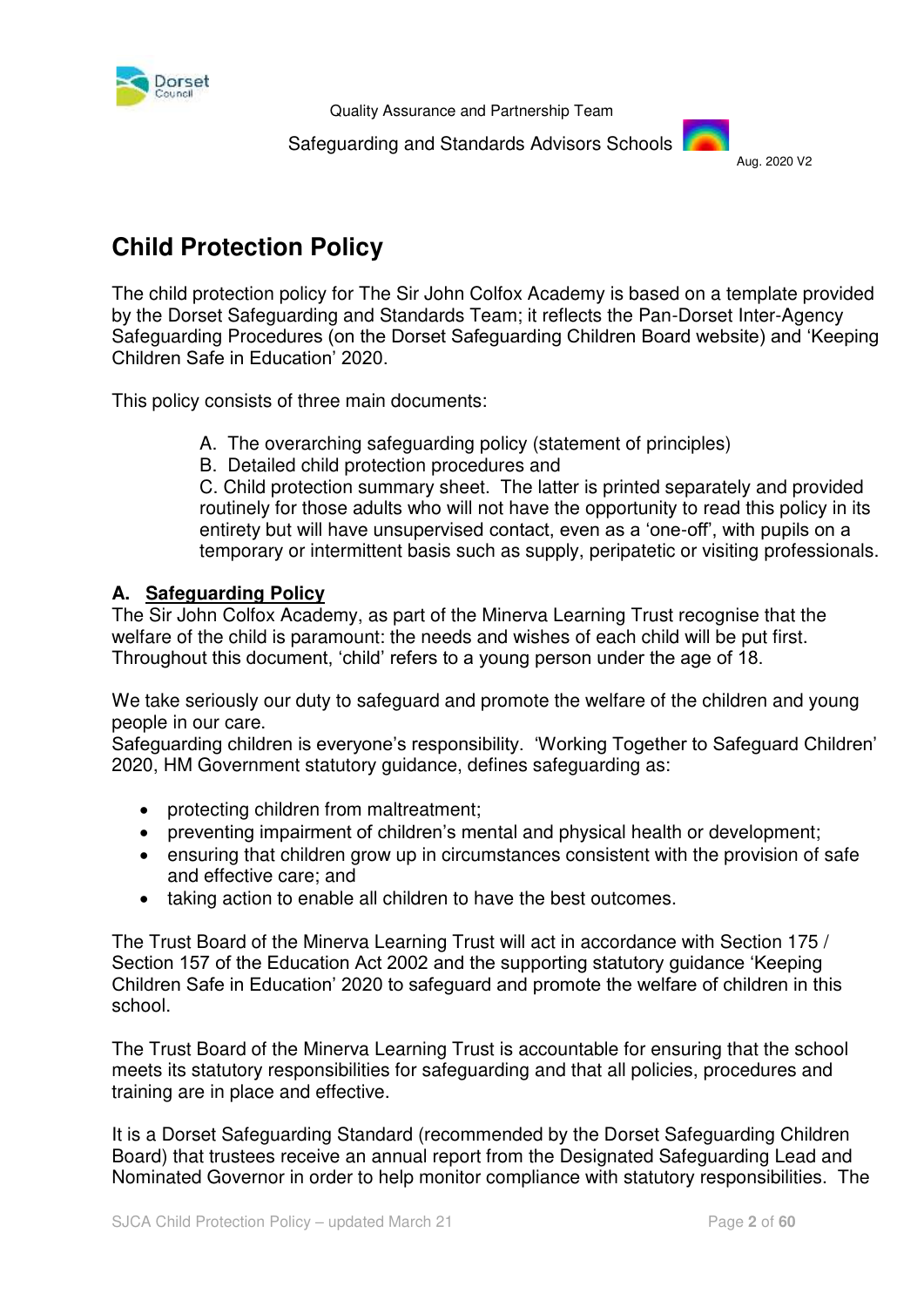Quality Assurance and Partnership Team

Safeguarding and Standards Advisors Schools

Aug. 2020 V2

# Child Protection Policy

The child protection policy for The Sir John Colfox Academy is based on a template provided by the Dorset Safeguarding and Standards Team; it reflects the Pan-Dorset Inter-Agency Safeguarding Procedures (on the Dorset Safeguarding Children Board website) and 'Keeping Children Safe in Education' 2020.

This policy consists of three main documents:

A. The overarching safeguarding policy (statement of principles)
B. Detailed child protection procedures and
C. Child protection summary sheet. The latter is printed separately and provided routinely for those adults who will not have the opportunity to read this policy in its entirety but will have unsupervised contact, even as a 'one-off', with pupils on a temporary or intermittent basis such as supply, peripatetic or visiting professionals.

## A. Safeguarding Policy

The Sir John Colfox Academy, as part of the Minerva Learning Trust recognise that the welfare of the child is paramount: the needs and wishes of each child will be put first. Throughout this document, 'child' refers to a young person under the age of 18.

We take seriously our duty to safeguard and promote the welfare of the children and young people in our care.
Safeguarding children is everyone's responsibility. 'Working Together to Safeguard Children' 2020, HM Government statutory guidance, defines safeguarding as:

- protecting children from maltreatment;
- preventing impairment of children's mental and physical health or development;
- ensuring that children grow up in circumstances consistent with the provision of safe and effective care; and
- taking action to enable all children to have the best outcomes.

The Trust Board of the Minerva Learning Trust will act in accordance with Section 175 / Section 157 of the Education Act 2002 and the supporting statutory guidance 'Keeping Children Safe in Education' 2020 to safeguard and promote the welfare of children in this school.

The Trust Board of the Minerva Learning Trust is accountable for ensuring that the school meets its statutory responsibilities for safeguarding and that all policies, procedures and training are in place and effective.

It is a Dorset Safeguarding Standard (recommended by the Dorset Safeguarding Children Board) that trustees receive an annual report from the Designated Safeguarding Lead and Nominated Governor in order to help monitor compliance with statutory responsibilities. The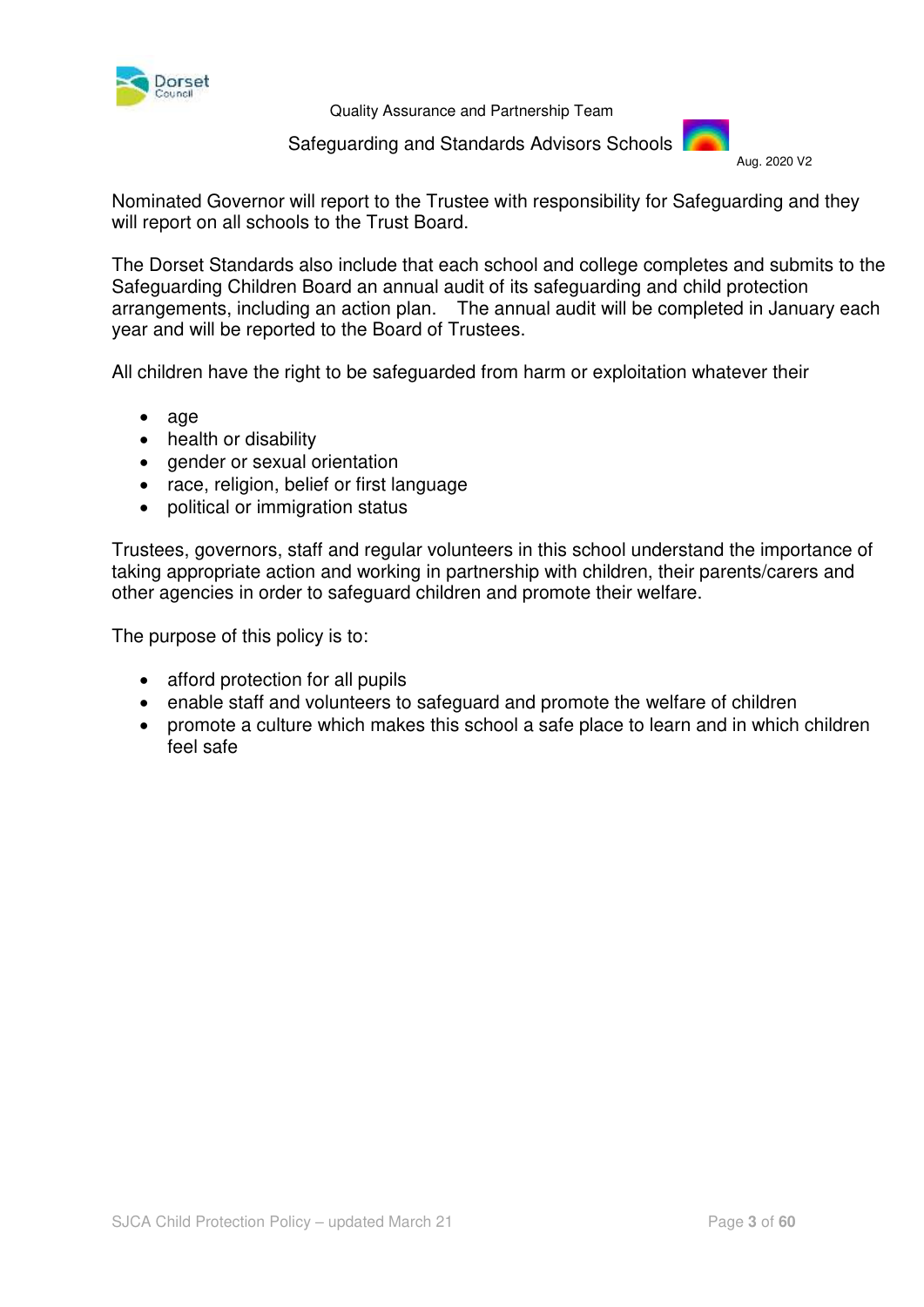Nominated Governor will report to the Trustee with responsibility for Safeguarding and they will report on all schools to the Trust Board.

The Dorset Standards also include that each school and college completes and submits to the Safeguarding Children Board an annual audit of its safeguarding and child protection arrangements, including an action plan. The annual audit will be completed in January each year and will be reported to the Board of Trustees.

All children have the right to be safeguarded from harm or exploitation whatever their

- age
- health or disability
- gender or sexual orientation
- race, religion, belief or first language
- political or immigration status

Trustees, governors, staff and regular volunteers in this school understand the importance of taking appropriate action and working in partnership with children, their parents/carers and other agencies in order to safeguard children and promote their welfare.

The purpose of this policy is to:

- afford protection for all pupils
- enable staff and volunteers to safeguard and promote the welfare of children
- promote a culture which makes this school a safe place to learn and in which children feel safe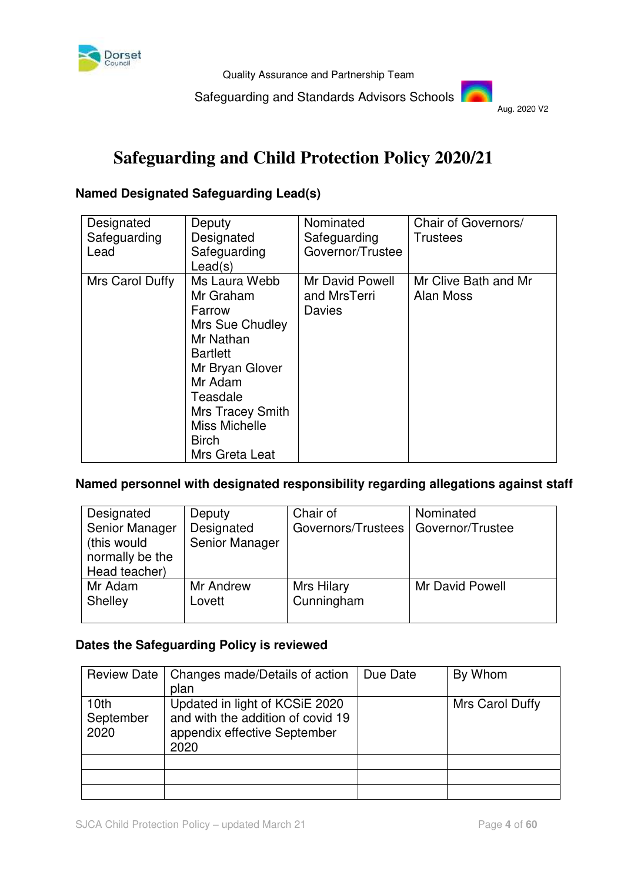Quality Assurance and Partnership Team

Safeguarding and Standards Advisors Schools

Aug. 2020 V2

# Safeguarding and Child Protection Policy 2020/21

### Named Designated Safeguarding Lead(s)

| Designated Safeguarding Lead | Deputy Designated Safeguarding Lead(s) | Nominated Safeguarding Governor/Trustee | Chair of Governors/ Trustees |
|---|---|---|---|
| Mrs Carol Duffy | Ms Laura Webb<br>Mr Graham Farrow<br>Mrs Sue Chudley<br>Mr Nathan Bartlett<br>Mr Bryan Glover<br>Mr Adam Teasdale<br>Mrs Tracey Smith<br>Miss Michelle Birch<br>Mrs Greta Leat | Mr David Powell and MrsTerri Davies | Mr Clive Bath and Mr Alan Moss |

### Named personnel with designated responsibility regarding allegations against staff

| Designated Senior Manager (this would normally be the Head teacher) | Deputy Designated Senior Manager | Chair of Governors/Trustees | Nominated Governor/Trustee |
|---|---|---|---|
| Mr Adam Shelley | Mr Andrew Lovett | Mrs Hilary Cunningham | Mr David Powell |

### Dates the Safeguarding Policy is reviewed

| Review Date | Changes made/Details of action plan | Due Date | By Whom |
|---|---|---|---|
| 10th September 2020 | Updated in light of KCSiE 2020 and with the addition of covid 19 appendix effective September 2020 | | Mrs Carol Duffy |
| | | | |
| | | | |
| | | | |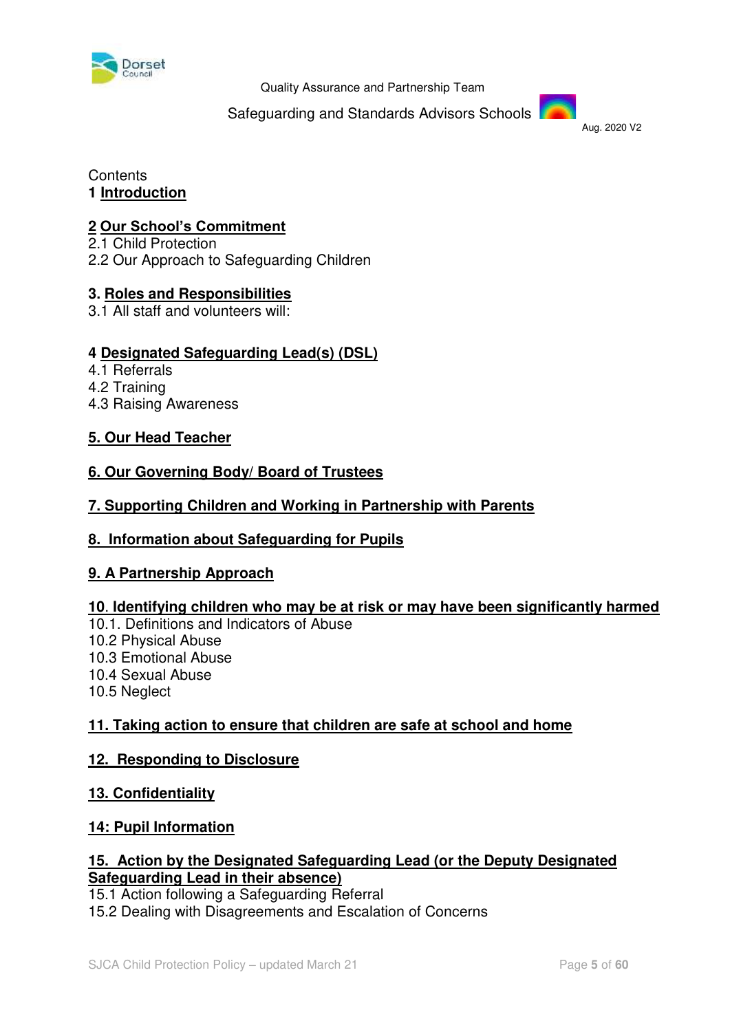Contents

**1 Introduction**

**2 Our School's Commitment**

2.1 Child Protection

2.2 Our Approach to Safeguarding Children

**3. Roles and Responsibilities**

3.1 All staff and volunteers will:

**4 Designated Safeguarding Lead(s) (DSL)**

4.1 Referrals

4.2 Training

4.3 Raising Awareness

**5. Our Head Teacher**

**6. Our Governing Body/ Board of Trustees**

**7. Supporting Children and Working in Partnership with Parents**

**8. Information about Safeguarding for Pupils**

**9. A Partnership Approach**

**10. Identifying children who may be at risk or may have been significantly harmed**

10.1. Definitions and Indicators of Abuse

10.2 Physical Abuse

10.3 Emotional Abuse

10.4 Sexual Abuse

10.5 Neglect

**11. Taking action to ensure that children are safe at school and home**

**12. Responding to Disclosure**

**13. Confidentiality**

**14: Pupil Information**

**15. Action by the Designated Safeguarding Lead (or the Deputy Designated Safeguarding Lead in their absence)**

15.1 Action following a Safeguarding Referral

15.2 Dealing with Disagreements and Escalation of Concerns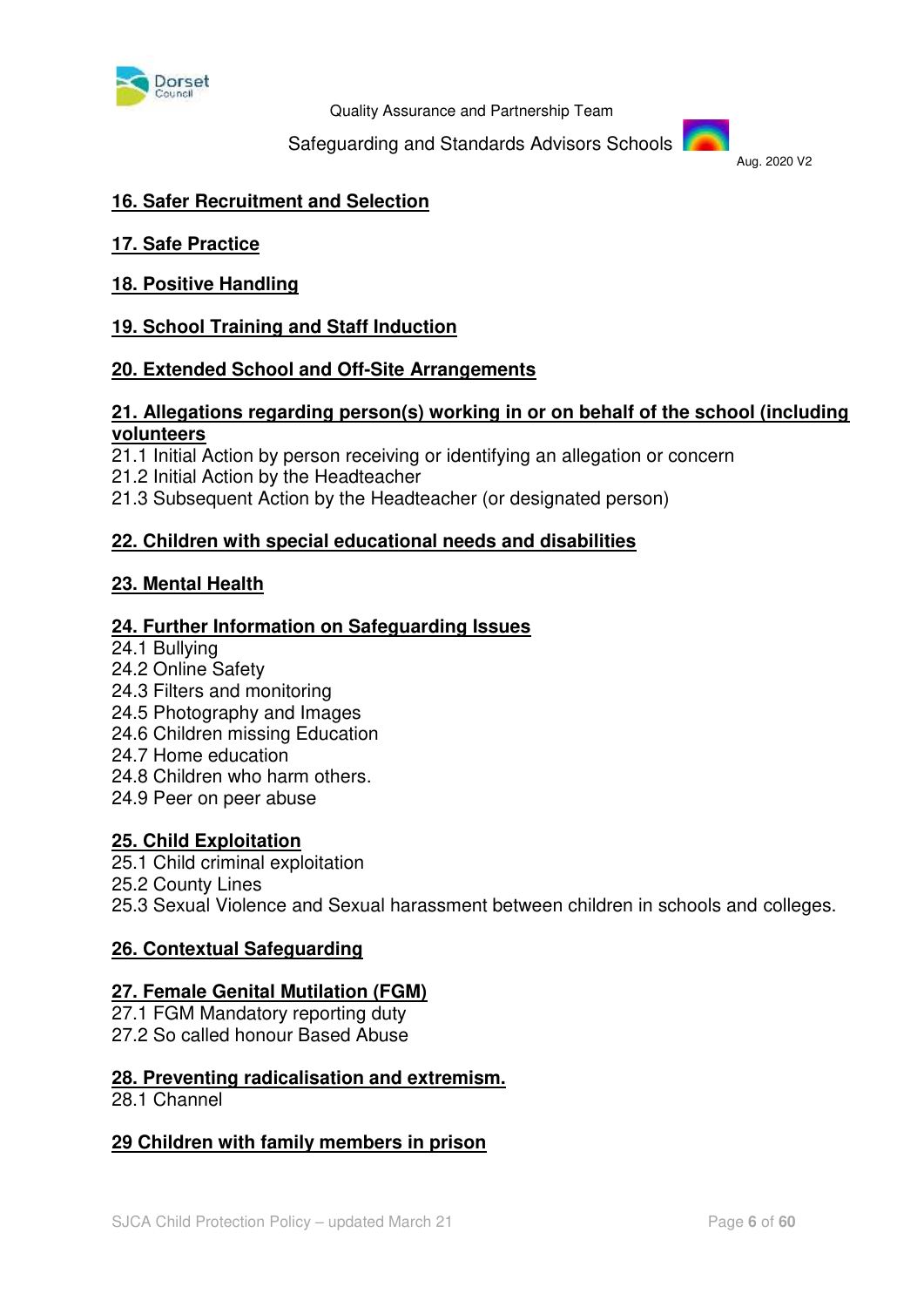**16. Safer Recruitment and Selection**

**17. Safe Practice**

**18. Positive Handling**

**19. School Training and Staff Induction**

**20. Extended School and Off-Site Arrangements**

**21. Allegations regarding person(s) working in or on behalf of the school (including volunteers**

21.1 Initial Action by person receiving or identifying an allegation or concern
21.2 Initial Action by the Headteacher
21.3 Subsequent Action by the Headteacher (or designated person)

**22. Children with special educational needs and disabilities**

**23. Mental Health**

**24. Further Information on Safeguarding Issues**

24.1 Bullying
24.2 Online Safety
24.3 Filters and monitoring
24.5 Photography and Images
24.6 Children missing Education
24.7 Home education
24.8 Children who harm others.
24.9 Peer on peer abuse

**25. Child Exploitation**

25.1 Child criminal exploitation
25.2 County Lines
25.3 Sexual Violence and Sexual harassment between children in schools and colleges.

**26. Contextual Safeguarding**

**27. Female Genital Mutilation (FGM)**

27.1 FGM Mandatory reporting duty
27.2 So called honour Based Abuse

**28. Preventing radicalisation and extremism.**

28.1 Channel

**29 Children with family members in prison**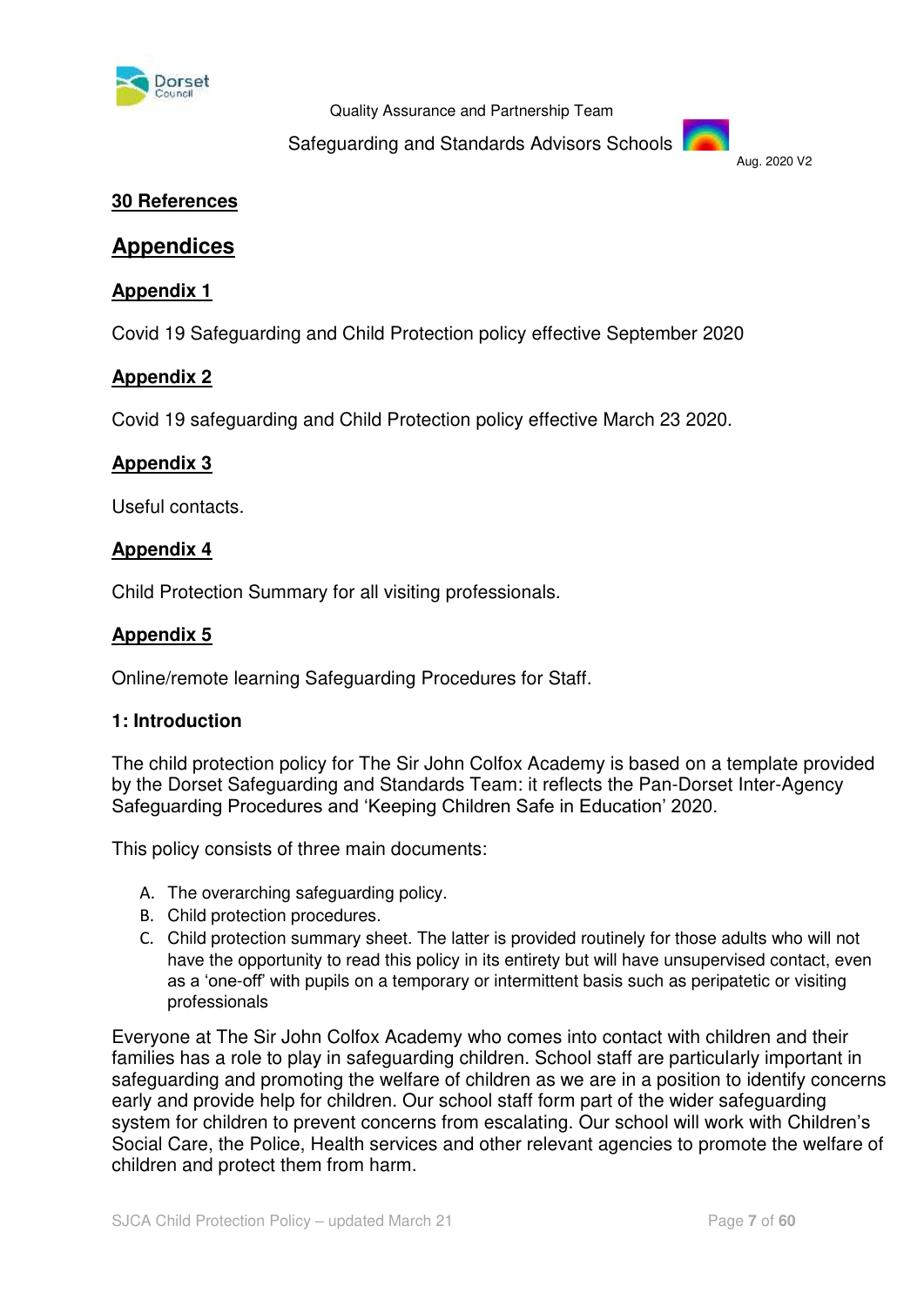**30 References**

## Appendices

**Appendix 1**

Covid 19 Safeguarding and Child Protection policy effective September 2020

**Appendix 2**

Covid 19 safeguarding and Child Protection policy effective March 23 2020.

**Appendix 3**

Useful contacts.

**Appendix 4**

Child Protection Summary for all visiting professionals.

**Appendix 5**

Online/remote learning Safeguarding Procedures for Staff.

**1: Introduction**

The child protection policy for The Sir John Colfox Academy is based on a template provided by the Dorset Safeguarding and Standards Team: it reflects the Pan-Dorset Inter-Agency Safeguarding Procedures and 'Keeping Children Safe in Education' 2020.

This policy consists of three main documents:

A. The overarching safeguarding policy.
B. Child protection procedures.
C. Child protection summary sheet. The latter is provided routinely for those adults who will not have the opportunity to read this policy in its entirety but will have unsupervised contact, even as a 'one-off' with pupils on a temporary or intermittent basis such as peripatetic or visiting professionals

Everyone at The Sir John Colfox Academy who comes into contact with children and their families has a role to play in safeguarding children. School staff are particularly important in safeguarding and promoting the welfare of children as we are in a position to identify concerns early and provide help for children. Our school staff form part of the wider safeguarding system for children to prevent concerns from escalating. Our school will work with Children's Social Care, the Police, Health services and other relevant agencies to promote the welfare of children and protect them from harm.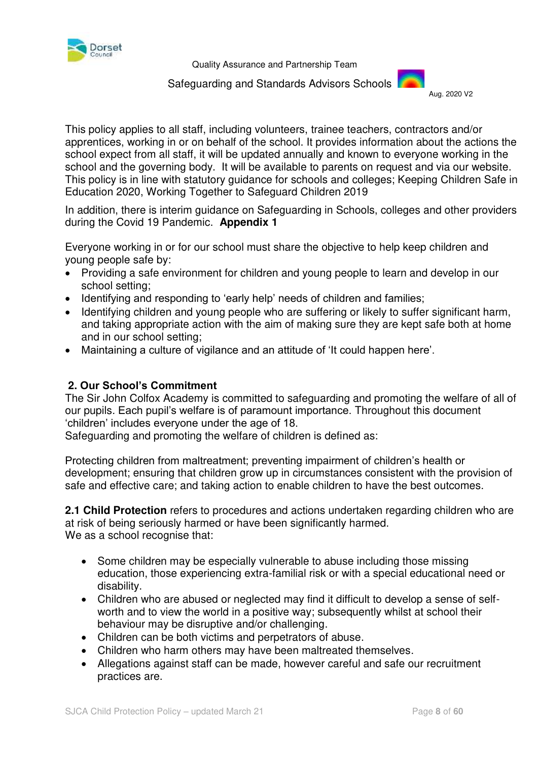This policy applies to all staff, including volunteers, trainee teachers, contractors and/or apprentices, working in or on behalf of the school. It provides information about the actions the school expect from all staff, it will be updated annually and known to everyone working in the school and the governing body. It will be available to parents on request and via our website. This policy is in line with statutory guidance for schools and colleges; Keeping Children Safe in Education 2020, Working Together to Safeguard Children 2019

In addition, there is interim guidance on Safeguarding in Schools, colleges and other providers during the Covid 19 Pandemic. **Appendix 1**

Everyone working in or for our school must share the objective to help keep children and young people safe by:

- Providing a safe environment for children and young people to learn and develop in our school setting;
- Identifying and responding to 'early help' needs of children and families;
- Identifying children and young people who are suffering or likely to suffer significant harm, and taking appropriate action with the aim of making sure they are kept safe both at home and in our school setting;
- Maintaining a culture of vigilance and an attitude of 'It could happen here'.

## 2. Our School's Commitment

The Sir John Colfox Academy is committed to safeguarding and promoting the welfare of all of our pupils. Each pupil's welfare is of paramount importance. Throughout this document 'children' includes everyone under the age of 18.
Safeguarding and promoting the welfare of children is defined as:

Protecting children from maltreatment; preventing impairment of children's health or development; ensuring that children grow up in circumstances consistent with the provision of safe and effective care; and taking action to enable children to have the best outcomes.

**2.1 Child Protection** refers to procedures and actions undertaken regarding children who are at risk of being seriously harmed or have been significantly harmed.
We as a school recognise that:

- Some children may be especially vulnerable to abuse including those missing education, those experiencing extra-familial risk or with a special educational need or disability.
- Children who are abused or neglected may find it difficult to develop a sense of self-worth and to view the world in a positive way; subsequently whilst at school their behaviour may be disruptive and/or challenging.
- Children can be both victims and perpetrators of abuse.
- Children who harm others may have been maltreated themselves.
- Allegations against staff can be made, however careful and safe our recruitment practices are.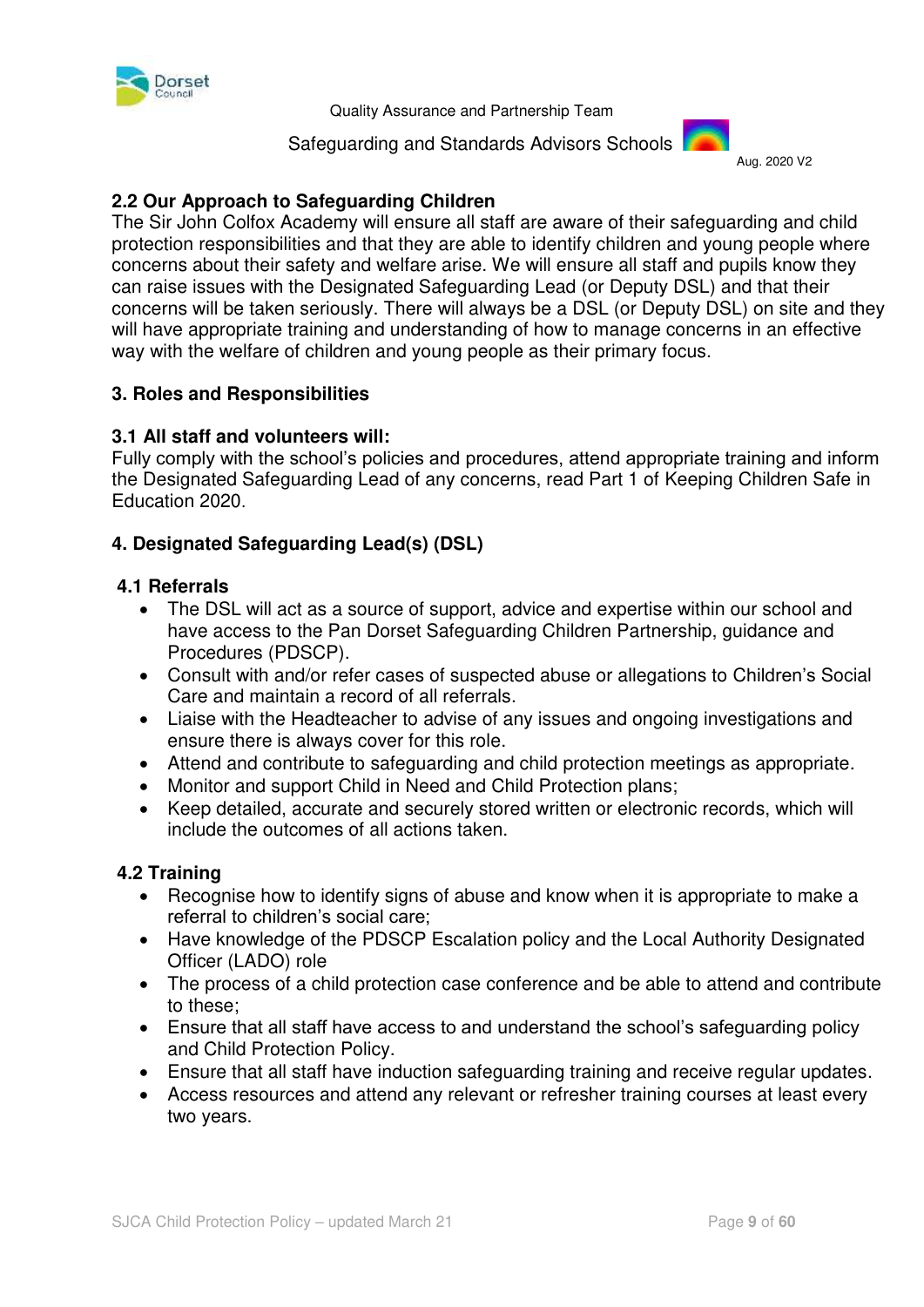## 2.2 Our Approach to Safeguarding Children

The Sir John Colfox Academy will ensure all staff are aware of their safeguarding and child protection responsibilities and that they are able to identify children and young people where concerns about their safety and welfare arise. We will ensure all staff and pupils know they can raise issues with the Designated Safeguarding Lead (or Deputy DSL) and that their concerns will be taken seriously. There will always be a DSL (or Deputy DSL) on site and they will have appropriate training and understanding of how to manage concerns in an effective way with the welfare of children and young people as their primary focus.

# 3. Roles and Responsibilities

## 3.1 All staff and volunteers will:

Fully comply with the school's policies and procedures, attend appropriate training and inform the Designated Safeguarding Lead of any concerns, read Part 1 of Keeping Children Safe in Education 2020.

# 4. Designated Safeguarding Lead(s) (DSL)

## 4.1 Referrals

- The DSL will act as a source of support, advice and expertise within our school and have access to the Pan Dorset Safeguarding Children Partnership, guidance and Procedures (PDSCP).
- Consult with and/or refer cases of suspected abuse or allegations to Children's Social Care and maintain a record of all referrals.
- Liaise with the Headteacher to advise of any issues and ongoing investigations and ensure there is always cover for this role.
- Attend and contribute to safeguarding and child protection meetings as appropriate.
- Monitor and support Child in Need and Child Protection plans;
- Keep detailed, accurate and securely stored written or electronic records, which will include the outcomes of all actions taken.

## 4.2 Training

- Recognise how to identify signs of abuse and know when it is appropriate to make a referral to children's social care;
- Have knowledge of the PDSCP Escalation policy and the Local Authority Designated Officer (LADO) role
- The process of a child protection case conference and be able to attend and contribute to these;
- Ensure that all staff have access to and understand the school's safeguarding policy and Child Protection Policy.
- Ensure that all staff have induction safeguarding training and receive regular updates.
- Access resources and attend any relevant or refresher training courses at least every two years.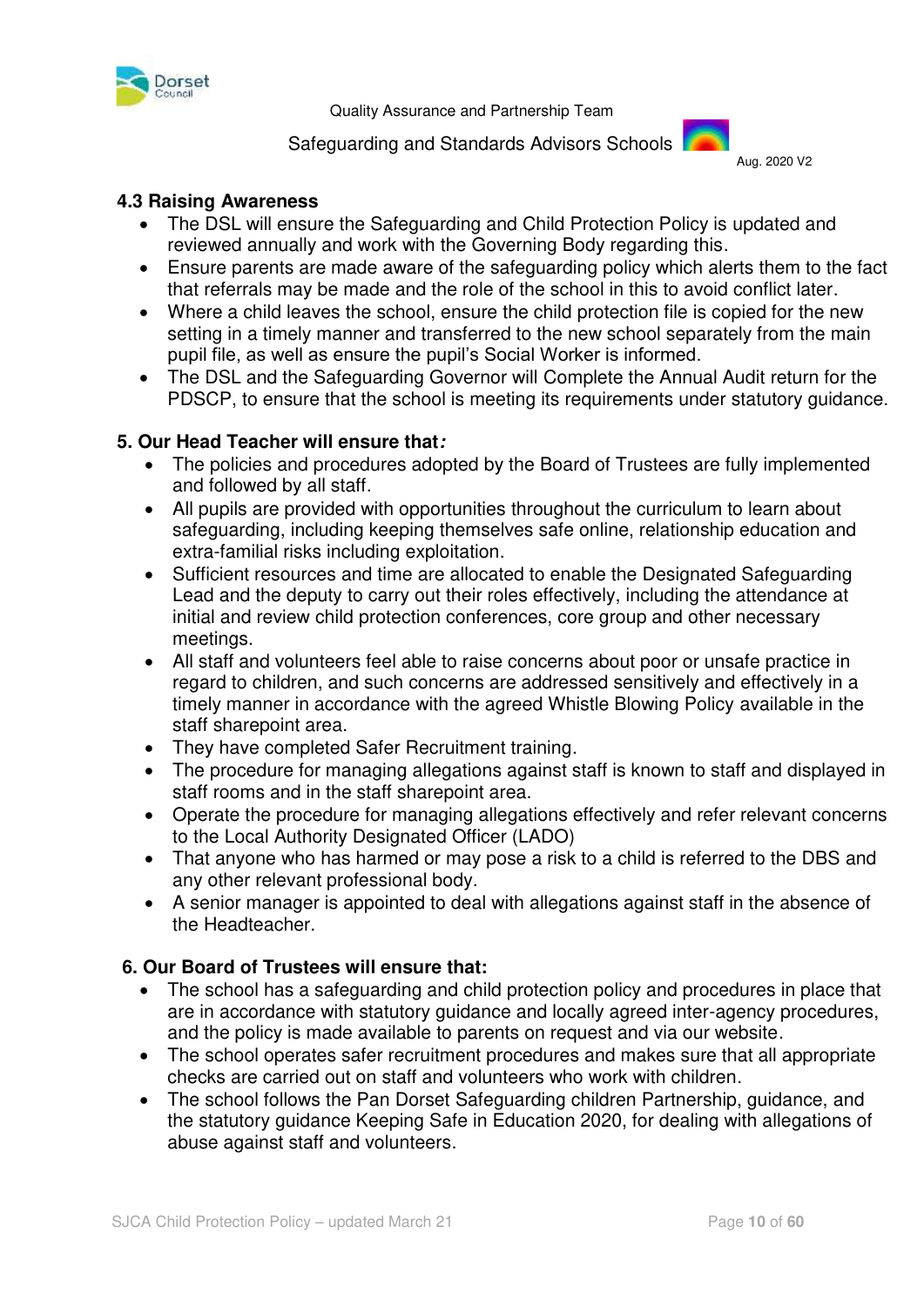### 4.3 Raising Awareness

- The DSL will ensure the Safeguarding and Child Protection Policy is updated and reviewed annually and work with the Governing Body regarding this.
- Ensure parents are made aware of the safeguarding policy which alerts them to the fact that referrals may be made and the role of the school in this to avoid conflict later.
- Where a child leaves the school, ensure the child protection file is copied for the new setting in a timely manner and transferred to the new school separately from the main pupil file, as well as ensure the pupil's Social Worker is informed.
- The DSL and the Safeguarding Governor will Complete the Annual Audit return for the PDSCP, to ensure that the school is meeting its requirements under statutory guidance.

## 5. Our Head Teacher will ensure that*:*

- The policies and procedures adopted by the Board of Trustees are fully implemented and followed by all staff.
- All pupils are provided with opportunities throughout the curriculum to learn about safeguarding, including keeping themselves safe online, relationship education and extra-familial risks including exploitation.
- Sufficient resources and time are allocated to enable the Designated Safeguarding Lead and the deputy to carry out their roles effectively, including the attendance at initial and review child protection conferences, core group and other necessary meetings.
- All staff and volunteers feel able to raise concerns about poor or unsafe practice in regard to children, and such concerns are addressed sensitively and effectively in a timely manner in accordance with the agreed Whistle Blowing Policy available in the staff sharepoint area.
- They have completed Safer Recruitment training.
- The procedure for managing allegations against staff is known to staff and displayed in staff rooms and in the staff sharepoint area.
- Operate the procedure for managing allegations effectively and refer relevant concerns to the Local Authority Designated Officer (LADO)
- That anyone who has harmed or may pose a risk to a child is referred to the DBS and any other relevant professional body.
- A senior manager is appointed to deal with allegations against staff in the absence of the Headteacher.

## 6. Our Board of Trustees will ensure that:

- The school has a safeguarding and child protection policy and procedures in place that are in accordance with statutory guidance and locally agreed inter-agency procedures, and the policy is made available to parents on request and via our website.
- The school operates safer recruitment procedures and makes sure that all appropriate checks are carried out on staff and volunteers who work with children.
- The school follows the Pan Dorset Safeguarding children Partnership, guidance, and the statutory guidance Keeping Safe in Education 2020, for dealing with allegations of abuse against staff and volunteers.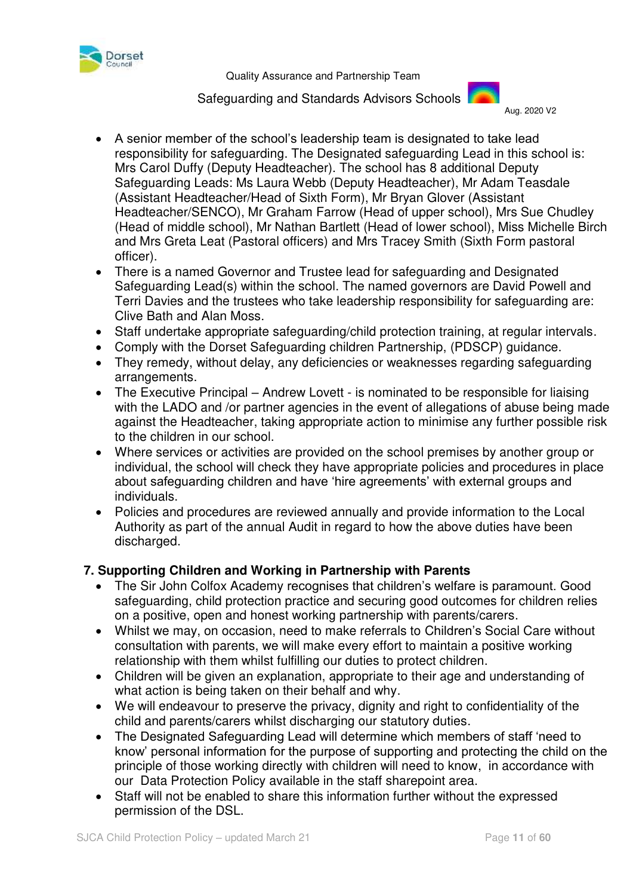- A senior member of the school's leadership team is designated to take lead responsibility for safeguarding. The Designated safeguarding Lead in this school is: Mrs Carol Duffy (Deputy Headteacher). The school has 8 additional Deputy Safeguarding Leads: Ms Laura Webb (Deputy Headteacher), Mr Adam Teasdale (Assistant Headteacher/Head of Sixth Form), Mr Bryan Glover (Assistant Headteacher/SENCO), Mr Graham Farrow (Head of upper school), Mrs Sue Chudley (Head of middle school), Mr Nathan Bartlett (Head of lower school), Miss Michelle Birch and Mrs Greta Leat (Pastoral officers) and Mrs Tracey Smith (Sixth Form pastoral officer).
- There is a named Governor and Trustee lead for safeguarding and Designated Safeguarding Lead(s) within the school. The named governors are David Powell and Terri Davies and the trustees who take leadership responsibility for safeguarding are: Clive Bath and Alan Moss.
- Staff undertake appropriate safeguarding/child protection training, at regular intervals.
- Comply with the Dorset Safeguarding children Partnership, (PDSCP) guidance.
- They remedy, without delay, any deficiencies or weaknesses regarding safeguarding arrangements.
- The Executive Principal – Andrew Lovett - is nominated to be responsible for liaising with the LADO and /or partner agencies in the event of allegations of abuse being made against the Headteacher, taking appropriate action to minimise any further possible risk to the children in our school.
- Where services or activities are provided on the school premises by another group or individual, the school will check they have appropriate policies and procedures in place about safeguarding children and have 'hire agreements' with external groups and individuals.
- Policies and procedures are reviewed annually and provide information to the Local Authority as part of the annual Audit in regard to how the above duties have been discharged.

## 7. Supporting Children and Working in Partnership with Parents

- The Sir John Colfox Academy recognises that children's welfare is paramount. Good safeguarding, child protection practice and securing good outcomes for children relies on a positive, open and honest working partnership with parents/carers.
- Whilst we may, on occasion, need to make referrals to Children's Social Care without consultation with parents, we will make every effort to maintain a positive working relationship with them whilst fulfilling our duties to protect children.
- Children will be given an explanation, appropriate to their age and understanding of what action is being taken on their behalf and why.
- We will endeavour to preserve the privacy, dignity and right to confidentiality of the child and parents/carers whilst discharging our statutory duties.
- The Designated Safeguarding Lead will determine which members of staff 'need to know' personal information for the purpose of supporting and protecting the child on the principle of those working directly with children will need to know, in accordance with our Data Protection Policy available in the staff sharepoint area.
- Staff will not be enabled to share this information further without the expressed permission of the DSL.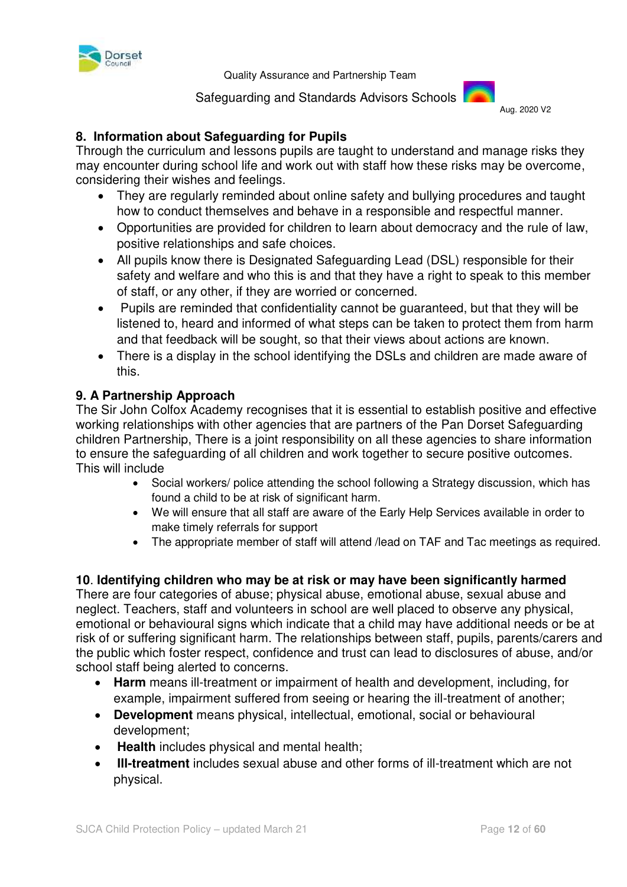## 8. Information about Safeguarding for Pupils

Through the curriculum and lessons pupils are taught to understand and manage risks they may encounter during school life and work out with staff how these risks may be overcome, considering their wishes and feelings.

- They are regularly reminded about online safety and bullying procedures and taught how to conduct themselves and behave in a responsible and respectful manner.
- Opportunities are provided for children to learn about democracy and the rule of law, positive relationships and safe choices.
- All pupils know there is Designated Safeguarding Lead (DSL) responsible for their safety and welfare and who this is and that they have a right to speak to this member of staff, or any other, if they are worried or concerned.
- Pupils are reminded that confidentiality cannot be guaranteed, but that they will be listened to, heard and informed of what steps can be taken to protect them from harm and that feedback will be sought, so that their views about actions are known.
- There is a display in the school identifying the DSLs and children are made aware of this.

## 9. A Partnership Approach

The Sir John Colfox Academy recognises that it is essential to establish positive and effective working relationships with other agencies that are partners of the Pan Dorset Safeguarding children Partnership, There is a joint responsibility on all these agencies to share information to ensure the safeguarding of all children and work together to secure positive outcomes. This will include

- Social workers/ police attending the school following a Strategy discussion, which has found a child to be at risk of significant harm.
- We will ensure that all staff are aware of the Early Help Services available in order to make timely referrals for support
- The appropriate member of staff will attend /lead on TAF and Tac meetings as required.

## 10. Identifying children who may be at risk or may have been significantly harmed

There are four categories of abuse; physical abuse, emotional abuse, sexual abuse and neglect. Teachers, staff and volunteers in school are well placed to observe any physical, emotional or behavioural signs which indicate that a child may have additional needs or be at risk of or suffering significant harm. The relationships between staff, pupils, parents/carers and the public which foster respect, confidence and trust can lead to disclosures of abuse, and/or school staff being alerted to concerns.

- **Harm** means ill-treatment or impairment of health and development, including, for example, impairment suffered from seeing or hearing the ill-treatment of another;
- **Development** means physical, intellectual, emotional, social or behavioural development;
- **Health** includes physical and mental health;
- **Ill-treatment** includes sexual abuse and other forms of ill-treatment which are not physical.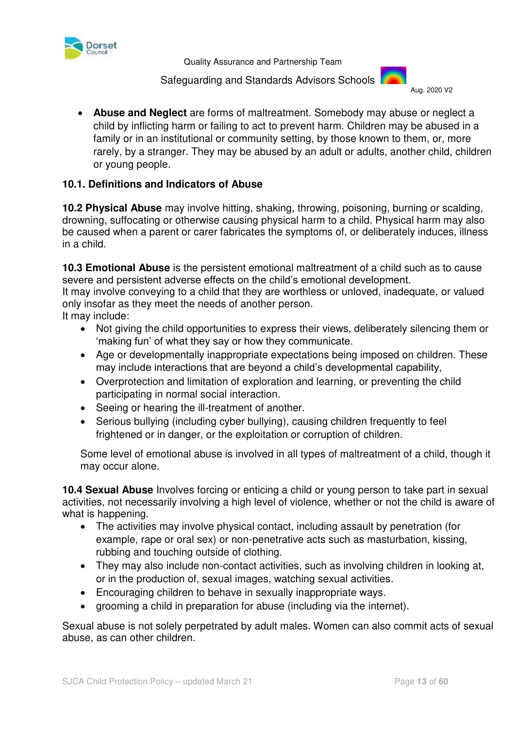- **Abuse and Neglect** are forms of maltreatment. Somebody may abuse or neglect a child by inflicting harm or failing to act to prevent harm. Children may be abused in a family or in an institutional or community setting, by those known to them, or, more rarely, by a stranger. They may be abused by an adult or adults, another child, children or young people.

### 10.1. Definitions and Indicators of Abuse

**10.2 Physical Abuse** may involve hitting, shaking, throwing, poisoning, burning or scalding, drowning, suffocating or otherwise causing physical harm to a child. Physical harm may also be caused when a parent or carer fabricates the symptoms of, or deliberately induces, illness in a child.

**10.3 Emotional Abuse** is the persistent emotional maltreatment of a child such as to cause severe and persistent adverse effects on the child's emotional development.
It may involve conveying to a child that they are worthless or unloved, inadequate, or valued only insofar as they meet the needs of another person.
It may include:

- Not giving the child opportunities to express their views, deliberately silencing them or 'making fun' of what they say or how they communicate.
- Age or developmentally inappropriate expectations being imposed on children. These may include interactions that are beyond a child's developmental capability,
- Overprotection and limitation of exploration and learning, or preventing the child participating in normal social interaction.
- Seeing or hearing the ill-treatment of another.
- Serious bullying (including cyber bullying), causing children frequently to feel frightened or in danger, or the exploitation or corruption of children.

Some level of emotional abuse is involved in all types of maltreatment of a child, though it may occur alone.

**10.4 Sexual Abuse** Involves forcing or enticing a child or young person to take part in sexual activities, not necessarily involving a high level of violence, whether or not the child is aware of what is happening.

- The activities may involve physical contact, including assault by penetration (for example, rape or oral sex) or non-penetrative acts such as masturbation, kissing, rubbing and touching outside of clothing.
- They may also include non-contact activities, such as involving children in looking at, or in the production of, sexual images, watching sexual activities.
- Encouraging children to behave in sexually inappropriate ways.
- grooming a child in preparation for abuse (including via the internet).

Sexual abuse is not solely perpetrated by adult males. Women can also commit acts of sexual abuse, as can other children.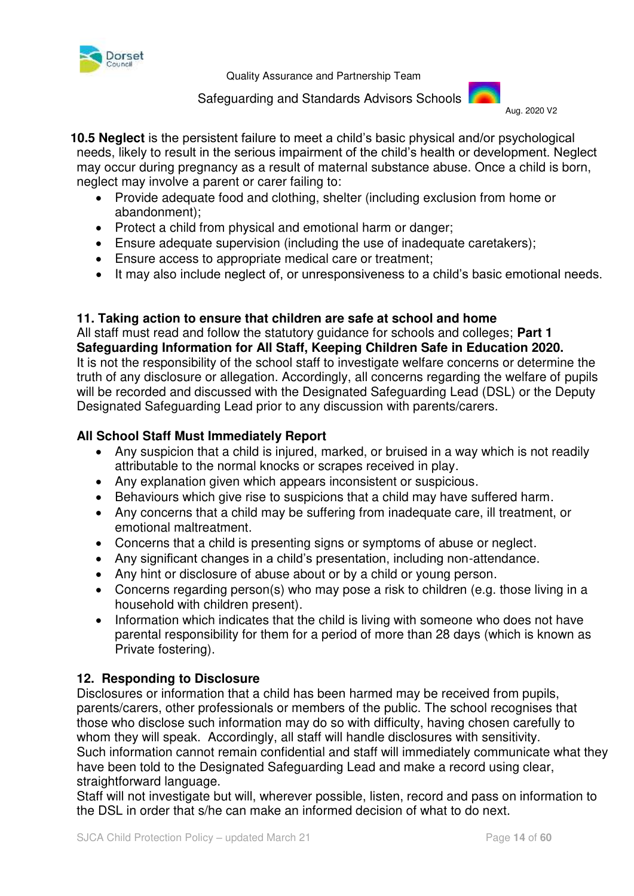**10.5 Neglect** is the persistent failure to meet a child's basic physical and/or psychological needs, likely to result in the serious impairment of the child's health or development. Neglect may occur during pregnancy as a result of maternal substance abuse. Once a child is born, neglect may involve a parent or carer failing to:

- Provide adequate food and clothing, shelter (including exclusion from home or abandonment);
- Protect a child from physical and emotional harm or danger;
- Ensure adequate supervision (including the use of inadequate caretakers);
- Ensure access to appropriate medical care or treatment;
- It may also include neglect of, or unresponsiveness to a child's basic emotional needs.

## 11. Taking action to ensure that children are safe at school and home

All staff must read and follow the statutory guidance for schools and colleges; **Part 1 Safeguarding Information for All Staff, Keeping Children Safe in Education 2020.**

It is not the responsibility of the school staff to investigate welfare concerns or determine the truth of any disclosure or allegation. Accordingly, all concerns regarding the welfare of pupils will be recorded and discussed with the Designated Safeguarding Lead (DSL) or the Deputy Designated Safeguarding Lead prior to any discussion with parents/carers.

### All School Staff Must Immediately Report

- Any suspicion that a child is injured, marked, or bruised in a way which is not readily attributable to the normal knocks or scrapes received in play.
- Any explanation given which appears inconsistent or suspicious.
- Behaviours which give rise to suspicions that a child may have suffered harm.
- Any concerns that a child may be suffering from inadequate care, ill treatment, or emotional maltreatment.
- Concerns that a child is presenting signs or symptoms of abuse or neglect.
- Any significant changes in a child's presentation, including non-attendance.
- Any hint or disclosure of abuse about or by a child or young person.
- Concerns regarding person(s) who may pose a risk to children (e.g. those living in a household with children present).
- Information which indicates that the child is living with someone who does not have parental responsibility for them for a period of more than 28 days (which is known as Private fostering).

## 12. Responding to Disclosure

Disclosures or information that a child has been harmed may be received from pupils, parents/carers, other professionals or members of the public. The school recognises that those who disclose such information may do so with difficulty, having chosen carefully to whom they will speak. Accordingly, all staff will handle disclosures with sensitivity.

Such information cannot remain confidential and staff will immediately communicate what they have been told to the Designated Safeguarding Lead and make a record using clear, straightforward language.

Staff will not investigate but will, wherever possible, listen, record and pass on information to the DSL in order that s/he can make an informed decision of what to do next.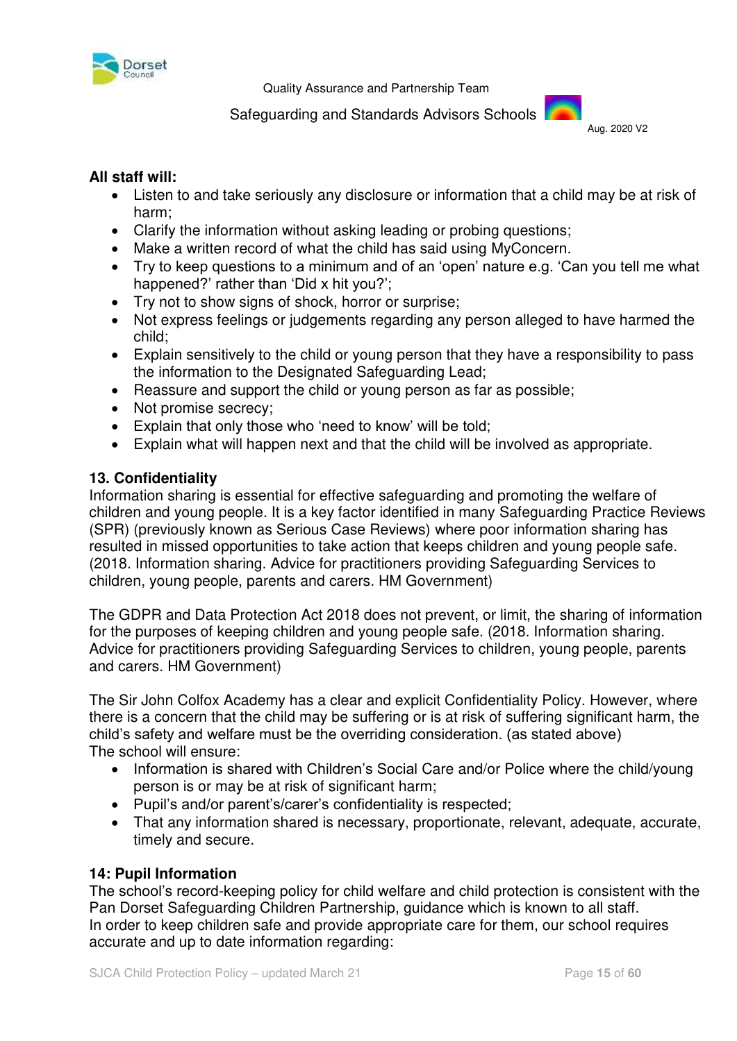**All staff will:**

- Listen to and take seriously any disclosure or information that a child may be at risk of harm;
- Clarify the information without asking leading or probing questions;
- Make a written record of what the child has said using MyConcern.
- Try to keep questions to a minimum and of an 'open' nature e.g. 'Can you tell me what happened?' rather than 'Did x hit you?';
- Try not to show signs of shock, horror or surprise;
- Not express feelings or judgements regarding any person alleged to have harmed the child;
- Explain sensitively to the child or young person that they have a responsibility to pass the information to the Designated Safeguarding Lead;
- Reassure and support the child or young person as far as possible;
- Not promise secrecy;
- Explain that only those who 'need to know' will be told;
- Explain what will happen next and that the child will be involved as appropriate.

## 13. Confidentiality

Information sharing is essential for effective safeguarding and promoting the welfare of children and young people. It is a key factor identified in many Safeguarding Practice Reviews (SPR) (previously known as Serious Case Reviews) where poor information sharing has resulted in missed opportunities to take action that keeps children and young people safe. (2018. Information sharing. Advice for practitioners providing Safeguarding Services to children, young people, parents and carers. HM Government)

The GDPR and Data Protection Act 2018 does not prevent, or limit, the sharing of information for the purposes of keeping children and young people safe. (2018. Information sharing. Advice for practitioners providing Safeguarding Services to children, young people, parents and carers. HM Government)

The Sir John Colfox Academy has a clear and explicit Confidentiality Policy. However, where there is a concern that the child may be suffering or is at risk of suffering significant harm, the child's safety and welfare must be the overriding consideration. (as stated above)
The school will ensure:

- Information is shared with Children's Social Care and/or Police where the child/young person is or may be at risk of significant harm;
- Pupil's and/or parent's/carer's confidentiality is respected;
- That any information shared is necessary, proportionate, relevant, adequate, accurate, timely and secure.

## 14: Pupil Information

The school's record-keeping policy for child welfare and child protection is consistent with the Pan Dorset Safeguarding Children Partnership, guidance which is known to all staff.
In order to keep children safe and provide appropriate care for them, our school requires accurate and up to date information regarding: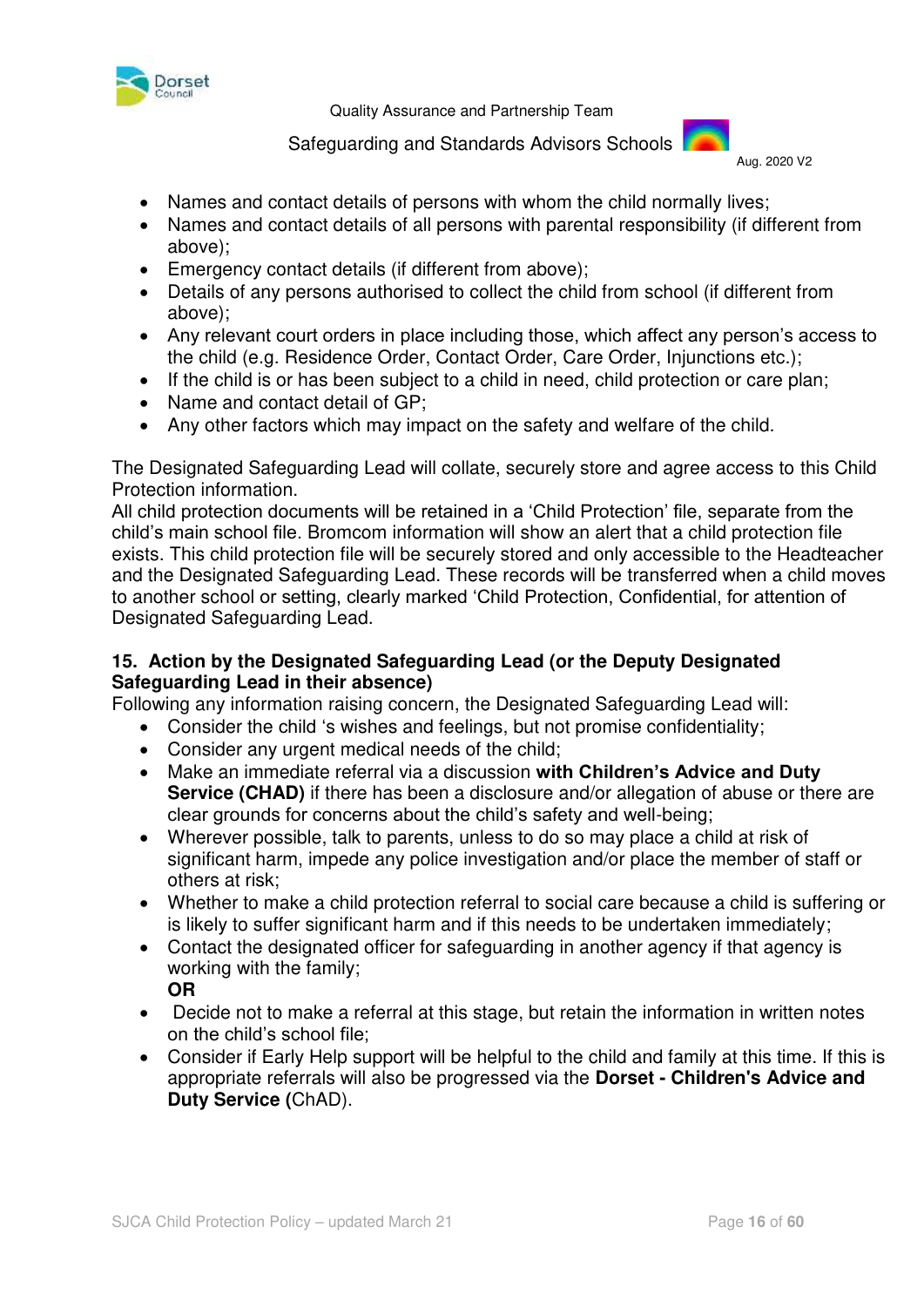- Names and contact details of persons with whom the child normally lives;
- Names and contact details of all persons with parental responsibility (if different from above);
- Emergency contact details (if different from above);
- Details of any persons authorised to collect the child from school (if different from above);
- Any relevant court orders in place including those, which affect any person's access to the child (e.g. Residence Order, Contact Order, Care Order, Injunctions etc.);
- If the child is or has been subject to a child in need, child protection or care plan;
- Name and contact detail of GP;
- Any other factors which may impact on the safety and welfare of the child.

The Designated Safeguarding Lead will collate, securely store and agree access to this Child Protection information.
All child protection documents will be retained in a 'Child Protection' file, separate from the child's main school file. Bromcom information will show an alert that a child protection file exists. This child protection file will be securely stored and only accessible to the Headteacher and the Designated Safeguarding Lead. These records will be transferred when a child moves to another school or setting, clearly marked 'Child Protection, Confidential, for attention of Designated Safeguarding Lead.

## 15. Action by the Designated Safeguarding Lead (or the Deputy Designated Safeguarding Lead in their absence)

Following any information raising concern, the Designated Safeguarding Lead will:

- Consider the child 's wishes and feelings, but not promise confidentiality;
- Consider any urgent medical needs of the child;
- Make an immediate referral via a discussion **with Children's Advice and Duty Service (CHAD)** if there has been a disclosure and/or allegation of abuse or there are clear grounds for concerns about the child's safety and well-being;
- Wherever possible, talk to parents, unless to do so may place a child at risk of significant harm, impede any police investigation and/or place the member of staff or others at risk;
- Whether to make a child protection referral to social care because a child is suffering or is likely to suffer significant harm and if this needs to be undertaken immediately;
- Contact the designated officer for safeguarding in another agency if that agency is working with the family;
  **OR**
- Decide not to make a referral at this stage, but retain the information in written notes on the child's school file;
- Consider if Early Help support will be helpful to the child and family at this time. If this is appropriate referrals will also be progressed via the **Dorset - Children's Advice and Duty Service (**ChAD).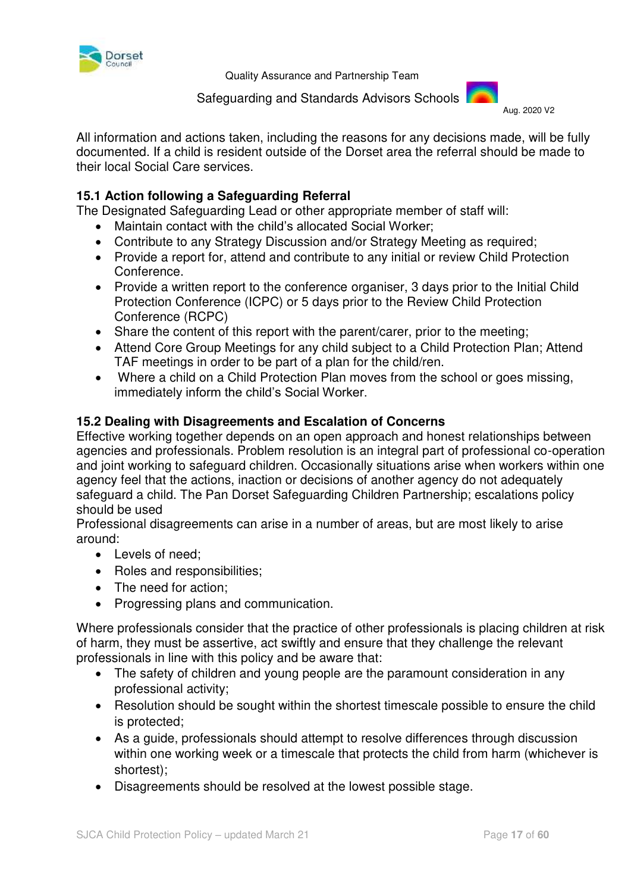All information and actions taken, including the reasons for any decisions made, will be fully documented. If a child is resident outside of the Dorset area the referral should be made to their local Social Care services.

### 15.1 Action following a Safeguarding Referral

The Designated Safeguarding Lead or other appropriate member of staff will:

- Maintain contact with the child's allocated Social Worker;
- Contribute to any Strategy Discussion and/or Strategy Meeting as required;
- Provide a report for, attend and contribute to any initial or review Child Protection Conference.
- Provide a written report to the conference organiser, 3 days prior to the Initial Child Protection Conference (ICPC) or 5 days prior to the Review Child Protection Conference (RCPC)
- Share the content of this report with the parent/carer, prior to the meeting;
- Attend Core Group Meetings for any child subject to a Child Protection Plan; Attend TAF meetings in order to be part of a plan for the child/ren.
- Where a child on a Child Protection Plan moves from the school or goes missing, immediately inform the child's Social Worker.

### 15.2 Dealing with Disagreements and Escalation of Concerns

Effective working together depends on an open approach and honest relationships between agencies and professionals. Problem resolution is an integral part of professional co-operation and joint working to safeguard children. Occasionally situations arise when workers within one agency feel that the actions, inaction or decisions of another agency do not adequately safeguard a child. The Pan Dorset Safeguarding Children Partnership; escalations policy should be used

Professional disagreements can arise in a number of areas, but are most likely to arise around:

- Levels of need;
- Roles and responsibilities;
- The need for action;
- Progressing plans and communication.

Where professionals consider that the practice of other professionals is placing children at risk of harm, they must be assertive, act swiftly and ensure that they challenge the relevant professionals in line with this policy and be aware that:

- The safety of children and young people are the paramount consideration in any professional activity;
- Resolution should be sought within the shortest timescale possible to ensure the child is protected;
- As a guide, professionals should attempt to resolve differences through discussion within one working week or a timescale that protects the child from harm (whichever is shortest);
- Disagreements should be resolved at the lowest possible stage.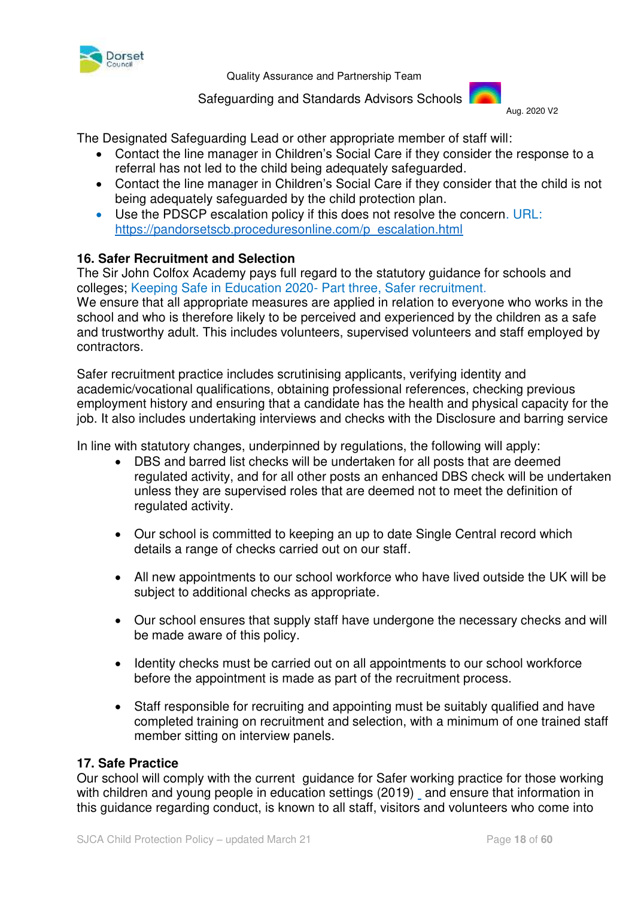The Designated Safeguarding Lead or other appropriate member of staff will:

- Contact the line manager in Children's Social Care if they consider the response to a referral has not led to the child being adequately safeguarded.
- Contact the line manager in Children's Social Care if they consider that the child is not being adequately safeguarded by the child protection plan.
- Use the PDSCP escalation policy if this does not resolve the concern. URL: https://pandorsetscb.proceduresonline.com/p_escalation.html

## 16. Safer Recruitment and Selection

The Sir John Colfox Academy pays full regard to the statutory guidance for schools and colleges; Keeping Safe in Education 2020- Part three, Safer recruitment.
We ensure that all appropriate measures are applied in relation to everyone who works in the school and who is therefore likely to be perceived and experienced by the children as a safe and trustworthy adult. This includes volunteers, supervised volunteers and staff employed by contractors.

Safer recruitment practice includes scrutinising applicants, verifying identity and academic/vocational qualifications, obtaining professional references, checking previous employment history and ensuring that a candidate has the health and physical capacity for the job. It also includes undertaking interviews and checks with the Disclosure and barring service

In line with statutory changes, underpinned by regulations, the following will apply:

- DBS and barred list checks will be undertaken for all posts that are deemed regulated activity, and for all other posts an enhanced DBS check will be undertaken unless they are supervised roles that are deemed not to meet the definition of regulated activity.
- Our school is committed to keeping an up to date Single Central record which details a range of checks carried out on our staff.
- All new appointments to our school workforce who have lived outside the UK will be subject to additional checks as appropriate.
- Our school ensures that supply staff have undergone the necessary checks and will be made aware of this policy.
- Identity checks must be carried out on all appointments to our school workforce before the appointment is made as part of the recruitment process.
- Staff responsible for recruiting and appointing must be suitably qualified and have completed training on recruitment and selection, with a minimum of one trained staff member sitting on interview panels.

## 17. Safe Practice

Our school will comply with the current guidance for Safer working practice for those working with children and young people in education settings (2019) and ensure that information in this guidance regarding conduct, is known to all staff, visitors and volunteers who come into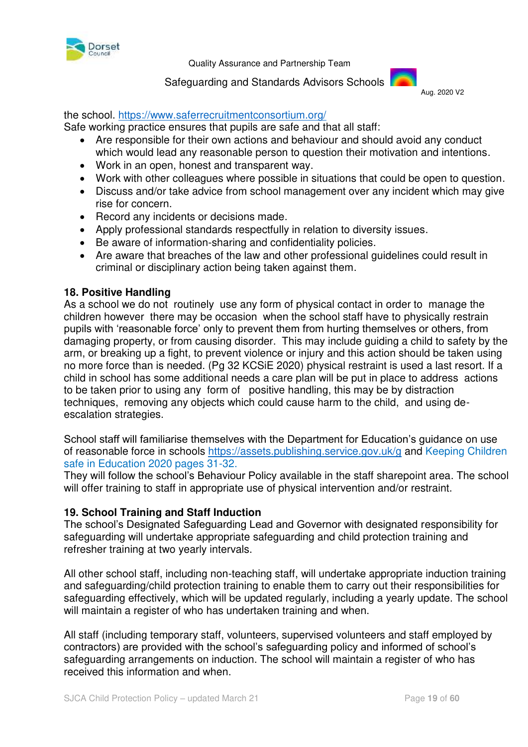the school. https://www.saferrecruitmentconsortium.org/

Safe working practice ensures that pupils are safe and that all staff:

- Are responsible for their own actions and behaviour and should avoid any conduct which would lead any reasonable person to question their motivation and intentions.
- Work in an open, honest and transparent way.
- Work with other colleagues where possible in situations that could be open to question.
- Discuss and/or take advice from school management over any incident which may give rise for concern.
- Record any incidents or decisions made.
- Apply professional standards respectfully in relation to diversity issues.
- Be aware of information-sharing and confidentiality policies.
- Are aware that breaches of the law and other professional guidelines could result in criminal or disciplinary action being taken against them.

## 18. Positive Handling

As a school we do not routinely use any form of physical contact in order to manage the children however there may be occasion when the school staff have to physically restrain pupils with 'reasonable force' only to prevent them from hurting themselves or others, from damaging property, or from causing disorder. This may include guiding a child to safety by the arm, or breaking up a fight, to prevent violence or injury and this action should be taken using no more force than is needed. (Pg 32 KCSiE 2020) physical restraint is used a last resort. If a child in school has some additional needs a care plan will be put in place to address actions to be taken prior to using any form of positive handling, this may be by distraction techniques, removing any objects which could cause harm to the child, and using de-escalation strategies.

School staff will familiarise themselves with the Department for Education's guidance on use of reasonable force in schools https://assets.publishing.service.gov.uk/g and Keeping Children safe in Education 2020 pages 31-32.

They will follow the school's Behaviour Policy available in the staff sharepoint area. The school will offer training to staff in appropriate use of physical intervention and/or restraint.

## 19. School Training and Staff Induction

The school's Designated Safeguarding Lead and Governor with designated responsibility for safeguarding will undertake appropriate safeguarding and child protection training and refresher training at two yearly intervals.

All other school staff, including non-teaching staff, will undertake appropriate induction training and safeguarding/child protection training to enable them to carry out their responsibilities for safeguarding effectively, which will be updated regularly, including a yearly update. The school will maintain a register of who has undertaken training and when.

All staff (including temporary staff, volunteers, supervised volunteers and staff employed by contractors) are provided with the school's safeguarding policy and informed of school's safeguarding arrangements on induction. The school will maintain a register of who has received this information and when.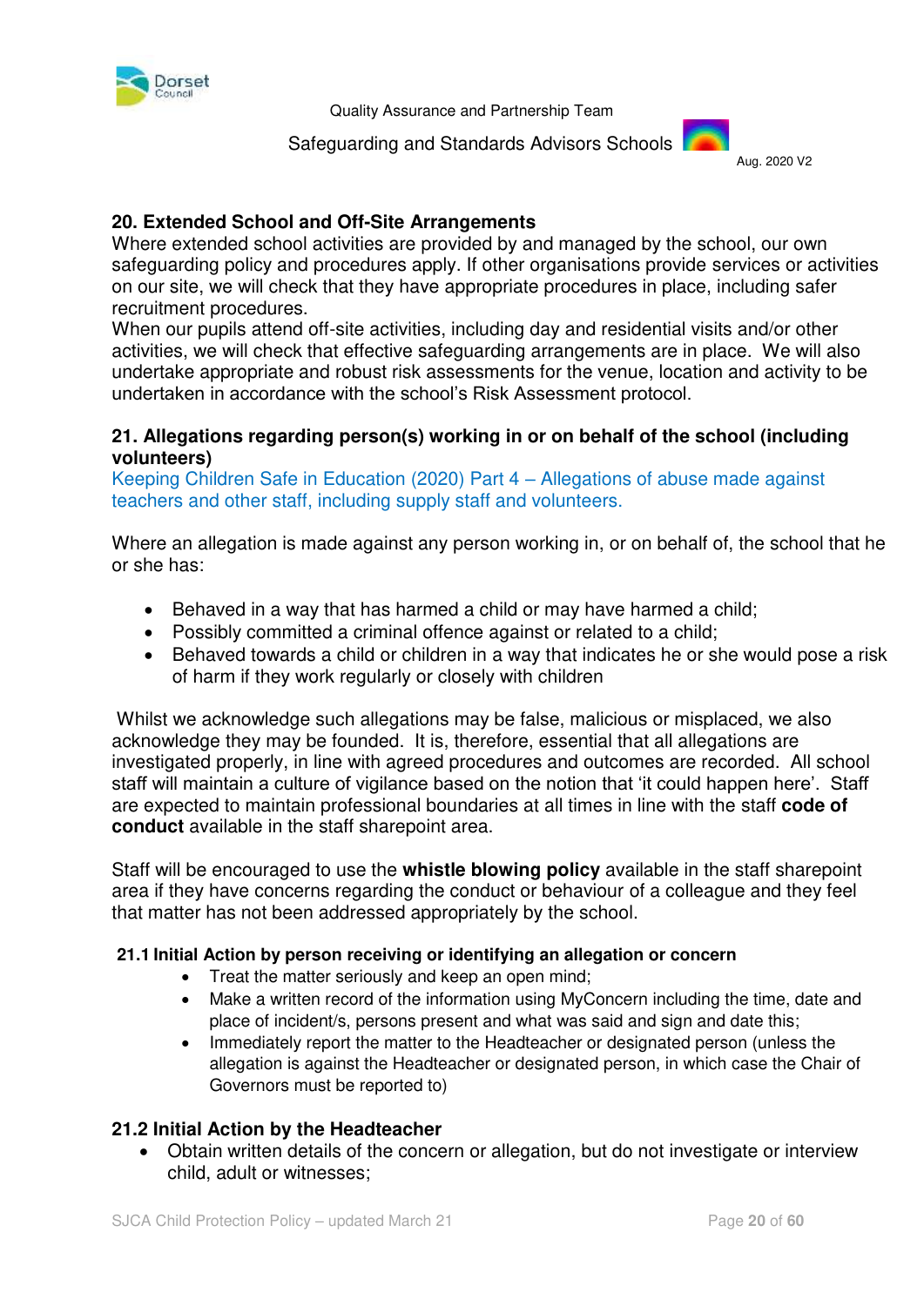## 20. Extended School and Off-Site Arrangements

Where extended school activities are provided by and managed by the school, our own safeguarding policy and procedures apply. If other organisations provide services or activities on our site, we will check that they have appropriate procedures in place, including safer recruitment procedures.

When our pupils attend off-site activities, including day and residential visits and/or other activities, we will check that effective safeguarding arrangements are in place. We will also undertake appropriate and robust risk assessments for the venue, location and activity to be undertaken in accordance with the school's Risk Assessment protocol.

## 21. Allegations regarding person(s) working in or on behalf of the school (including volunteers)

Keeping Children Safe in Education (2020) Part 4 – Allegations of abuse made against teachers and other staff, including supply staff and volunteers.

Where an allegation is made against any person working in, or on behalf of, the school that he or she has:

- Behaved in a way that has harmed a child or may have harmed a child;
- Possibly committed a criminal offence against or related to a child;
- Behaved towards a child or children in a way that indicates he or she would pose a risk of harm if they work regularly or closely with children

Whilst we acknowledge such allegations may be false, malicious or misplaced, we also acknowledge they may be founded. It is, therefore, essential that all allegations are investigated properly, in line with agreed procedures and outcomes are recorded. All school staff will maintain a culture of vigilance based on the notion that 'it could happen here'. Staff are expected to maintain professional boundaries at all times in line with the staff **code of conduct** available in the staff sharepoint area.

Staff will be encouraged to use the **whistle blowing policy** available in the staff sharepoint area if they have concerns regarding the conduct or behaviour of a colleague and they feel that matter has not been addressed appropriately by the school.

### 21.1 Initial Action by person receiving or identifying an allegation or concern

- Treat the matter seriously and keep an open mind;
- Make a written record of the information using MyConcern including the time, date and place of incident/s, persons present and what was said and sign and date this;
- Immediately report the matter to the Headteacher or designated person (unless the allegation is against the Headteacher or designated person, in which case the Chair of Governors must be reported to)

### 21.2 Initial Action by the Headteacher

- Obtain written details of the concern or allegation, but do not investigate or interview child, adult or witnesses;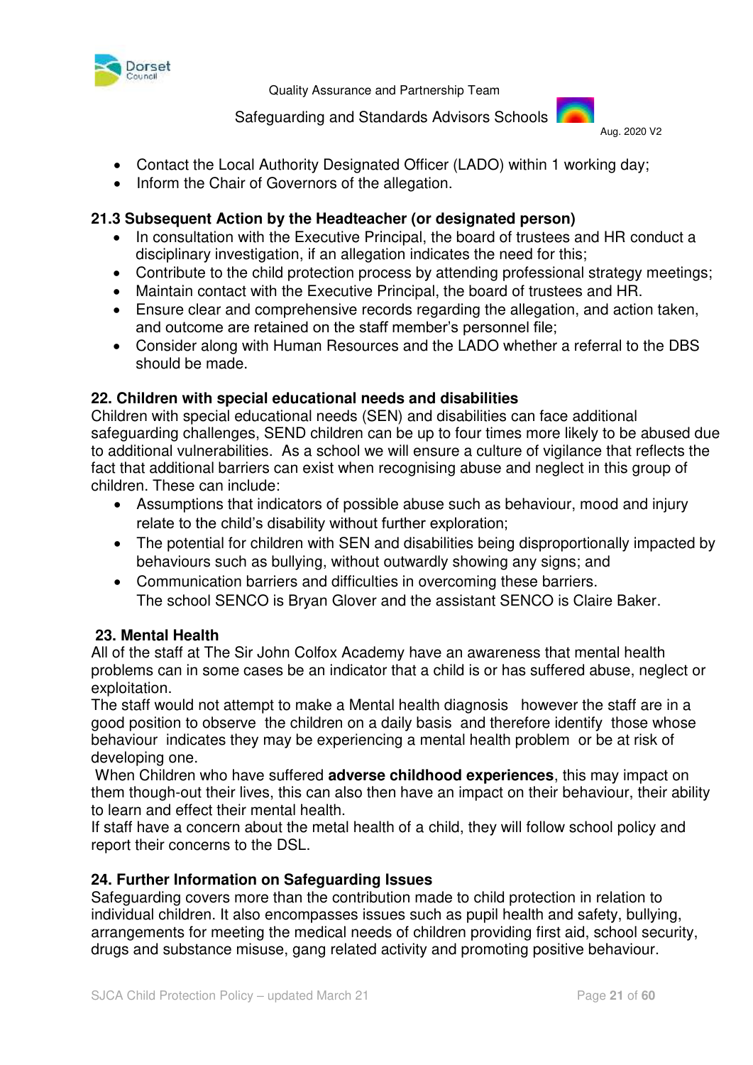- Contact the Local Authority Designated Officer (LADO) within 1 working day;
- Inform the Chair of Governors of the allegation.

### 21.3 Subsequent Action by the Headteacher (or designated person)

- In consultation with the Executive Principal, the board of trustees and HR conduct a disciplinary investigation, if an allegation indicates the need for this;
- Contribute to the child protection process by attending professional strategy meetings;
- Maintain contact with the Executive Principal, the board of trustees and HR.
- Ensure clear and comprehensive records regarding the allegation, and action taken, and outcome are retained on the staff member's personnel file;
- Consider along with Human Resources and the LADO whether a referral to the DBS should be made.

## 22. Children with special educational needs and disabilities

Children with special educational needs (SEN) and disabilities can face additional safeguarding challenges, SEND children can be up to four times more likely to be abused due to additional vulnerabilities. As a school we will ensure a culture of vigilance that reflects the fact that additional barriers can exist when recognising abuse and neglect in this group of children. These can include:

- Assumptions that indicators of possible abuse such as behaviour, mood and injury relate to the child's disability without further exploration;
- The potential for children with SEN and disabilities being disproportionally impacted by behaviours such as bullying, without outwardly showing any signs; and
- Communication barriers and difficulties in overcoming these barriers.
  The school SENCO is Bryan Glover and the assistant SENCO is Claire Baker.

## 23. Mental Health

All of the staff at The Sir John Colfox Academy have an awareness that mental health problems can in some cases be an indicator that a child is or has suffered abuse, neglect or exploitation.

The staff would not attempt to make a Mental health diagnosis however the staff are in a good position to observe the children on a daily basis and therefore identify those whose behaviour indicates they may be experiencing a mental health problem or be at risk of developing one.

When Children who have suffered **adverse childhood experiences**, this may impact on them though-out their lives, this can also then have an impact on their behaviour, their ability to learn and effect their mental health.

If staff have a concern about the metal health of a child, they will follow school policy and report their concerns to the DSL.

## 24. Further Information on Safeguarding Issues

Safeguarding covers more than the contribution made to child protection in relation to individual children. It also encompasses issues such as pupil health and safety, bullying, arrangements for meeting the medical needs of children providing first aid, school security, drugs and substance misuse, gang related activity and promoting positive behaviour.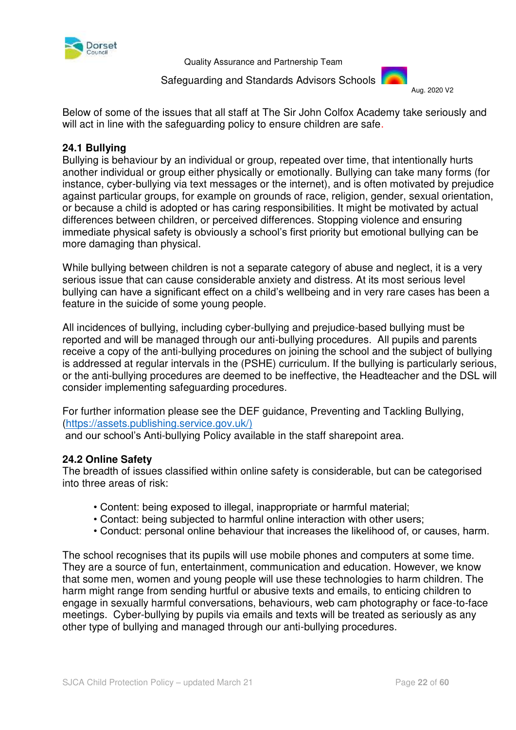Below of some of the issues that all staff at The Sir John Colfox Academy take seriously and will act in line with the safeguarding policy to ensure children are safe.

### 24.1 Bullying

Bullying is behaviour by an individual or group, repeated over time, that intentionally hurts another individual or group either physically or emotionally. Bullying can take many forms (for instance, cyber-bullying via text messages or the internet), and is often motivated by prejudice against particular groups, for example on grounds of race, religion, gender, sexual orientation, or because a child is adopted or has caring responsibilities. It might be motivated by actual differences between children, or perceived differences. Stopping violence and ensuring immediate physical safety is obviously a school's first priority but emotional bullying can be more damaging than physical.

While bullying between children is not a separate category of abuse and neglect, it is a very serious issue that can cause considerable anxiety and distress. At its most serious level bullying can have a significant effect on a child's wellbeing and in very rare cases has been a feature in the suicide of some young people.

All incidences of bullying, including cyber-bullying and prejudice-based bullying must be reported and will be managed through our anti-bullying procedures. All pupils and parents receive a copy of the anti-bullying procedures on joining the school and the subject of bullying is addressed at regular intervals in the (PSHE) curriculum. If the bullying is particularly serious, or the anti-bullying procedures are deemed to be ineffective, the Headteacher and the DSL will consider implementing safeguarding procedures.

For further information please see the DEF guidance, Preventing and Tackling Bullying, (https://assets.publishing.service.gov.uk/)
and our school's Anti-bullying Policy available in the staff sharepoint area.

### 24.2 Online Safety

The breadth of issues classified within online safety is considerable, but can be categorised into three areas of risk:

- Content: being exposed to illegal, inappropriate or harmful material;
- Contact: being subjected to harmful online interaction with other users;
- Conduct: personal online behaviour that increases the likelihood of, or causes, harm.

The school recognises that its pupils will use mobile phones and computers at some time. They are a source of fun, entertainment, communication and education. However, we know that some men, women and young people will use these technologies to harm children. The harm might range from sending hurtful or abusive texts and emails, to enticing children to engage in sexually harmful conversations, behaviours, web cam photography or face-to-face meetings. Cyber-bullying by pupils via emails and texts will be treated as seriously as any other type of bullying and managed through our anti-bullying procedures.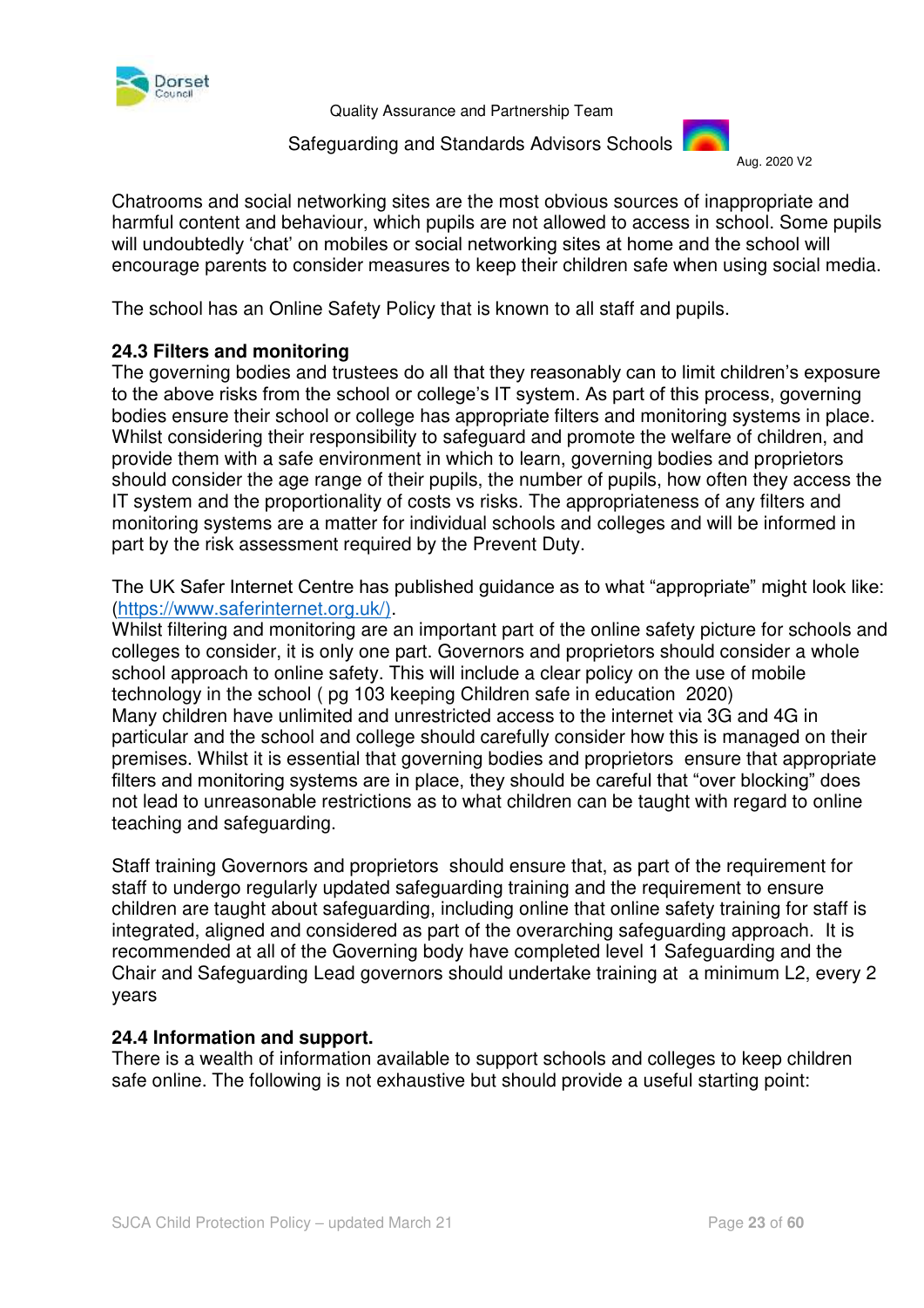Chatrooms and social networking sites are the most obvious sources of inappropriate and harmful content and behaviour, which pupils are not allowed to access in school. Some pupils will undoubtedly 'chat' on mobiles or social networking sites at home and the school will encourage parents to consider measures to keep their children safe when using social media.

The school has an Online Safety Policy that is known to all staff and pupils.

### 24.3 Filters and monitoring

The governing bodies and trustees do all that they reasonably can to limit children's exposure to the above risks from the school or college's IT system. As part of this process, governing bodies ensure their school or college has appropriate filters and monitoring systems in place. Whilst considering their responsibility to safeguard and promote the welfare of children, and provide them with a safe environment in which to learn, governing bodies and proprietors should consider the age range of their pupils, the number of pupils, how often they access the IT system and the proportionality of costs vs risks. The appropriateness of any filters and monitoring systems are a matter for individual schools and colleges and will be informed in part by the risk assessment required by the Prevent Duty.

The UK Safer Internet Centre has published guidance as to what "appropriate" might look like: (https://www.saferinternet.org.uk/).
Whilst filtering and monitoring are an important part of the online safety picture for schools and colleges to consider, it is only one part. Governors and proprietors should consider a whole school approach to online safety. This will include a clear policy on the use of mobile technology in the school ( pg 103 keeping Children safe in education 2020)
Many children have unlimited and unrestricted access to the internet via 3G and 4G in particular and the school and college should carefully consider how this is managed on their premises. Whilst it is essential that governing bodies and proprietors ensure that appropriate filters and monitoring systems are in place, they should be careful that "over blocking" does not lead to unreasonable restrictions as to what children can be taught with regard to online teaching and safeguarding.

Staff training Governors and proprietors should ensure that, as part of the requirement for staff to undergo regularly updated safeguarding training and the requirement to ensure children are taught about safeguarding, including online that online safety training for staff is integrated, aligned and considered as part of the overarching safeguarding approach. It is recommended at all of the Governing body have completed level 1 Safeguarding and the Chair and Safeguarding Lead governors should undertake training at a minimum L2, every 2 years

### 24.4 Information and support.

There is a wealth of information available to support schools and colleges to keep children safe online. The following is not exhaustive but should provide a useful starting point: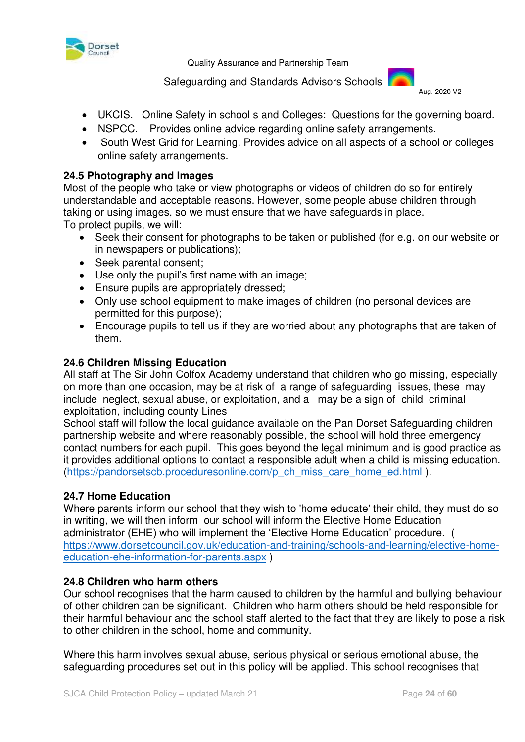- UKCIS. Online Safety in school s and Colleges: Questions for the governing board.
- NSPCC. Provides online advice regarding online safety arrangements.
- South West Grid for Learning. Provides advice on all aspects of a school or colleges online safety arrangements.

### 24.5 Photography and Images

Most of the people who take or view photographs or videos of children do so for entirely understandable and acceptable reasons. However, some people abuse children through taking or using images, so we must ensure that we have safeguards in place.
To protect pupils, we will:

- Seek their consent for photographs to be taken or published (for e.g. on our website or in newspapers or publications);
- Seek parental consent;
- Use only the pupil's first name with an image;
- Ensure pupils are appropriately dressed;
- Only use school equipment to make images of children (no personal devices are permitted for this purpose);
- Encourage pupils to tell us if they are worried about any photographs that are taken of them.

### 24.6 Children Missing Education

All staff at The Sir John Colfox Academy understand that children who go missing, especially on more than one occasion, may be at risk of a range of safeguarding issues, these may include neglect, sexual abuse, or exploitation, and a may be a sign of child criminal exploitation, including county Lines
School staff will follow the local guidance available on the Pan Dorset Safeguarding children partnership website and where reasonably possible, the school will hold three emergency contact numbers for each pupil. This goes beyond the legal minimum and is good practice as it provides additional options to contact a responsible adult when a child is missing education. (https://pandorsetscb.proceduresonline.com/p_ch_miss_care_home_ed.html ).

### 24.7 Home Education

Where parents inform our school that they wish to 'home educate' their child, they must do so in writing, we will then inform our school will inform the Elective Home Education administrator (EHE) who will implement the 'Elective Home Education' procedure. ( https://www.dorsetcouncil.gov.uk/education-and-training/schools-and-learning/elective-home-education-ehe-information-for-parents.aspx )

### 24.8 Children who harm others

Our school recognises that the harm caused to children by the harmful and bullying behaviour of other children can be significant. Children who harm others should be held responsible for their harmful behaviour and the school staff alerted to the fact that they are likely to pose a risk to other children in the school, home and community.

Where this harm involves sexual abuse, serious physical or serious emotional abuse, the safeguarding procedures set out in this policy will be applied. This school recognises that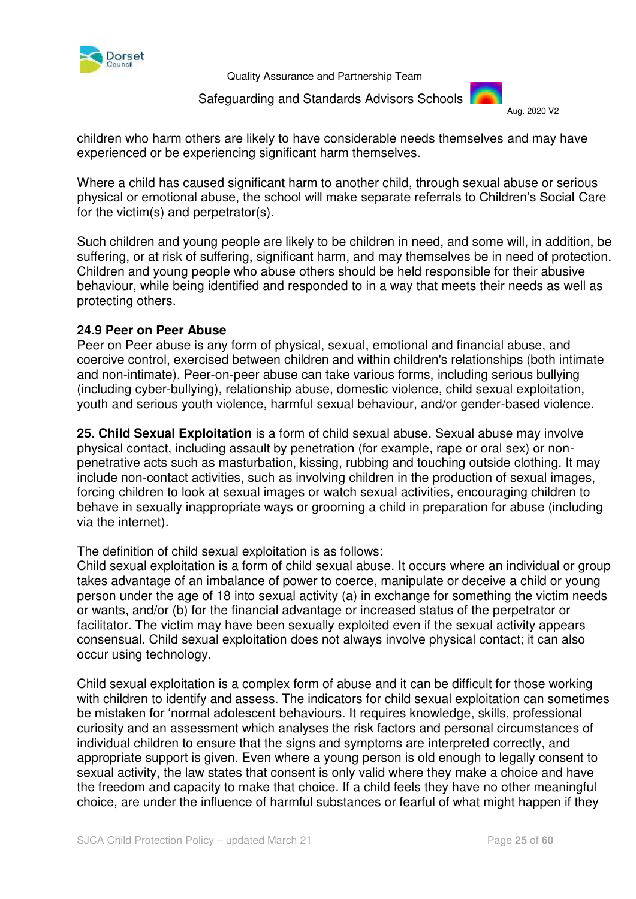children who harm others are likely to have considerable needs themselves and may have experienced or be experiencing significant harm themselves.

Where a child has caused significant harm to another child, through sexual abuse or serious physical or emotional abuse, the school will make separate referrals to Children's Social Care for the victim(s) and perpetrator(s).

Such children and young people are likely to be children in need, and some will, in addition, be suffering, or at risk of suffering, significant harm, and may themselves be in need of protection. Children and young people who abuse others should be held responsible for their abusive behaviour, while being identified and responded to in a way that meets their needs as well as protecting others.

**24.9 Peer on Peer Abuse**

Peer on Peer abuse is any form of physical, sexual, emotional and financial abuse, and coercive control, exercised between children and within children's relationships (both intimate and non-intimate). Peer-on-peer abuse can take various forms, including serious bullying (including cyber-bullying), relationship abuse, domestic violence, child sexual exploitation, youth and serious youth violence, harmful sexual behaviour, and/or gender-based violence.

**25. Child Sexual Exploitation** is a form of child sexual abuse. Sexual abuse may involve physical contact, including assault by penetration (for example, rape or oral sex) or non-penetrative acts such as masturbation, kissing, rubbing and touching outside clothing. It may include non-contact activities, such as involving children in the production of sexual images, forcing children to look at sexual images or watch sexual activities, encouraging children to behave in sexually inappropriate ways or grooming a child in preparation for abuse (including via the internet).

The definition of child sexual exploitation is as follows:
Child sexual exploitation is a form of child sexual abuse. It occurs where an individual or group takes advantage of an imbalance of power to coerce, manipulate or deceive a child or young person under the age of 18 into sexual activity (a) in exchange for something the victim needs or wants, and/or (b) for the financial advantage or increased status of the perpetrator or facilitator. The victim may have been sexually exploited even if the sexual activity appears consensual. Child sexual exploitation does not always involve physical contact; it can also occur using technology.

Child sexual exploitation is a complex form of abuse and it can be difficult for those working with children to identify and assess. The indicators for child sexual exploitation can sometimes be mistaken for 'normal adolescent behaviours. It requires knowledge, skills, professional curiosity and an assessment which analyses the risk factors and personal circumstances of individual children to ensure that the signs and symptoms are interpreted correctly, and appropriate support is given. Even where a young person is old enough to legally consent to sexual activity, the law states that consent is only valid where they make a choice and have the freedom and capacity to make that choice. If a child feels they have no other meaningful choice, are under the influence of harmful substances or fearful of what might happen if they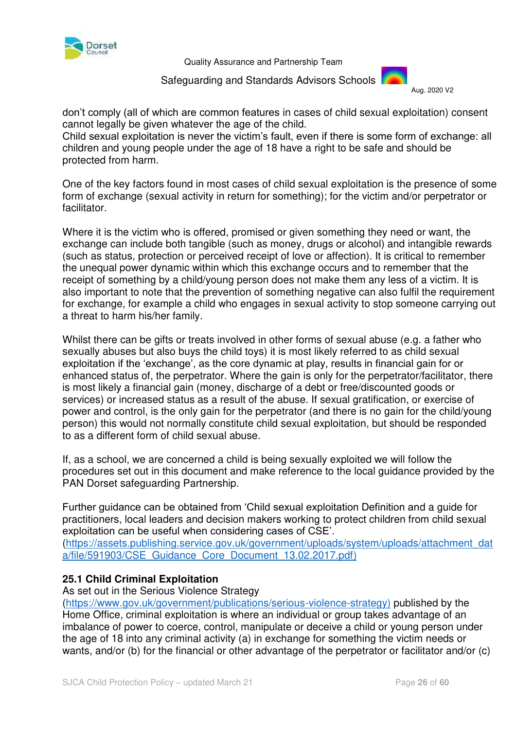don't comply (all of which are common features in cases of child sexual exploitation) consent cannot legally be given whatever the age of the child.
Child sexual exploitation is never the victim's fault, even if there is some form of exchange: all children and young people under the age of 18 have a right to be safe and should be protected from harm.

One of the key factors found in most cases of child sexual exploitation is the presence of some form of exchange (sexual activity in return for something); for the victim and/or perpetrator or facilitator.

Where it is the victim who is offered, promised or given something they need or want, the exchange can include both tangible (such as money, drugs or alcohol) and intangible rewards (such as status, protection or perceived receipt of love or affection). It is critical to remember the unequal power dynamic within which this exchange occurs and to remember that the receipt of something by a child/young person does not make them any less of a victim. It is also important to note that the prevention of something negative can also fulfil the requirement for exchange, for example a child who engages in sexual activity to stop someone carrying out a threat to harm his/her family.

Whilst there can be gifts or treats involved in other forms of sexual abuse (e.g. a father who sexually abuses but also buys the child toys) it is most likely referred to as child sexual exploitation if the 'exchange', as the core dynamic at play, results in financial gain for or enhanced status of, the perpetrator. Where the gain is only for the perpetrator/facilitator, there is most likely a financial gain (money, discharge of a debt or free/discounted goods or services) or increased status as a result of the abuse. If sexual gratification, or exercise of power and control, is the only gain for the perpetrator (and there is no gain for the child/young person) this would not normally constitute child sexual exploitation, but should be responded to as a different form of child sexual abuse.

If, as a school, we are concerned a child is being sexually exploited we will follow the procedures set out in this document and make reference to the local guidance provided by the PAN Dorset safeguarding Partnership.

Further guidance can be obtained from 'Child sexual exploitation Definition and a guide for practitioners, local leaders and decision makers working to protect children from child sexual exploitation can be useful when considering cases of CSE'.
(https://assets.publishing.service.gov.uk/government/uploads/system/uploads/attachment_data/file/591903/CSE_Guidance_Core_Document_13.02.2017.pdf)

### 25.1 Child Criminal Exploitation

As set out in the Serious Violence Strategy (https://www.gov.uk/government/publications/serious-violence-strategy) published by the Home Office, criminal exploitation is where an individual or group takes advantage of an imbalance of power to coerce, control, manipulate or deceive a child or young person under the age of 18 into any criminal activity (a) in exchange for something the victim needs or wants, and/or (b) for the financial or other advantage of the perpetrator or facilitator and/or (c)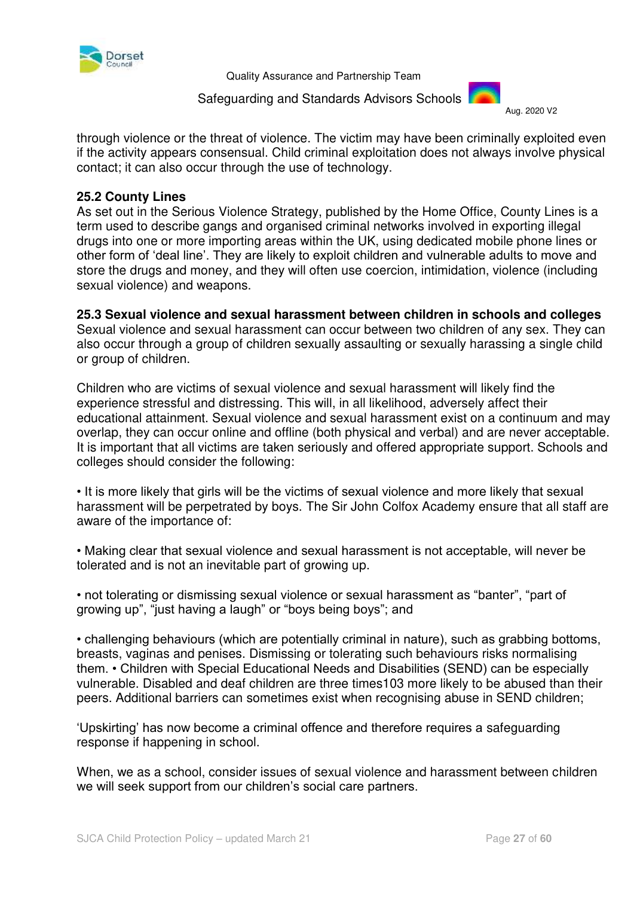through violence or the threat of violence. The victim may have been criminally exploited even if the activity appears consensual. Child criminal exploitation does not always involve physical contact; it can also occur through the use of technology.

### 25.2 County Lines

As set out in the Serious Violence Strategy, published by the Home Office, County Lines is a term used to describe gangs and organised criminal networks involved in exporting illegal drugs into one or more importing areas within the UK, using dedicated mobile phone lines or other form of 'deal line'. They are likely to exploit children and vulnerable adults to move and store the drugs and money, and they will often use coercion, intimidation, violence (including sexual violence) and weapons.

### 25.3 Sexual violence and sexual harassment between children in schools and colleges

Sexual violence and sexual harassment can occur between two children of any sex. They can also occur through a group of children sexually assaulting or sexually harassing a single child or group of children.

Children who are victims of sexual violence and sexual harassment will likely find the experience stressful and distressing. This will, in all likelihood, adversely affect their educational attainment. Sexual violence and sexual harassment exist on a continuum and may overlap, they can occur online and offline (both physical and verbal) and are never acceptable. It is important that all victims are taken seriously and offered appropriate support. Schools and colleges should consider the following:

• It is more likely that girls will be the victims of sexual violence and more likely that sexual harassment will be perpetrated by boys. The Sir John Colfox Academy ensure that all staff are aware of the importance of:

• Making clear that sexual violence and sexual harassment is not acceptable, will never be tolerated and is not an inevitable part of growing up.

• not tolerating or dismissing sexual violence or sexual harassment as "banter", "part of growing up", "just having a laugh" or "boys being boys"; and

• challenging behaviours (which are potentially criminal in nature), such as grabbing bottoms, breasts, vaginas and penises. Dismissing or tolerating such behaviours risks normalising them. • Children with Special Educational Needs and Disabilities (SEND) can be especially vulnerable. Disabled and deaf children are three times103 more likely to be abused than their peers. Additional barriers can sometimes exist when recognising abuse in SEND children;

'Upskirting' has now become a criminal offence and therefore requires a safeguarding response if happening in school.

When, we as a school, consider issues of sexual violence and harassment between children we will seek support from our children's social care partners.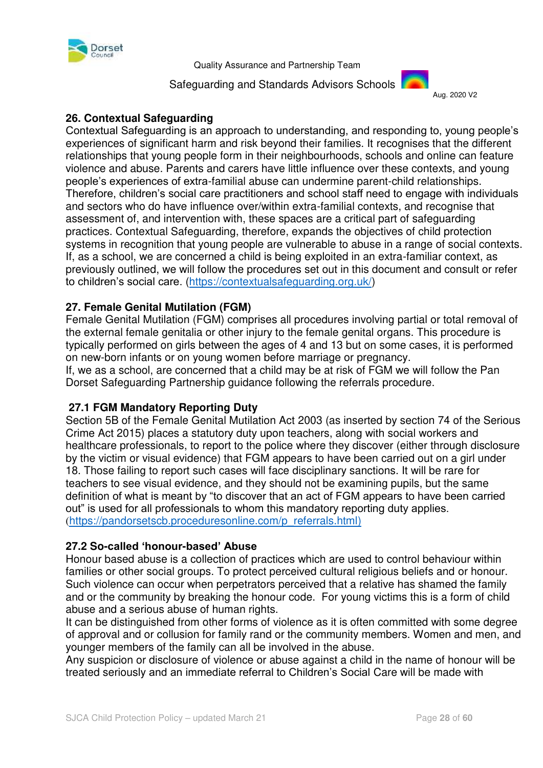## 26. Contextual Safeguarding

Contextual Safeguarding is an approach to understanding, and responding to, young people's experiences of significant harm and risk beyond their families. It recognises that the different relationships that young people form in their neighbourhoods, schools and online can feature violence and abuse. Parents and carers have little influence over these contexts, and young people's experiences of extra-familial abuse can undermine parent-child relationships. Therefore, children's social care practitioners and school staff need to engage with individuals and sectors who do have influence over/within extra-familial contexts, and recognise that assessment of, and intervention with, these spaces are a critical part of safeguarding practices. Contextual Safeguarding, therefore, expands the objectives of child protection systems in recognition that young people are vulnerable to abuse in a range of social contexts. If, as a school, we are concerned a child is being exploited in an extra-familiar context, as previously outlined, we will follow the procedures set out in this document and consult or refer to children's social care. (https://contextualsafeguarding.org.uk/)

## 27. Female Genital Mutilation (FGM)

Female Genital Mutilation (FGM) comprises all procedures involving partial or total removal of the external female genitalia or other injury to the female genital organs. This procedure is typically performed on girls between the ages of 4 and 13 but on some cases, it is performed on new-born infants or on young women before marriage or pregnancy.

If, we as a school, are concerned that a child may be at risk of FGM we will follow the Pan Dorset Safeguarding Partnership guidance following the referrals procedure.

### 27.1 FGM Mandatory Reporting Duty

Section 5B of the Female Genital Mutilation Act 2003 (as inserted by section 74 of the Serious Crime Act 2015) places a statutory duty upon teachers, along with social workers and healthcare professionals, to report to the police where they discover (either through disclosure by the victim or visual evidence) that FGM appears to have been carried out on a girl under 18. Those failing to report such cases will face disciplinary sanctions. It will be rare for teachers to see visual evidence, and they should not be examining pupils, but the same definition of what is meant by "to discover that an act of FGM appears to have been carried out" is used for all professionals to whom this mandatory reporting duty applies. (https://pandorsetscb.proceduresonline.com/p_referrals.html)

### 27.2 So-called 'honour-based' Abuse

Honour based abuse is a collection of practices which are used to control behaviour within families or other social groups. To protect perceived cultural religious beliefs and or honour. Such violence can occur when perpetrators perceived that a relative has shamed the family and or the community by breaking the honour code. For young victims this is a form of child abuse and a serious abuse of human rights.

It can be distinguished from other forms of violence as it is often committed with some degree of approval and or collusion for family rand or the community members. Women and men, and younger members of the family can all be involved in the abuse.

Any suspicion or disclosure of violence or abuse against a child in the name of honour will be treated seriously and an immediate referral to Children's Social Care will be made with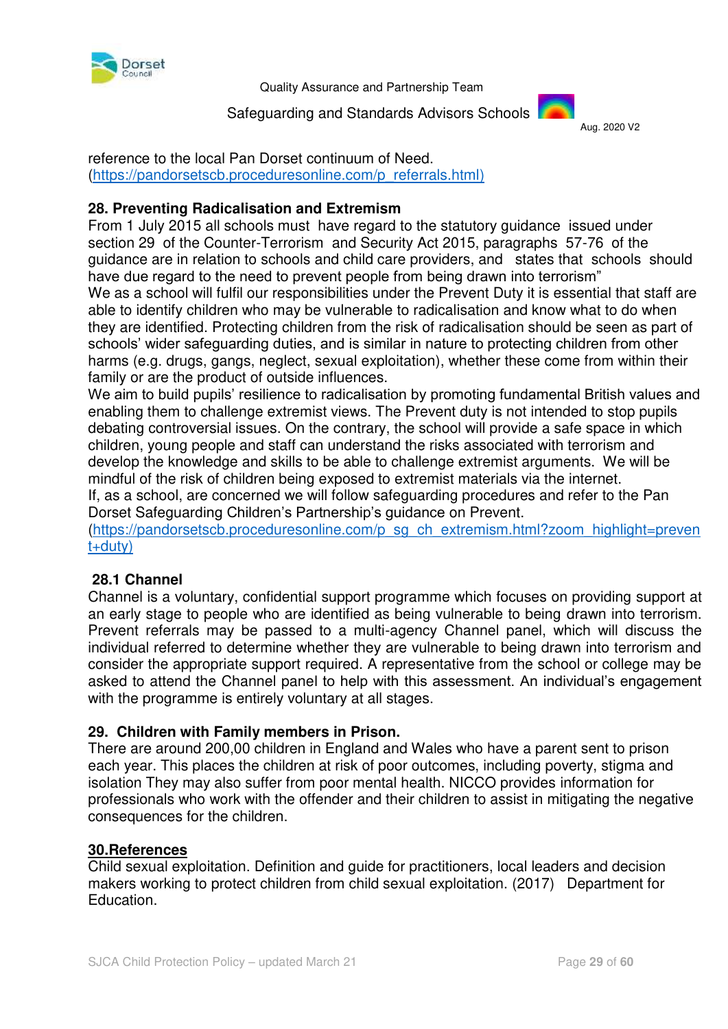reference to the local Pan Dorset continuum of Need. (https://pandorsetscb.proceduresonline.com/p_referrals.html)

## 28. Preventing Radicalisation and Extremism

From 1 July 2015 all schools must have regard to the statutory guidance issued under section 29 of the Counter-Terrorism and Security Act 2015, paragraphs 57-76 of the guidance are in relation to schools and child care providers, and states that schools should have due regard to the need to prevent people from being drawn into terrorism"

We as a school will fulfil our responsibilities under the Prevent Duty it is essential that staff are able to identify children who may be vulnerable to radicalisation and know what to do when they are identified. Protecting children from the risk of radicalisation should be seen as part of schools' wider safeguarding duties, and is similar in nature to protecting children from other harms (e.g. drugs, gangs, neglect, sexual exploitation), whether these come from within their family or are the product of outside influences.

We aim to build pupils' resilience to radicalisation by promoting fundamental British values and enabling them to challenge extremist views. The Prevent duty is not intended to stop pupils debating controversial issues. On the contrary, the school will provide a safe space in which children, young people and staff can understand the risks associated with terrorism and develop the knowledge and skills to be able to challenge extremist arguments. We will be mindful of the risk of children being exposed to extremist materials via the internet.

If, as a school, are concerned we will follow safeguarding procedures and refer to the Pan Dorset Safeguarding Children's Partnership's guidance on Prevent. (https://pandorsetscb.proceduresonline.com/p_sg_ch_extremism.html?zoom_highlight=prevent+duty)

### 28.1 Channel

Channel is a voluntary, confidential support programme which focuses on providing support at an early stage to people who are identified as being vulnerable to being drawn into terrorism. Prevent referrals may be passed to a multi-agency Channel panel, which will discuss the individual referred to determine whether they are vulnerable to being drawn into terrorism and consider the appropriate support required. A representative from the school or college may be asked to attend the Channel panel to help with this assessment. An individual's engagement with the programme is entirely voluntary at all stages.

## 29. Children with Family members in Prison.

There are around 200,00 children in England and Wales who have a parent sent to prison each year. This places the children at risk of poor outcomes, including poverty, stigma and isolation They may also suffer from poor mental health. NICCO provides information for professionals who work with the offender and their children to assist in mitigating the negative consequences for the children.

## 30.References

Child sexual exploitation. Definition and guide for practitioners, local leaders and decision makers working to protect children from child sexual exploitation. (2017) Department for Education.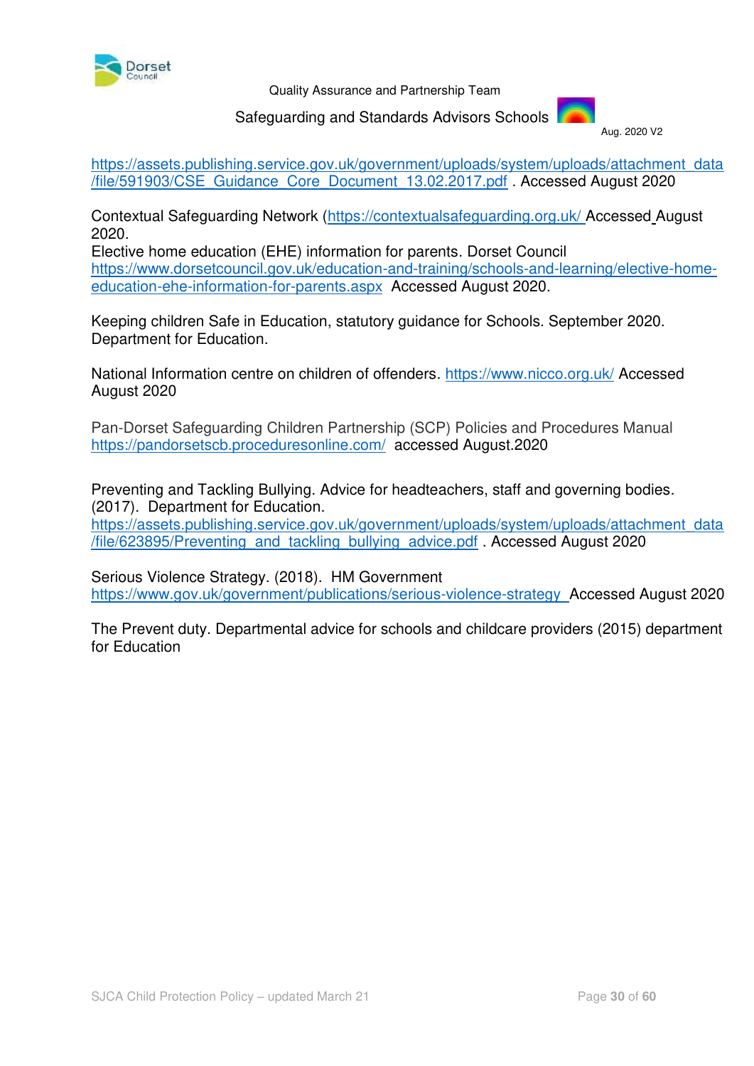https://assets.publishing.service.gov.uk/government/uploads/system/uploads/attachment_data/file/591903/CSE_Guidance_Core_Document_13.02.2017.pdf . Accessed August 2020

Contextual Safeguarding Network (https://contextualsafeguarding.org.uk/ Accessed August 2020.
Elective home education (EHE) information for parents. Dorset Council https://www.dorsetcouncil.gov.uk/education-and-training/schools-and-learning/elective-home-education-ehe-information-for-parents.aspx Accessed August 2020.

Keeping children Safe in Education, statutory guidance for Schools. September 2020. Department for Education.

National Information centre on children of offenders. https://www.nicco.org.uk/ Accessed August 2020

Pan-Dorset Safeguarding Children Partnership (SCP) Policies and Procedures Manual https://pandorsetscb.proceduresonline.com/ accessed August.2020

Preventing and Tackling Bullying. Advice for headteachers, staff and governing bodies. (2017). Department for Education.
https://assets.publishing.service.gov.uk/government/uploads/system/uploads/attachment_data/file/623895/Preventing_and_tackling_bullying_advice.pdf . Accessed August 2020

Serious Violence Strategy. (2018). HM Government
https://www.gov.uk/government/publications/serious-violence-strategy Accessed August 2020

The Prevent duty. Departmental advice for schools and childcare providers (2015) department for Education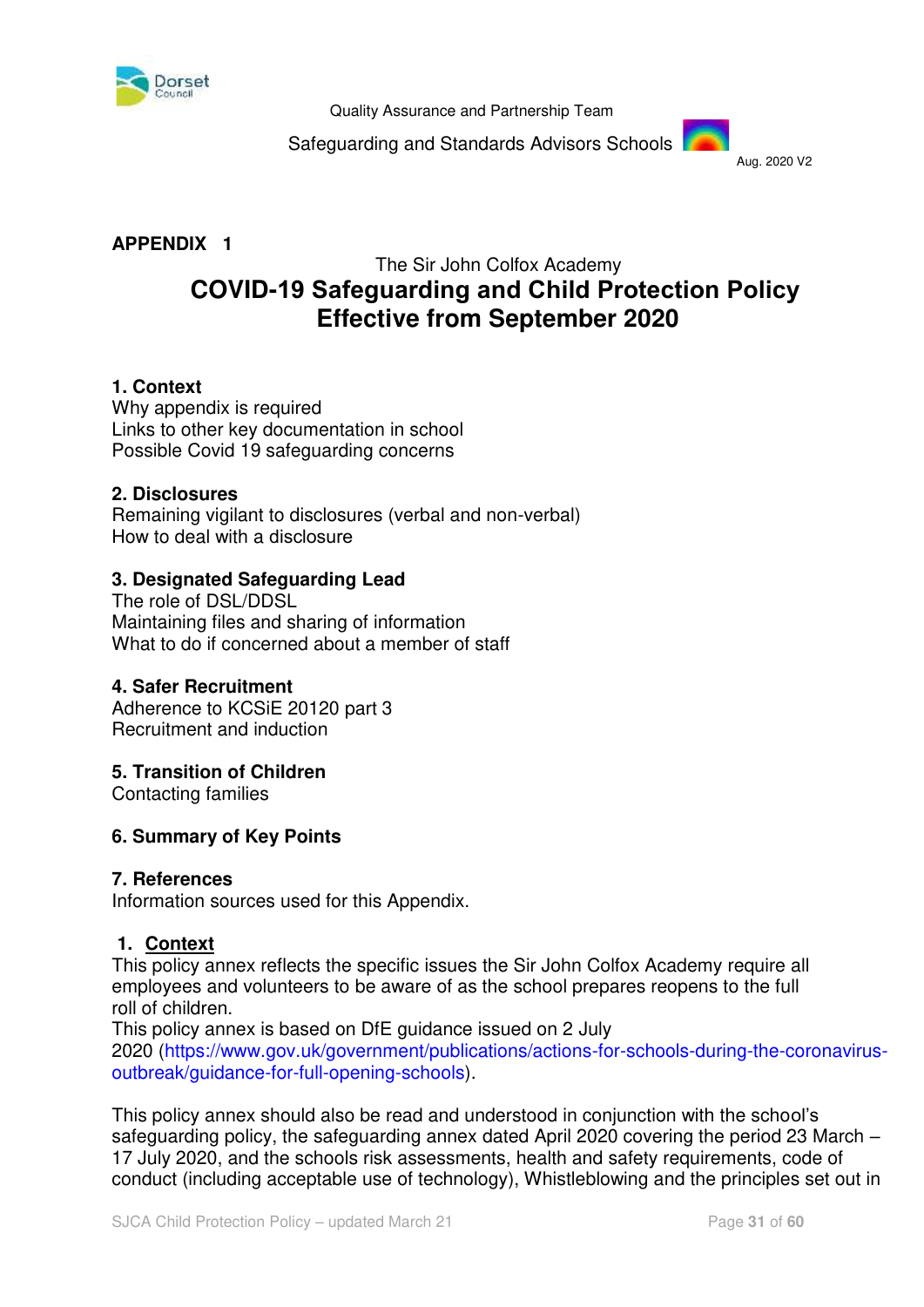Quality Assurance and Partnership Team

Safeguarding and Standards Advisors Schools

Aug. 2020 V2

**APPENDIX 1**

The Sir John Colfox Academy

# COVID-19 Safeguarding and Child Protection Policy Effective from September 2020

**1. Context**
Why appendix is required
Links to other key documentation in school
Possible Covid 19 safeguarding concerns

**2. Disclosures**
Remaining vigilant to disclosures (verbal and non-verbal)
How to deal with a disclosure

**3. Designated Safeguarding Lead**
The role of DSL/DDSL
Maintaining files and sharing of information
What to do if concerned about a member of staff

**4. Safer Recruitment**
Adherence to KCSiE 20120 part 3
Recruitment and induction

**5. Transition of Children**
Contacting families

**6. Summary of Key Points**

**7. References**
Information sources used for this Appendix.

## 1. Context

This policy annex reflects the specific issues the Sir John Colfox Academy require all employees and volunteers to be aware of as the school prepares reopens to the full roll of children.

This policy annex is based on DfE guidance issued on 2 July 2020 (https://www.gov.uk/government/publications/actions-for-schools-during-the-coronavirus-outbreak/guidance-for-full-opening-schools).

This policy annex should also be read and understood in conjunction with the school's safeguarding policy, the safeguarding annex dated April 2020 covering the period 23 March – 17 July 2020, and the schools risk assessments, health and safety requirements, code of conduct (including acceptable use of technology), Whistleblowing and the principles set out in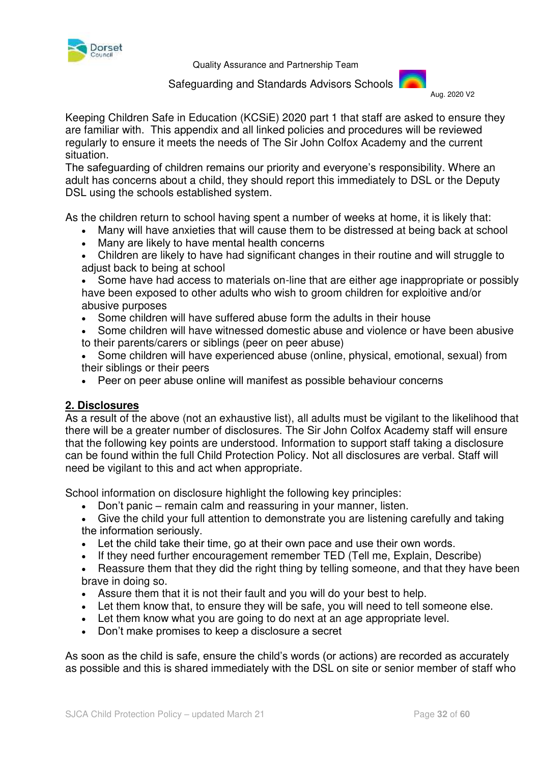Quality Assurance and Partnership Team

Safeguarding and Standards Advisors Schools

Aug. 2020 V2

Keeping Children Safe in Education (KCSiE) 2020 part 1 that staff are asked to ensure they are familiar with. This appendix and all linked policies and procedures will be reviewed regularly to ensure it meets the needs of The Sir John Colfox Academy and the current situation.
The safeguarding of children remains our priority and everyone's responsibility. Where an adult has concerns about a child, they should report this immediately to DSL or the Deputy DSL using the schools established system.

As the children return to school having spent a number of weeks at home, it is likely that:

- Many will have anxieties that will cause them to be distressed at being back at school
- Many are likely to have mental health concerns
- Children are likely to have had significant changes in their routine and will struggle to adjust back to being at school
- Some have had access to materials on-line that are either age inappropriate or possibly have been exposed to other adults who wish to groom children for exploitive and/or abusive purposes
- Some children will have suffered abuse form the adults in their house
- Some children will have witnessed domestic abuse and violence or have been abusive to their parents/carers or siblings (peer on peer abuse)
- Some children will have experienced abuse (online, physical, emotional, sexual) from their siblings or their peers
- Peer on peer abuse online will manifest as possible behaviour concerns

## 2. Disclosures

As a result of the above (not an exhaustive list), all adults must be vigilant to the likelihood that there will be a greater number of disclosures. The Sir John Colfox Academy staff will ensure that the following key points are understood. Information to support staff taking a disclosure can be found within the full Child Protection Policy. Not all disclosures are verbal. Staff will need be vigilant to this and act when appropriate.

School information on disclosure highlight the following key principles:

- Don't panic – remain calm and reassuring in your manner, listen.
- Give the child your full attention to demonstrate you are listening carefully and taking the information seriously.
- Let the child take their time, go at their own pace and use their own words.
- If they need further encouragement remember TED (Tell me, Explain, Describe)
- Reassure them that they did the right thing by telling someone, and that they have been brave in doing so.
- Assure them that it is not their fault and you will do your best to help.
- Let them know that, to ensure they will be safe, you will need to tell someone else.
- Let them know what you are going to do next at an age appropriate level.
- Don't make promises to keep a disclosure a secret

As soon as the child is safe, ensure the child's words (or actions) are recorded as accurately as possible and this is shared immediately with the DSL on site or senior member of staff who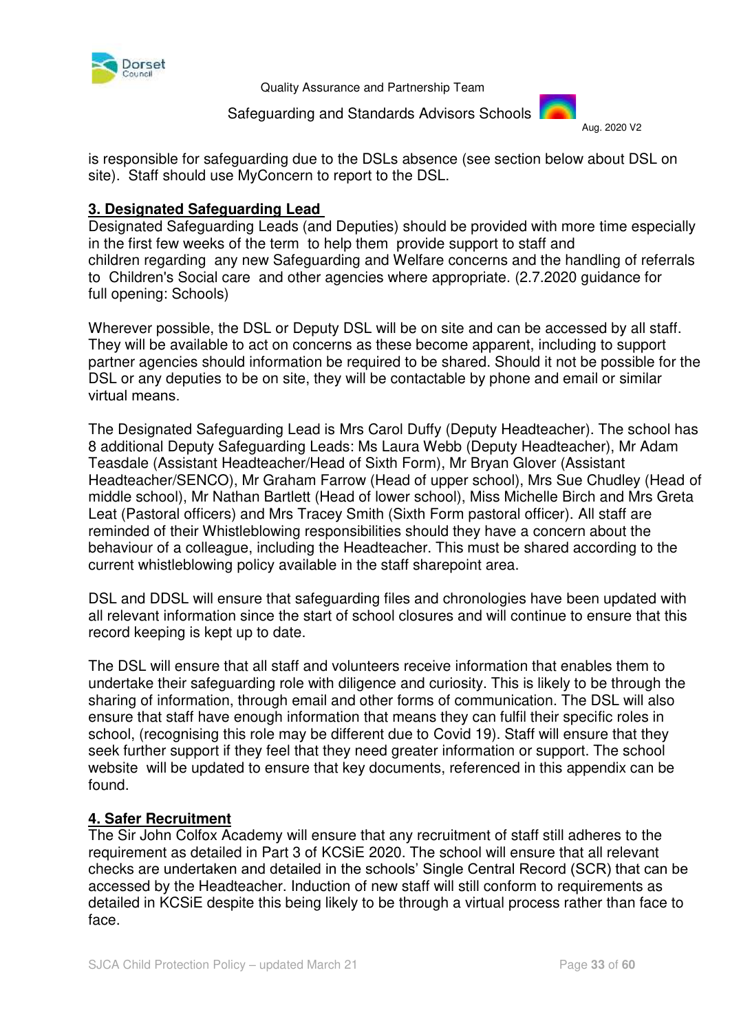is responsible for safeguarding due to the DSLs absence (see section below about DSL on site). Staff should use MyConcern to report to the DSL.

## 3. Designated Safeguarding Lead

Designated Safeguarding Leads (and Deputies) should be provided with more time especially in the first few weeks of the term to help them provide support to staff and children regarding any new Safeguarding and Welfare concerns and the handling of referrals to Children's Social care and other agencies where appropriate. (2.7.2020 guidance for full opening: Schools)

Wherever possible, the DSL or Deputy DSL will be on site and can be accessed by all staff. They will be available to act on concerns as these become apparent, including to support partner agencies should information be required to be shared. Should it not be possible for the DSL or any deputies to be on site, they will be contactable by phone and email or similar virtual means.

The Designated Safeguarding Lead is Mrs Carol Duffy (Deputy Headteacher). The school has 8 additional Deputy Safeguarding Leads: Ms Laura Webb (Deputy Headteacher), Mr Adam Teasdale (Assistant Headteacher/Head of Sixth Form), Mr Bryan Glover (Assistant Headteacher/SENCO), Mr Graham Farrow (Head of upper school), Mrs Sue Chudley (Head of middle school), Mr Nathan Bartlett (Head of lower school), Miss Michelle Birch and Mrs Greta Leat (Pastoral officers) and Mrs Tracey Smith (Sixth Form pastoral officer). All staff are reminded of their Whistleblowing responsibilities should they have a concern about the behaviour of a colleague, including the Headteacher. This must be shared according to the current whistleblowing policy available in the staff sharepoint area.

DSL and DDSL will ensure that safeguarding files and chronologies have been updated with all relevant information since the start of school closures and will continue to ensure that this record keeping is kept up to date.

The DSL will ensure that all staff and volunteers receive information that enables them to undertake their safeguarding role with diligence and curiosity. This is likely to be through the sharing of information, through email and other forms of communication. The DSL will also ensure that staff have enough information that means they can fulfil their specific roles in school, (recognising this role may be different due to Covid 19). Staff will ensure that they seek further support if they feel that they need greater information or support. The school website will be updated to ensure that key documents, referenced in this appendix can be found.

## 4. Safer Recruitment

The Sir John Colfox Academy will ensure that any recruitment of staff still adheres to the requirement as detailed in Part 3 of KCSiE 2020. The school will ensure that all relevant checks are undertaken and detailed in the schools' Single Central Record (SCR) that can be accessed by the Headteacher. Induction of new staff will still conform to requirements as detailed in KCSiE despite this being likely to be through a virtual process rather than face to face.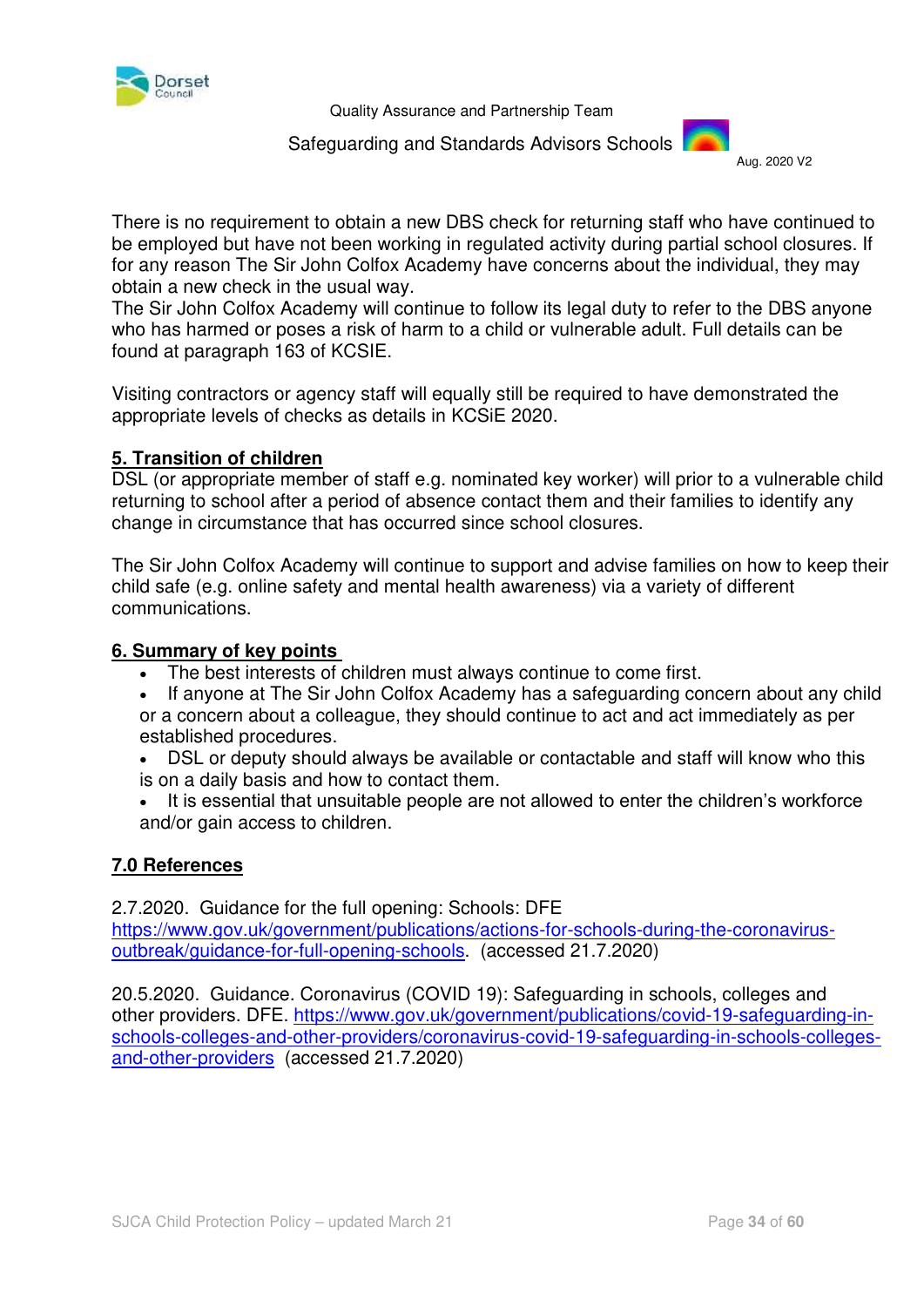There is no requirement to obtain a new DBS check for returning staff who have continued to be employed but have not been working in regulated activity during partial school closures. If for any reason The Sir John Colfox Academy have concerns about the individual, they may obtain a new check in the usual way.
The Sir John Colfox Academy will continue to follow its legal duty to refer to the DBS anyone who has harmed or poses a risk of harm to a child or vulnerable adult. Full details can be found at paragraph 163 of KCSIE.

Visiting contractors or agency staff will equally still be required to have demonstrated the appropriate levels of checks as details in KCSiE 2020.

## 5. Transition of children

DSL (or appropriate member of staff e.g. nominated key worker) will prior to a vulnerable child returning to school after a period of absence contact them and their families to identify any change in circumstance that has occurred since school closures.

The Sir John Colfox Academy will continue to support and advise families on how to keep their child safe (e.g. online safety and mental health awareness) via a variety of different communications.

## 6. Summary of key points

- The best interests of children must always continue to come first.
- If anyone at The Sir John Colfox Academy has a safeguarding concern about any child or a concern about a colleague, they should continue to act and act immediately as per established procedures.
- DSL or deputy should always be available or contactable and staff will know who this is on a daily basis and how to contact them.
- It is essential that unsuitable people are not allowed to enter the children's workforce and/or gain access to children.

## 7.0 References

2.7.2020. Guidance for the full opening: Schools: DFE https://www.gov.uk/government/publications/actions-for-schools-during-the-coronavirus-outbreak/guidance-for-full-opening-schools. (accessed 21.7.2020)

20.5.2020. Guidance. Coronavirus (COVID 19): Safeguarding in schools, colleges and other providers. DFE. https://www.gov.uk/government/publications/covid-19-safeguarding-in-schools-colleges-and-other-providers/coronavirus-covid-19-safeguarding-in-schools-colleges-and-other-providers (accessed 21.7.2020)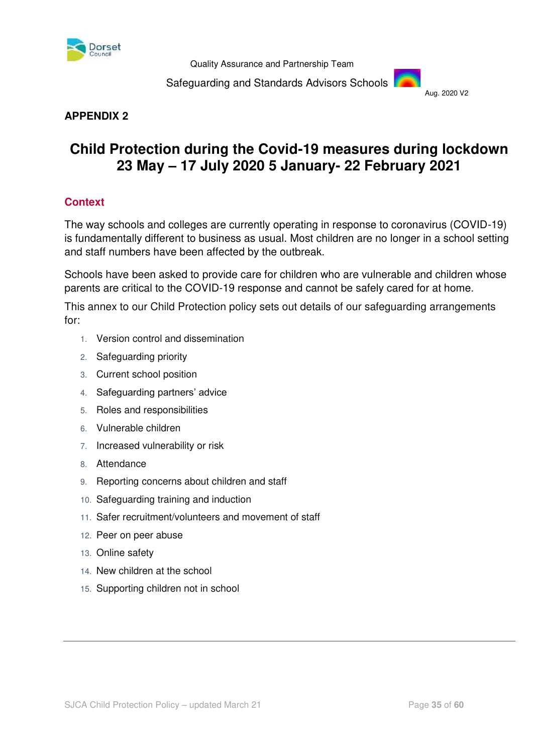Quality Assurance and Partnership Team

Safeguarding and Standards Advisors Schools

Aug. 2020 V2

**APPENDIX 2**

# Child Protection during the Covid-19 measures during lockdown 23 May – 17 July 2020 5 January- 22 February 2021

## Context

The way schools and colleges are currently operating in response to coronavirus (COVID-19) is fundamentally different to business as usual. Most children are no longer in a school setting and staff numbers have been affected by the outbreak.

Schools have been asked to provide care for children who are vulnerable and children whose parents are critical to the COVID-19 response and cannot be safely cared for at home.

This annex to our Child Protection policy sets out details of our safeguarding arrangements for:

1. Version control and dissemination
2. Safeguarding priority
3. Current school position
4. Safeguarding partners' advice
5. Roles and responsibilities
6. Vulnerable children
7. Increased vulnerability or risk
8. Attendance
9. Reporting concerns about children and staff
10. Safeguarding training and induction
11. Safer recruitment/volunteers and movement of staff
12. Peer on peer abuse
13. Online safety
14. New children at the school
15. Supporting children not in school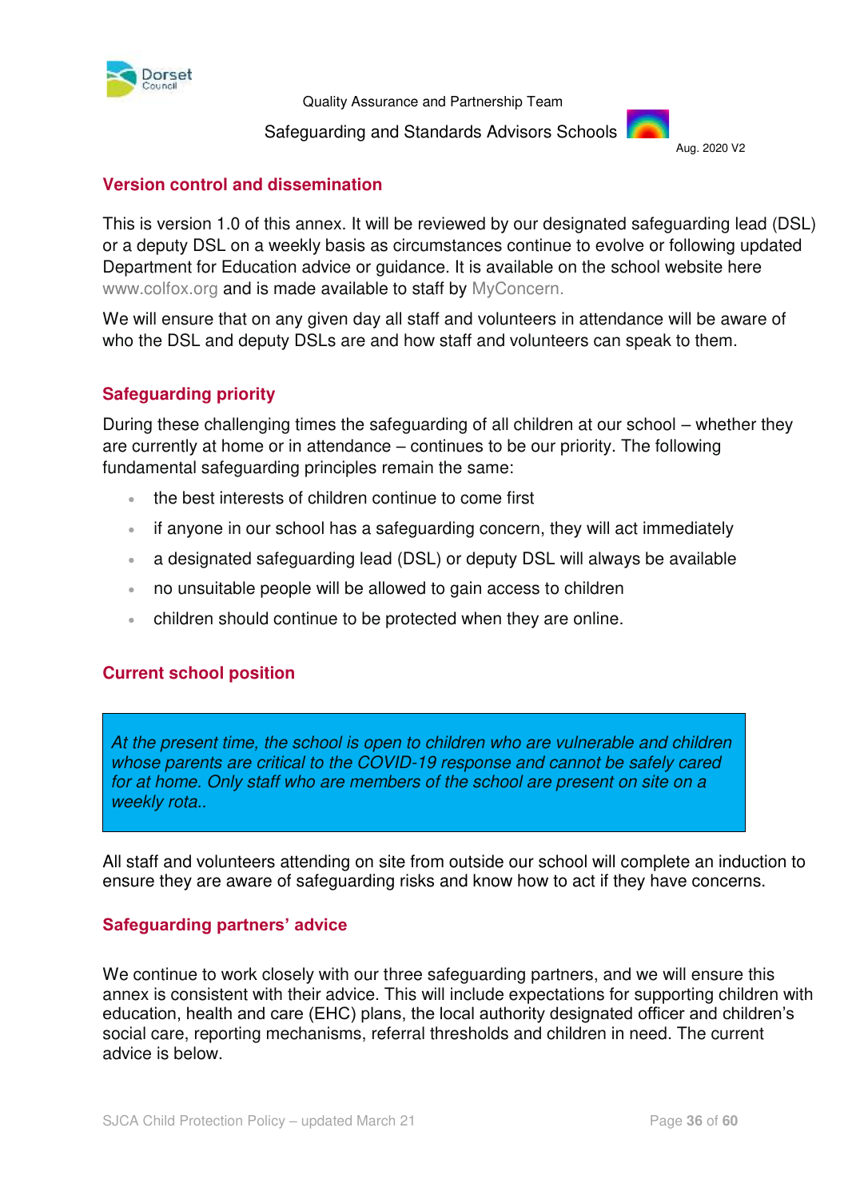Quality Assurance and Partnership Team

Safeguarding and Standards Advisors Schools

Aug. 2020 V2

## Version control and dissemination

This is version 1.0 of this annex. It will be reviewed by our designated safeguarding lead (DSL) or a deputy DSL on a weekly basis as circumstances continue to evolve or following updated Department for Education advice or guidance. It is available on the school website here www.colfox.org and is made available to staff by MyConcern.

We will ensure that on any given day all staff and volunteers in attendance will be aware of who the DSL and deputy DSLs are and how staff and volunteers can speak to them.

## Safeguarding priority

During these challenging times the safeguarding of all children at our school – whether they are currently at home or in attendance – continues to be our priority. The following fundamental safeguarding principles remain the same:

- the best interests of children continue to come first
- if anyone in our school has a safeguarding concern, they will act immediately
- a designated safeguarding lead (DSL) or deputy DSL will always be available
- no unsuitable people will be allowed to gain access to children
- children should continue to be protected when they are online.

## Current school position

*At the present time, the school is open to children who are vulnerable and children whose parents are critical to the COVID-19 response and cannot be safely cared for at home. Only staff who are members of the school are present on site on a weekly rota..*

All staff and volunteers attending on site from outside our school will complete an induction to ensure they are aware of safeguarding risks and know how to act if they have concerns.

## Safeguarding partners' advice

We continue to work closely with our three safeguarding partners, and we will ensure this annex is consistent with their advice. This will include expectations for supporting children with education, health and care (EHC) plans, the local authority designated officer and children's social care, reporting mechanisms, referral thresholds and children in need. The current advice is below.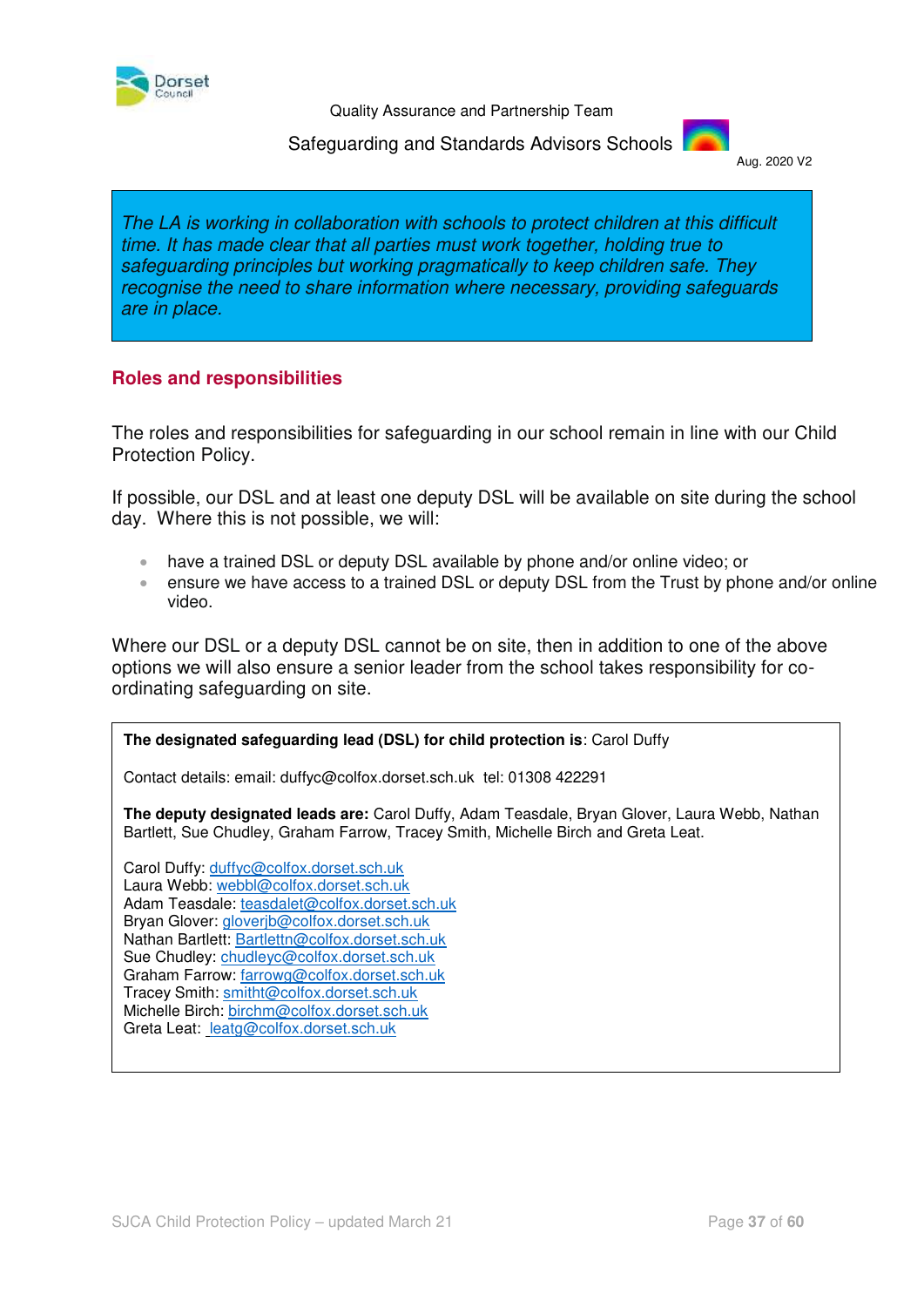Quality Assurance and Partnership Team

Safeguarding and Standards Advisors Schools

Aug. 2020 V2

*The LA is working in collaboration with schools to protect children at this difficult time. It has made clear that all parties must work together, holding true to safeguarding principles but working pragmatically to keep children safe. They recognise the need to share information where necessary, providing safeguards are in place.*

## Roles and responsibilities

The roles and responsibilities for safeguarding in our school remain in line with our Child Protection Policy.

If possible, our DSL and at least one deputy DSL will be available on site during the school day. Where this is not possible, we will:

- have a trained DSL or deputy DSL available by phone and/or online video; or
- ensure we have access to a trained DSL or deputy DSL from the Trust by phone and/or online video.

Where our DSL or a deputy DSL cannot be on site, then in addition to one of the above options we will also ensure a senior leader from the school takes responsibility for co-ordinating safeguarding on site.

**The designated safeguarding lead (DSL) for child protection is**: Carol Duffy

Contact details: email: duffyc@colfox.dorset.sch.uk tel: 01308 422291

**The deputy designated leads are:** Carol Duffy, Adam Teasdale, Bryan Glover, Laura Webb, Nathan Bartlett, Sue Chudley, Graham Farrow, Tracey Smith, Michelle Birch and Greta Leat.

Carol Duffy: duffyc@colfox.dorset.sch.uk
Laura Webb: webbl@colfox.dorset.sch.uk
Adam Teasdale: teasdalet@colfox.dorset.sch.uk
Bryan Glover: gloverjb@colfox.dorset.sch.uk
Nathan Bartlett: Bartlettn@colfox.dorset.sch.uk
Sue Chudley: chudleyc@colfox.dorset.sch.uk
Graham Farrow: farrowg@colfox.dorset.sch.uk
Tracey Smith: smitht@colfox.dorset.sch.uk
Michelle Birch: birchm@colfox.dorset.sch.uk
Greta Leat: leatg@colfox.dorset.sch.uk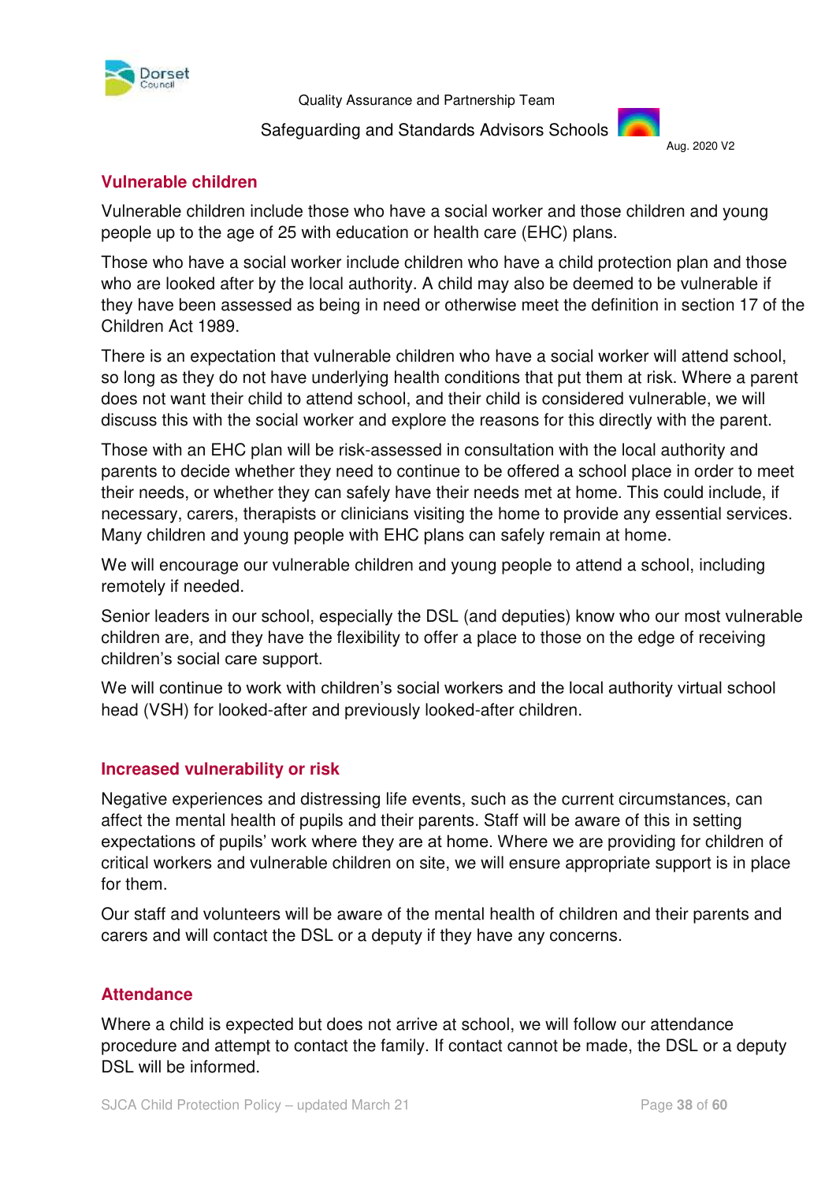## Vulnerable children

Vulnerable children include those who have a social worker and those children and young people up to the age of 25 with education or health care (EHC) plans.

Those who have a social worker include children who have a child protection plan and those who are looked after by the local authority. A child may also be deemed to be vulnerable if they have been assessed as being in need or otherwise meet the definition in section 17 of the Children Act 1989.

There is an expectation that vulnerable children who have a social worker will attend school, so long as they do not have underlying health conditions that put them at risk. Where a parent does not want their child to attend school, and their child is considered vulnerable, we will discuss this with the social worker and explore the reasons for this directly with the parent.

Those with an EHC plan will be risk-assessed in consultation with the local authority and parents to decide whether they need to continue to be offered a school place in order to meet their needs, or whether they can safely have their needs met at home. This could include, if necessary, carers, therapists or clinicians visiting the home to provide any essential services. Many children and young people with EHC plans can safely remain at home.

We will encourage our vulnerable children and young people to attend a school, including remotely if needed.

Senior leaders in our school, especially the DSL (and deputies) know who our most vulnerable children are, and they have the flexibility to offer a place to those on the edge of receiving children's social care support.

We will continue to work with children's social workers and the local authority virtual school head (VSH) for looked-after and previously looked-after children.

## Increased vulnerability or risk

Negative experiences and distressing life events, such as the current circumstances, can affect the mental health of pupils and their parents. Staff will be aware of this in setting expectations of pupils' work where they are at home. Where we are providing for children of critical workers and vulnerable children on site, we will ensure appropriate support is in place for them.

Our staff and volunteers will be aware of the mental health of children and their parents and carers and will contact the DSL or a deputy if they have any concerns.

## Attendance

Where a child is expected but does not arrive at school, we will follow our attendance procedure and attempt to contact the family. If contact cannot be made, the DSL or a deputy DSL will be informed.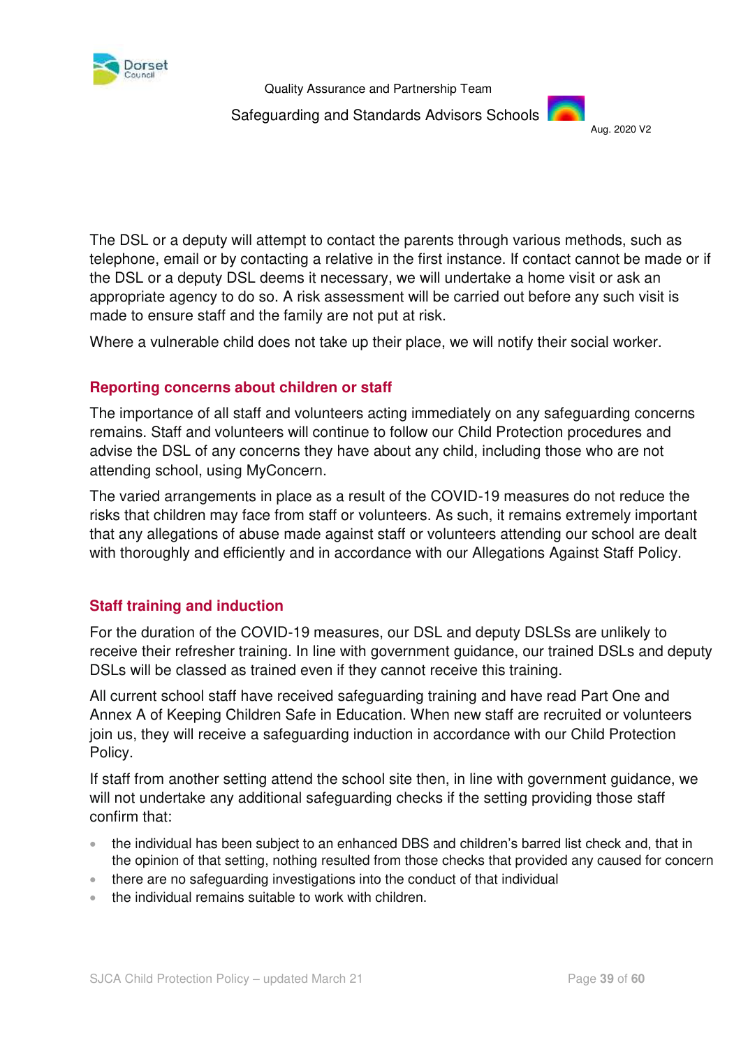The DSL or a deputy will attempt to contact the parents through various methods, such as telephone, email or by contacting a relative in the first instance. If contact cannot be made or if the DSL or a deputy DSL deems it necessary, we will undertake a home visit or ask an appropriate agency to do so. A risk assessment will be carried out before any such visit is made to ensure staff and the family are not put at risk.

Where a vulnerable child does not take up their place, we will notify their social worker.

## Reporting concerns about children or staff

The importance of all staff and volunteers acting immediately on any safeguarding concerns remains. Staff and volunteers will continue to follow our Child Protection procedures and advise the DSL of any concerns they have about any child, including those who are not attending school, using MyConcern.

The varied arrangements in place as a result of the COVID-19 measures do not reduce the risks that children may face from staff or volunteers. As such, it remains extremely important that any allegations of abuse made against staff or volunteers attending our school are dealt with thoroughly and efficiently and in accordance with our Allegations Against Staff Policy.

## Staff training and induction

For the duration of the COVID-19 measures, our DSL and deputy DSLSs are unlikely to receive their refresher training. In line with government guidance, our trained DSLs and deputy DSLs will be classed as trained even if they cannot receive this training.

All current school staff have received safeguarding training and have read Part One and Annex A of Keeping Children Safe in Education. When new staff are recruited or volunteers join us, they will receive a safeguarding induction in accordance with our Child Protection Policy.

If staff from another setting attend the school site then, in line with government guidance, we will not undertake any additional safeguarding checks if the setting providing those staff confirm that:

- the individual has been subject to an enhanced DBS and children's barred list check and, that in the opinion of that setting, nothing resulted from those checks that provided any caused for concern
- there are no safeguarding investigations into the conduct of that individual
- the individual remains suitable to work with children.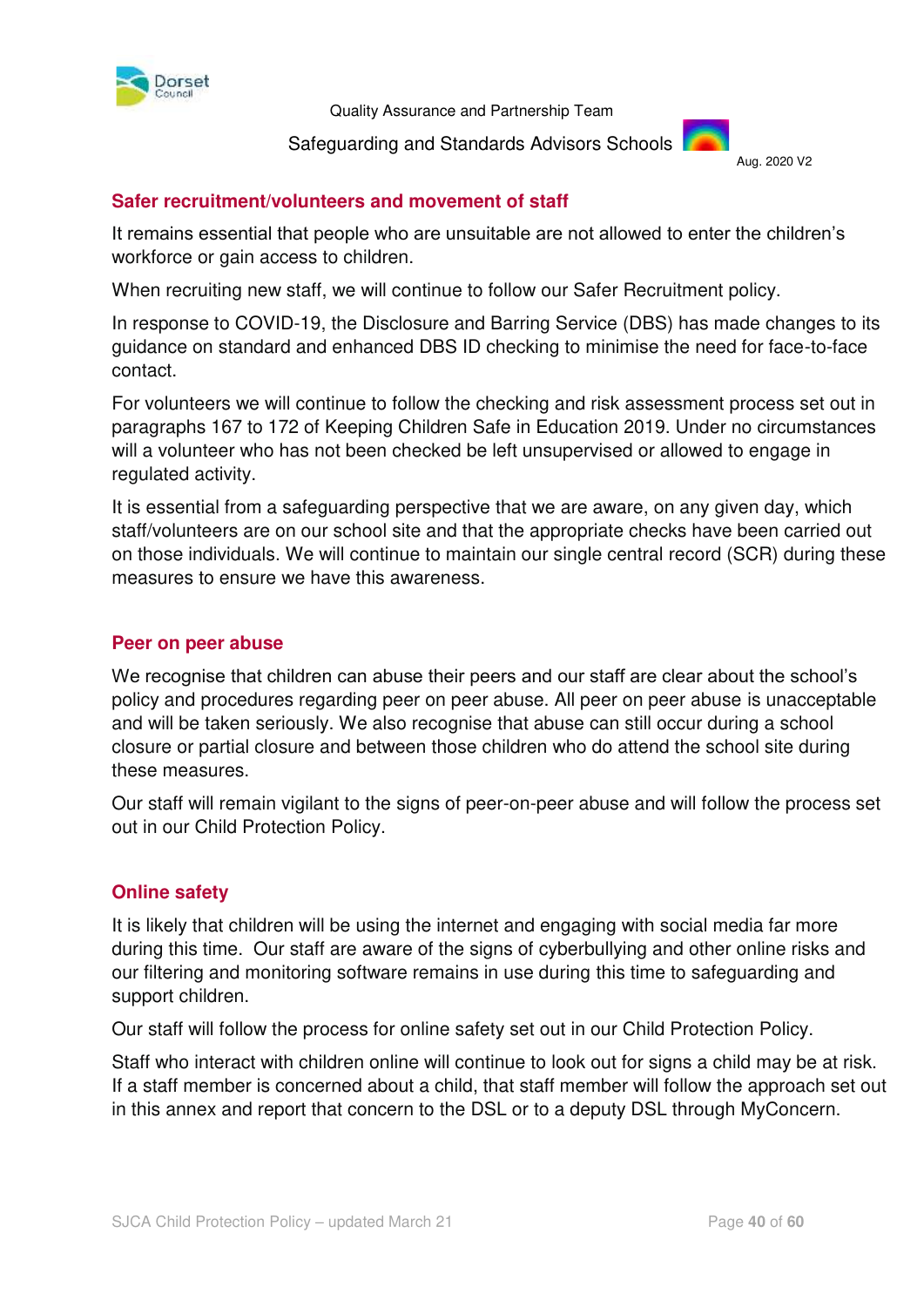## Safer recruitment/volunteers and movement of staff

It remains essential that people who are unsuitable are not allowed to enter the children's workforce or gain access to children.

When recruiting new staff, we will continue to follow our Safer Recruitment policy.

In response to COVID-19, the Disclosure and Barring Service (DBS) has made changes to its guidance on standard and enhanced DBS ID checking to minimise the need for face-to-face contact.

For volunteers we will continue to follow the checking and risk assessment process set out in paragraphs 167 to 172 of Keeping Children Safe in Education 2019. Under no circumstances will a volunteer who has not been checked be left unsupervised or allowed to engage in regulated activity.

It is essential from a safeguarding perspective that we are aware, on any given day, which staff/volunteers are on our school site and that the appropriate checks have been carried out on those individuals. We will continue to maintain our single central record (SCR) during these measures to ensure we have this awareness.

## Peer on peer abuse

We recognise that children can abuse their peers and our staff are clear about the school's policy and procedures regarding peer on peer abuse. All peer on peer abuse is unacceptable and will be taken seriously. We also recognise that abuse can still occur during a school closure or partial closure and between those children who do attend the school site during these measures.

Our staff will remain vigilant to the signs of peer-on-peer abuse and will follow the process set out in our Child Protection Policy.

## Online safety

It is likely that children will be using the internet and engaging with social media far more during this time. Our staff are aware of the signs of cyberbullying and other online risks and our filtering and monitoring software remains in use during this time to safeguarding and support children.

Our staff will follow the process for online safety set out in our Child Protection Policy.

Staff who interact with children online will continue to look out for signs a child may be at risk. If a staff member is concerned about a child, that staff member will follow the approach set out in this annex and report that concern to the DSL or to a deputy DSL through MyConcern.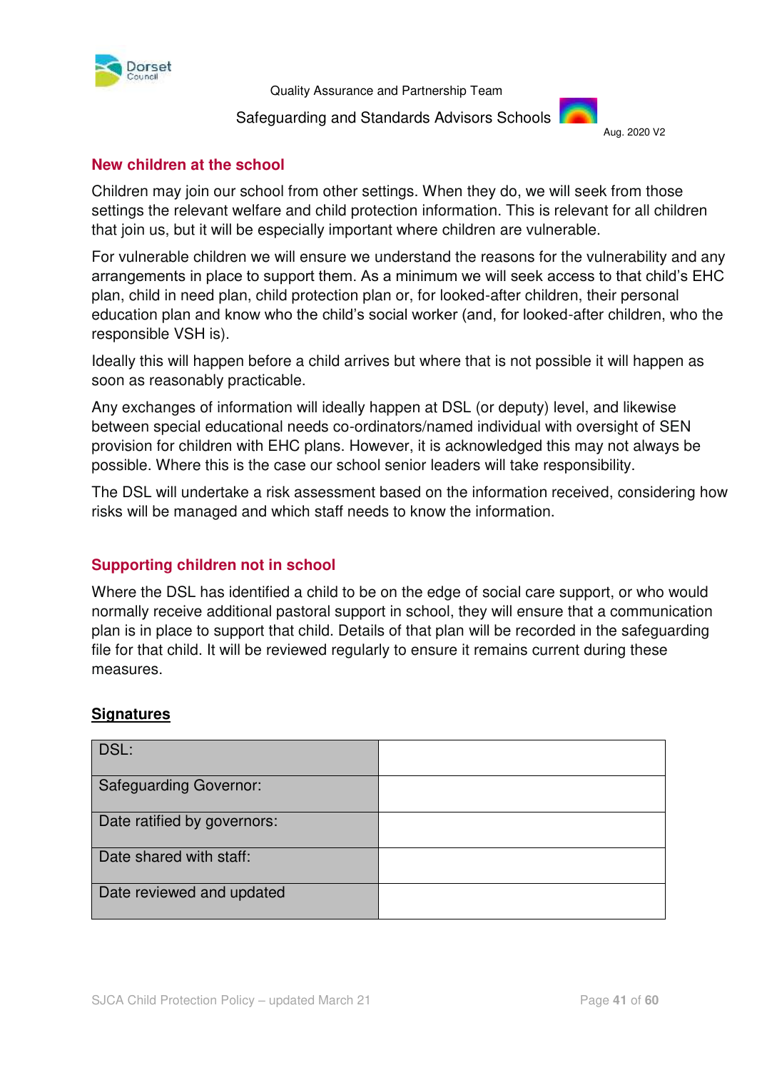## New children at the school

Children may join our school from other settings. When they do, we will seek from those settings the relevant welfare and child protection information. This is relevant for all children that join us, but it will be especially important where children are vulnerable.

For vulnerable children we will ensure we understand the reasons for the vulnerability and any arrangements in place to support them. As a minimum we will seek access to that child's EHC plan, child in need plan, child protection plan or, for looked-after children, their personal education plan and know who the child's social worker (and, for looked-after children, who the responsible VSH is).

Ideally this will happen before a child arrives but where that is not possible it will happen as soon as reasonably practicable.

Any exchanges of information will ideally happen at DSL (or deputy) level, and likewise between special educational needs co-ordinators/named individual with oversight of SEN provision for children with EHC plans. However, it is acknowledged this may not always be possible. Where this is the case our school senior leaders will take responsibility.

The DSL will undertake a risk assessment based on the information received, considering how risks will be managed and which staff needs to know the information.

## Supporting children not in school

Where the DSL has identified a child to be on the edge of social care support, or who would normally receive additional pastoral support in school, they will ensure that a communication plan is in place to support that child. Details of that plan will be recorded in the safeguarding file for that child. It will be reviewed regularly to ensure it remains current during these measures.

**Signatures**

| | |
|---|---|
| DSL: | |
| Safeguarding Governor: | |
| Date ratified by governors: | |
| Date shared with staff: | |
| Date reviewed and updated | |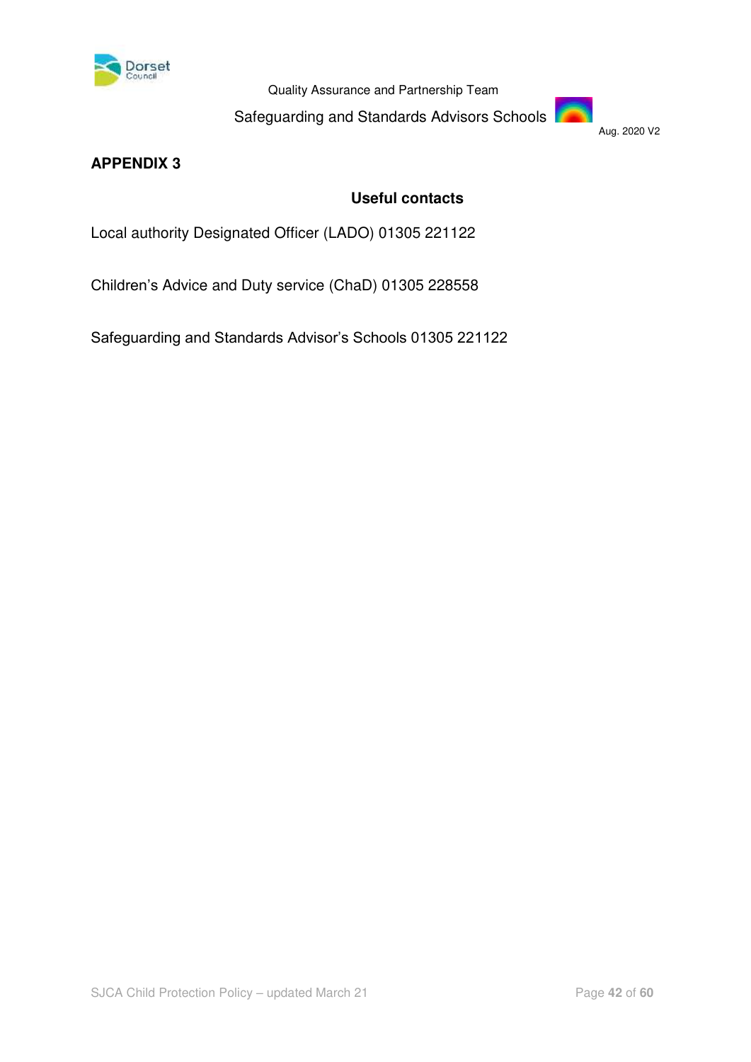Quality Assurance and Partnership Team

Safeguarding and Standards Advisors Schools

Aug. 2020 V2

## APPENDIX 3

### Useful contacts

Local authority Designated Officer (LADO) 01305 221122

Children's Advice and Duty service (ChaD) 01305 228558

Safeguarding and Standards Advisor's Schools 01305 221122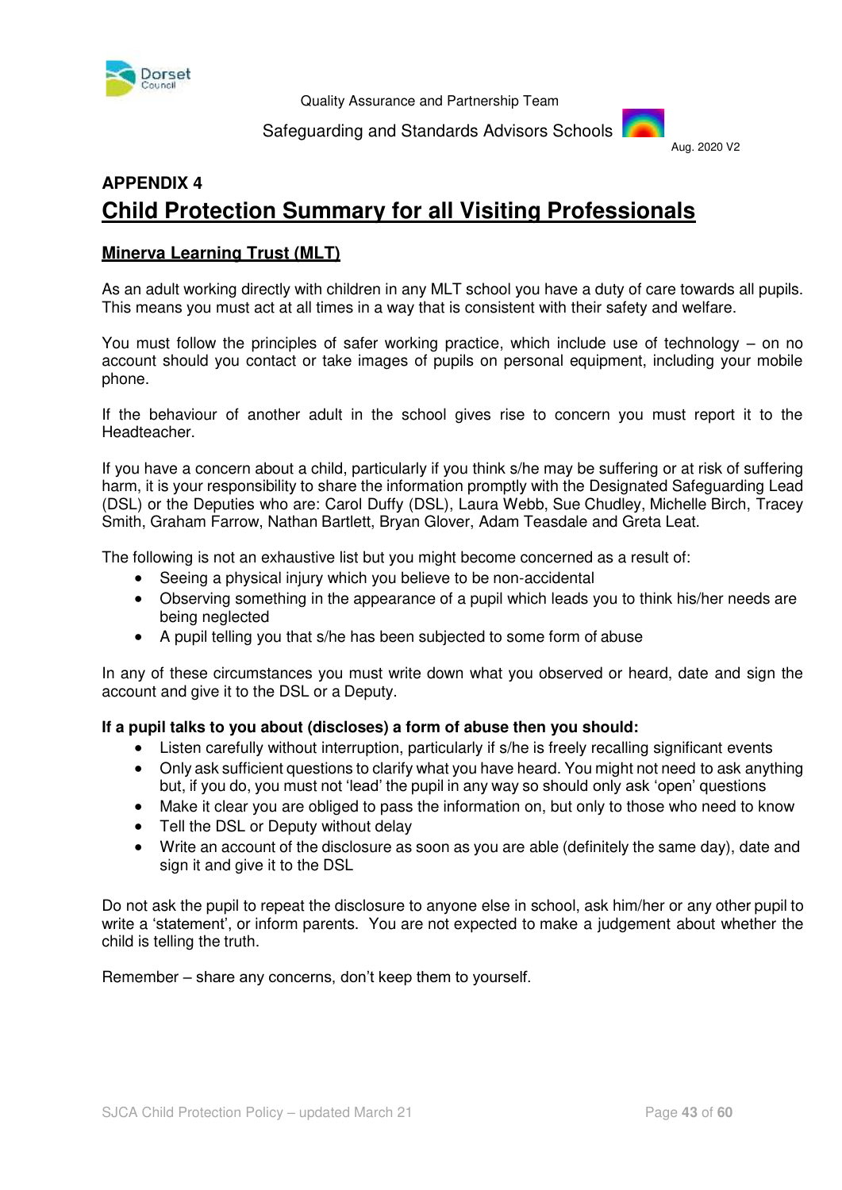## APPENDIX 4

# Child Protection Summary for all Visiting Professionals

## Minerva Learning Trust (MLT)

As an adult working directly with children in any MLT school you have a duty of care towards all pupils. This means you must act at all times in a way that is consistent with their safety and welfare.

You must follow the principles of safer working practice, which include use of technology – on no account should you contact or take images of pupils on personal equipment, including your mobile phone.

If the behaviour of another adult in the school gives rise to concern you must report it to the Headteacher.

If you have a concern about a child, particularly if you think s/he may be suffering or at risk of suffering harm, it is your responsibility to share the information promptly with the Designated Safeguarding Lead (DSL) or the Deputies who are: Carol Duffy (DSL), Laura Webb, Sue Chudley, Michelle Birch, Tracey Smith, Graham Farrow, Nathan Bartlett, Bryan Glover, Adam Teasdale and Greta Leat.

The following is not an exhaustive list but you might become concerned as a result of:

- Seeing a physical injury which you believe to be non-accidental
- Observing something in the appearance of a pupil which leads you to think his/her needs are being neglected
- A pupil telling you that s/he has been subjected to some form of abuse

In any of these circumstances you must write down what you observed or heard, date and sign the account and give it to the DSL or a Deputy.

**If a pupil talks to you about (discloses) a form of abuse then you should:**

- Listen carefully without interruption, particularly if s/he is freely recalling significant events
- Only ask sufficient questions to clarify what you have heard. You might not need to ask anything but, if you do, you must not 'lead' the pupil in any way so should only ask 'open' questions
- Make it clear you are obliged to pass the information on, but only to those who need to know
- Tell the DSL or Deputy without delay
- Write an account of the disclosure as soon as you are able (definitely the same day), date and sign it and give it to the DSL

Do not ask the pupil to repeat the disclosure to anyone else in school, ask him/her or any other pupil to write a 'statement', or inform parents. You are not expected to make a judgement about whether the child is telling the truth.

Remember – share any concerns, don't keep them to yourself.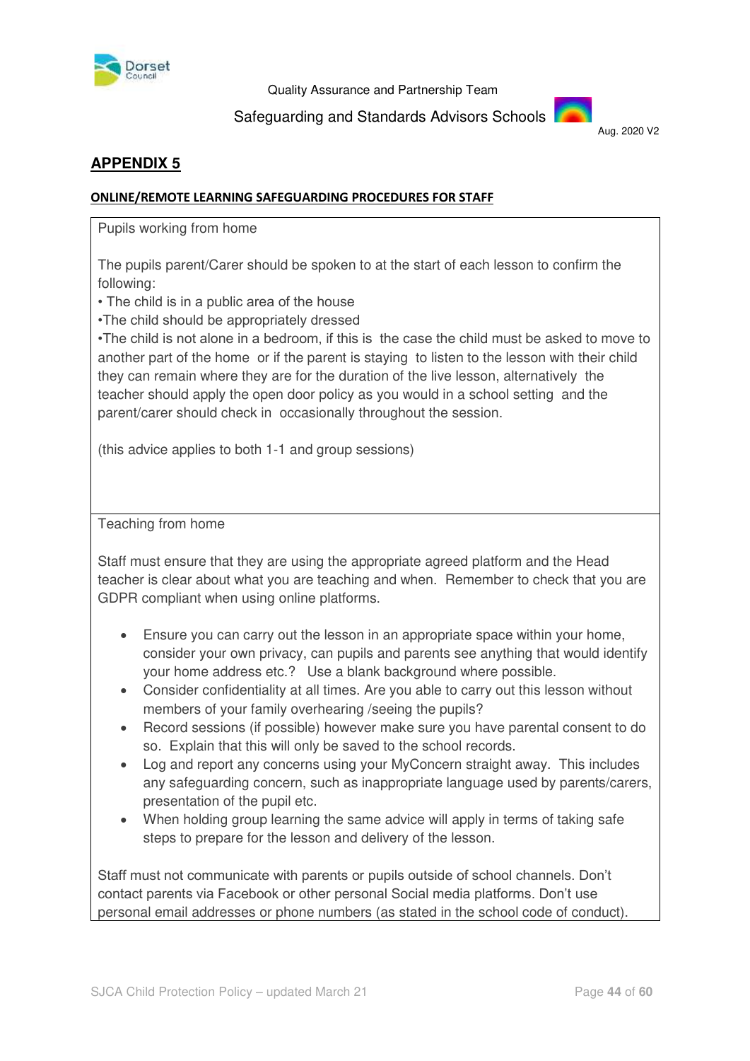Quality Assurance and Partnership Team

Safeguarding and Standards Advisors Schools

Aug. 2020 V2

## APPENDIX 5

### ONLINE/REMOTE LEARNING SAFEGUARDING PROCEDURES FOR STAFF

Pupils working from home

The pupils parent/Carer should be spoken to at the start of each lesson to confirm the following:

- The child is in a public area of the house
- The child should be appropriately dressed
- The child is not alone in a bedroom, if this is the case the child must be asked to move to another part of the home or if the parent is staying to listen to the lesson with their child they can remain where they are for the duration of the live lesson, alternatively the teacher should apply the open door policy as you would in a school setting and the parent/carer should check in occasionally throughout the session.

(this advice applies to both 1-1 and group sessions)

Teaching from home

Staff must ensure that they are using the appropriate agreed platform and the Head teacher is clear about what you are teaching and when. Remember to check that you are GDPR compliant when using online platforms.

- Ensure you can carry out the lesson in an appropriate space within your home, consider your own privacy, can pupils and parents see anything that would identify your home address etc.? Use a blank background where possible.
- Consider confidentiality at all times. Are you able to carry out this lesson without members of your family overhearing /seeing the pupils?
- Record sessions (if possible) however make sure you have parental consent to do so. Explain that this will only be saved to the school records.
- Log and report any concerns using your MyConcern straight away. This includes any safeguarding concern, such as inappropriate language used by parents/carers, presentation of the pupil etc.
- When holding group learning the same advice will apply in terms of taking safe steps to prepare for the lesson and delivery of the lesson.

Staff must not communicate with parents or pupils outside of school channels. Don't contact parents via Facebook or other personal Social media platforms. Don't use personal email addresses or phone numbers (as stated in the school code of conduct).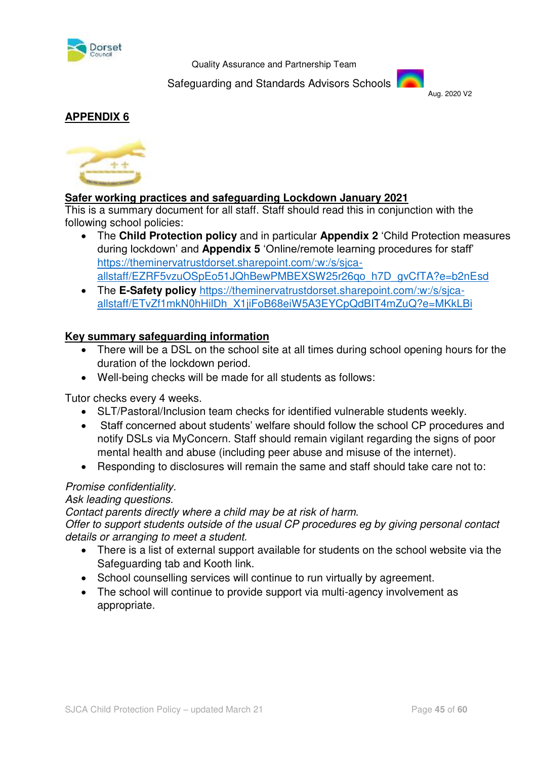Quality Assurance and Partnership Team

Safeguarding and Standards Advisors Schools

Aug. 2020 V2

## APPENDIX 6

## Safer working practices and safeguarding Lockdown January 2021

This is a summary document for all staff. Staff should read this in conjunction with the following school policies:

- The **Child Protection policy** and in particular **Appendix 2** 'Child Protection measures during lockdown' and **Appendix 5** 'Online/remote learning procedures for staff' https://theminervatrustdorset.sharepoint.com/:w:/s/sjca-allstaff/EZRF5vzuOSpEo51JQhBewPMBEXSW25r26qo_h7D_gvCfTA?e=b2nEsd
- The **E-Safety policy** https://theminervatrustdorset.sharepoint.com/:w:/s/sjca-allstaff/ETvZf1mkN0hHilDh_X1jiFoB68eiW5A3EYCpQdBIT4mZuQ?e=MKkLBi

## Key summary safeguarding information

- There will be a DSL on the school site at all times during school opening hours for the duration of the lockdown period.
- Well-being checks will be made for all students as follows:

Tutor checks every 4 weeks.

- SLT/Pastoral/Inclusion team checks for identified vulnerable students weekly.
- Staff concerned about students' welfare should follow the school CP procedures and notify DSLs via MyConcern. Staff should remain vigilant regarding the signs of poor mental health and abuse (including peer abuse and misuse of the internet).
- Responding to disclosures will remain the same and staff should take care not to:

*Promise confidentiality.*
*Ask leading questions.*
*Contact parents directly where a child may be at risk of harm.*
*Offer to support students outside of the usual CP procedures eg by giving personal contact details or arranging to meet a student.*

- There is a list of external support available for students on the school website via the Safeguarding tab and Kooth link.
- School counselling services will continue to run virtually by agreement.
- The school will continue to provide support via multi-agency involvement as appropriate.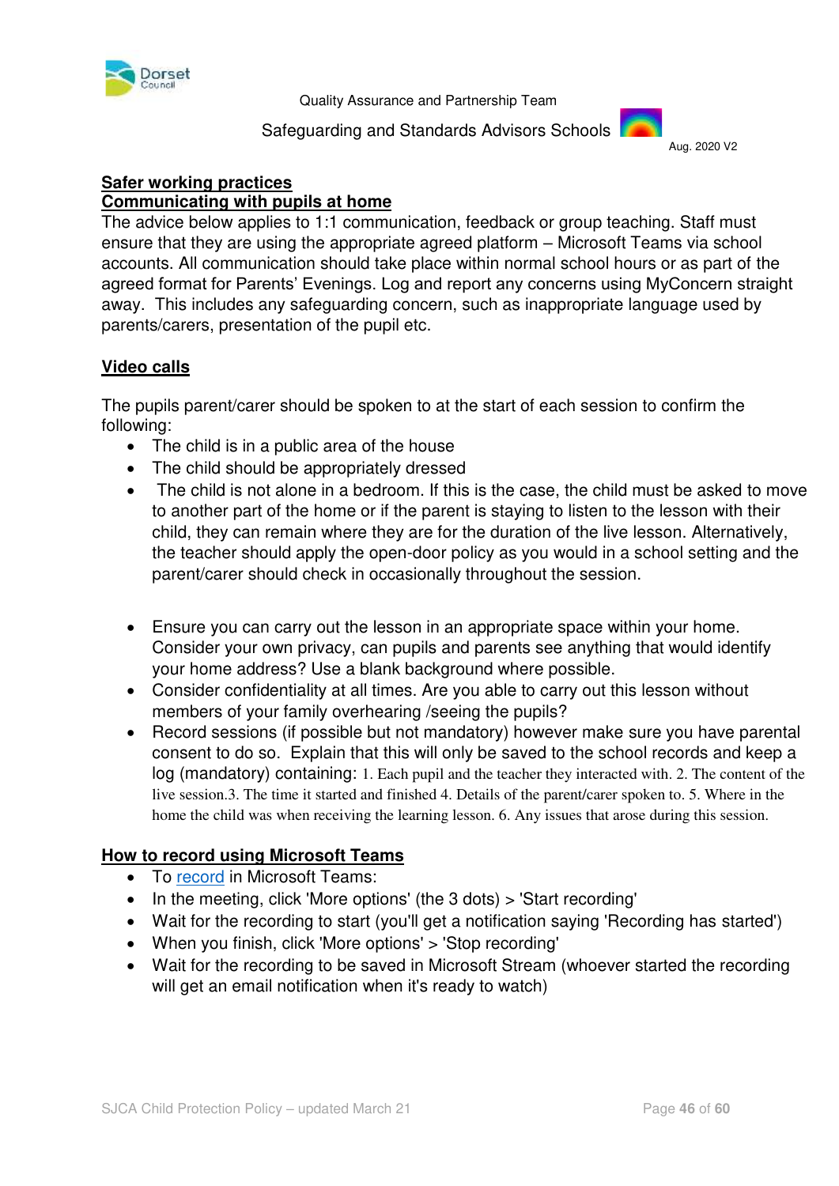Quality Assurance and Partnership Team

Safeguarding and Standards Advisors Schools

Aug. 2020 V2

**Safer working practices**

**Communicating with pupils at home**

The advice below applies to 1:1 communication, feedback or group teaching. Staff must ensure that they are using the appropriate agreed platform – Microsoft Teams via school accounts. All communication should take place within normal school hours or as part of the agreed format for Parents' Evenings. Log and report any concerns using MyConcern straight away. This includes any safeguarding concern, such as inappropriate language used by parents/carers, presentation of the pupil etc.

**Video calls**

The pupils parent/carer should be spoken to at the start of each session to confirm the following:

- The child is in a public area of the house
- The child should be appropriately dressed
- The child is not alone in a bedroom. If this is the case, the child must be asked to move to another part of the home or if the parent is staying to listen to the lesson with their child, they can remain where they are for the duration of the live lesson. Alternatively, the teacher should apply the open-door policy as you would in a school setting and the parent/carer should check in occasionally throughout the session.

- Ensure you can carry out the lesson in an appropriate space within your home. Consider your own privacy, can pupils and parents see anything that would identify your home address? Use a blank background where possible.
- Consider confidentiality at all times. Are you able to carry out this lesson without members of your family overhearing /seeing the pupils?
- Record sessions (if possible but not mandatory) however make sure you have parental consent to do so. Explain that this will only be saved to the school records and keep a log (mandatory) containing: 1. Each pupil and the teacher they interacted with. 2. The content of the live session.3. The time it started and finished 4. Details of the parent/carer spoken to. 5. Where in the home the child was when receiving the learning lesson. 6. Any issues that arose during this session.

**How to record using Microsoft Teams**

- To record in Microsoft Teams:
- In the meeting, click 'More options' (the 3 dots) > 'Start recording'
- Wait for the recording to start (you'll get a notification saying 'Recording has started')
- When you finish, click 'More options' > 'Stop recording'
- Wait for the recording to be saved in Microsoft Stream (whoever started the recording will get an email notification when it's ready to watch)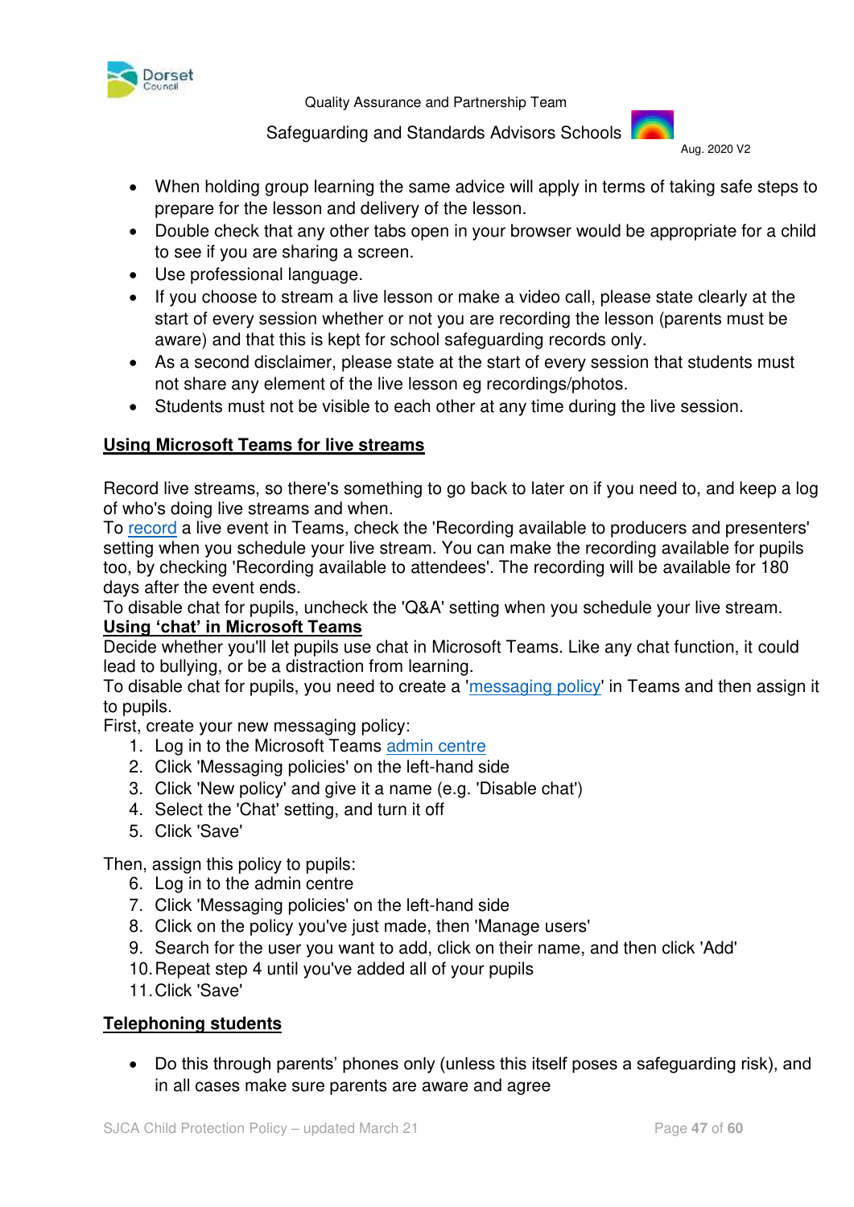- When holding group learning the same advice will apply in terms of taking safe steps to prepare for the lesson and delivery of the lesson.
- Double check that any other tabs open in your browser would be appropriate for a child to see if you are sharing a screen.
- Use professional language.
- If you choose to stream a live lesson or make a video call, please state clearly at the start of every session whether or not you are recording the lesson (parents must be aware) and that this is kept for school safeguarding records only.
- As a second disclaimer, please state at the start of every session that students must not share any element of the live lesson eg recordings/photos.
- Students must not be visible to each other at any time during the live session.

## Using Microsoft Teams for live streams

Record live streams, so there's something to go back to later on if you need to, and keep a log of who's doing live streams and when.

To record a live event in Teams, check the 'Recording available to producers and presenters' setting when you schedule your live stream. You can make the recording available for pupils too, by checking 'Recording available to attendees'. The recording will be available for 180 days after the event ends.

To disable chat for pupils, uncheck the 'Q&A' setting when you schedule your live stream.

## Using 'chat' in Microsoft Teams

Decide whether you'll let pupils use chat in Microsoft Teams. Like any chat function, it could lead to bullying, or be a distraction from learning.

To disable chat for pupils, you need to create a 'messaging policy' in Teams and then assign it to pupils.

First, create your new messaging policy:

1. Log in to the Microsoft Teams admin centre
2. Click 'Messaging policies' on the left-hand side
3. Click 'New policy' and give it a name (e.g. 'Disable chat')
4. Select the 'Chat' setting, and turn it off
5. Click 'Save'

Then, assign this policy to pupils:

6. Log in to the admin centre
7. Click 'Messaging policies' on the left-hand side
8. Click on the policy you've just made, then 'Manage users'
9. Search for the user you want to add, click on their name, and then click 'Add'
10. Repeat step 4 until you've added all of your pupils
11. Click 'Save'

## Telephoning students

- Do this through parents' phones only (unless this itself poses a safeguarding risk), and in all cases make sure parents are aware and agree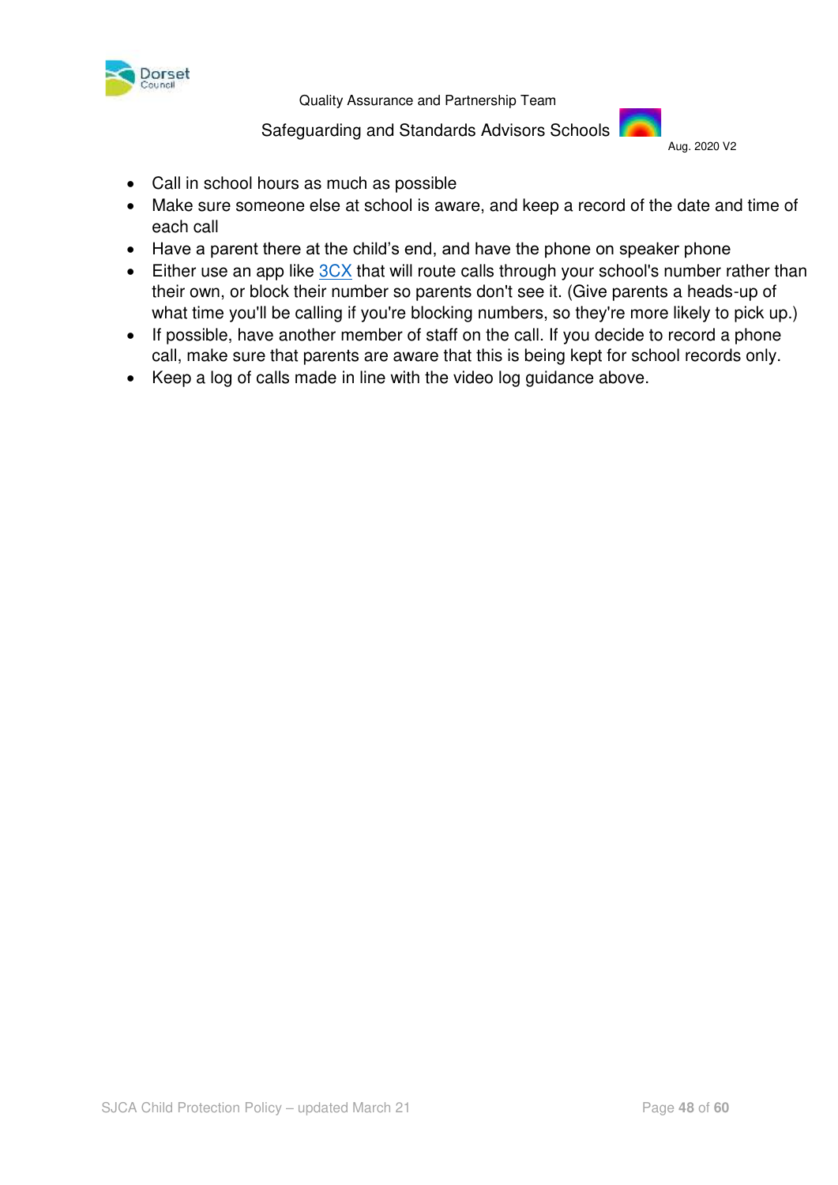- Call in school hours as much as possible
- Make sure someone else at school is aware, and keep a record of the date and time of each call
- Have a parent there at the child's end, and have the phone on speaker phone
- Either use an app like 3CX that will route calls through your school's number rather than their own, or block their number so parents don't see it. (Give parents a heads-up of what time you'll be calling if you're blocking numbers, so they're more likely to pick up.)
- If possible, have another member of staff on the call. If you decide to record a phone call, make sure that parents are aware that this is being kept for school records only.
- Keep a log of calls made in line with the video log guidance above.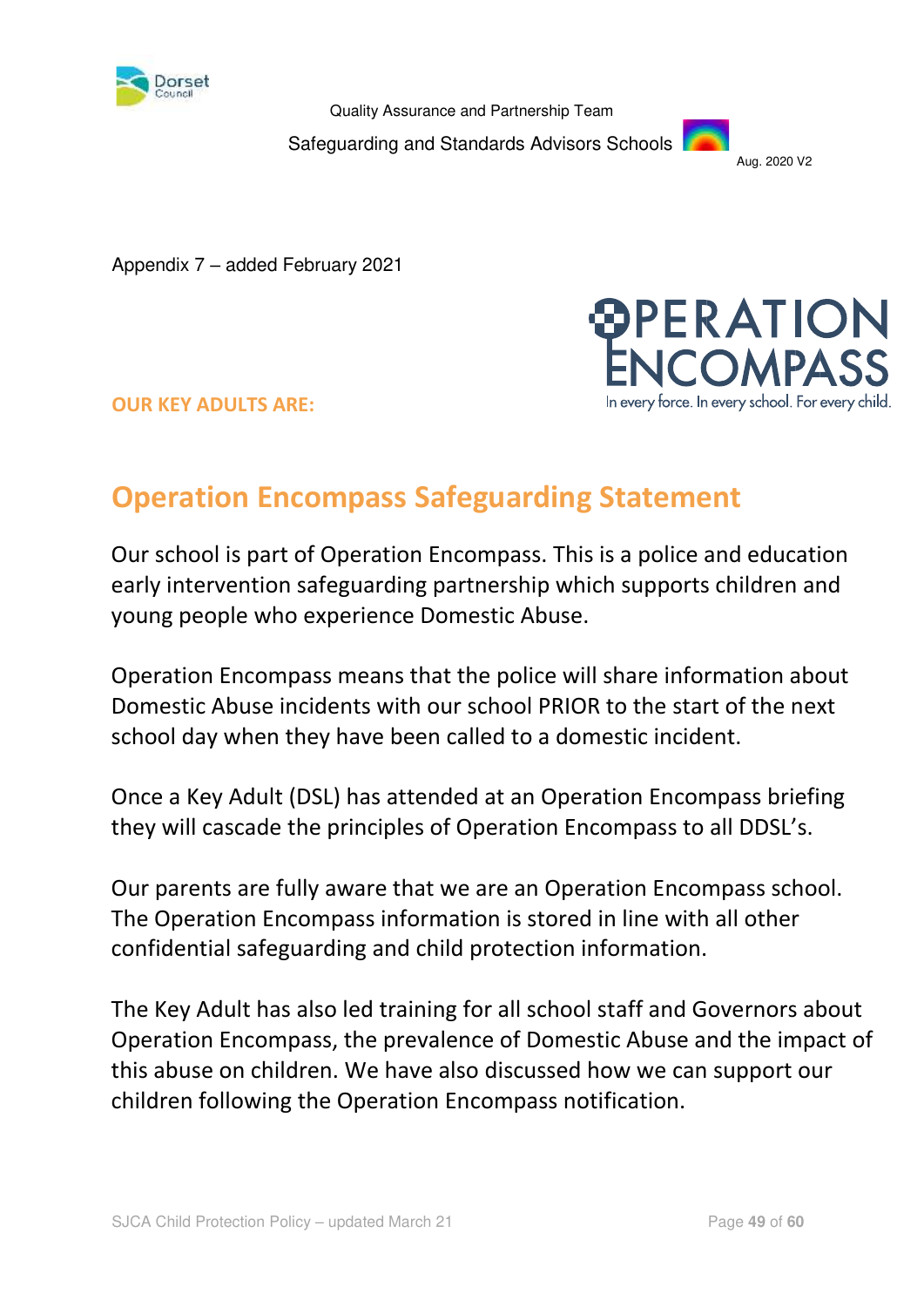Quality Assurance and Partnership Team

Safeguarding and Standards Advisors Schools

Aug. 2020 V2

Appendix 7 – added February 2021

OPERATION ENCOMPASS

In every force. In every school. For every child.

**OUR KEY ADULTS ARE:**

## Operation Encompass Safeguarding Statement

Our school is part of Operation Encompass. This is a police and education early intervention safeguarding partnership which supports children and young people who experience Domestic Abuse.

Operation Encompass means that the police will share information about Domestic Abuse incidents with our school PRIOR to the start of the next school day when they have been called to a domestic incident.

Once a Key Adult (DSL) has attended at an Operation Encompass briefing they will cascade the principles of Operation Encompass to all DDSL's.

Our parents are fully aware that we are an Operation Encompass school. The Operation Encompass information is stored in line with all other confidential safeguarding and child protection information.

The Key Adult has also led training for all school staff and Governors about Operation Encompass, the prevalence of Domestic Abuse and the impact of this abuse on children. We have also discussed how we can support our children following the Operation Encompass notification.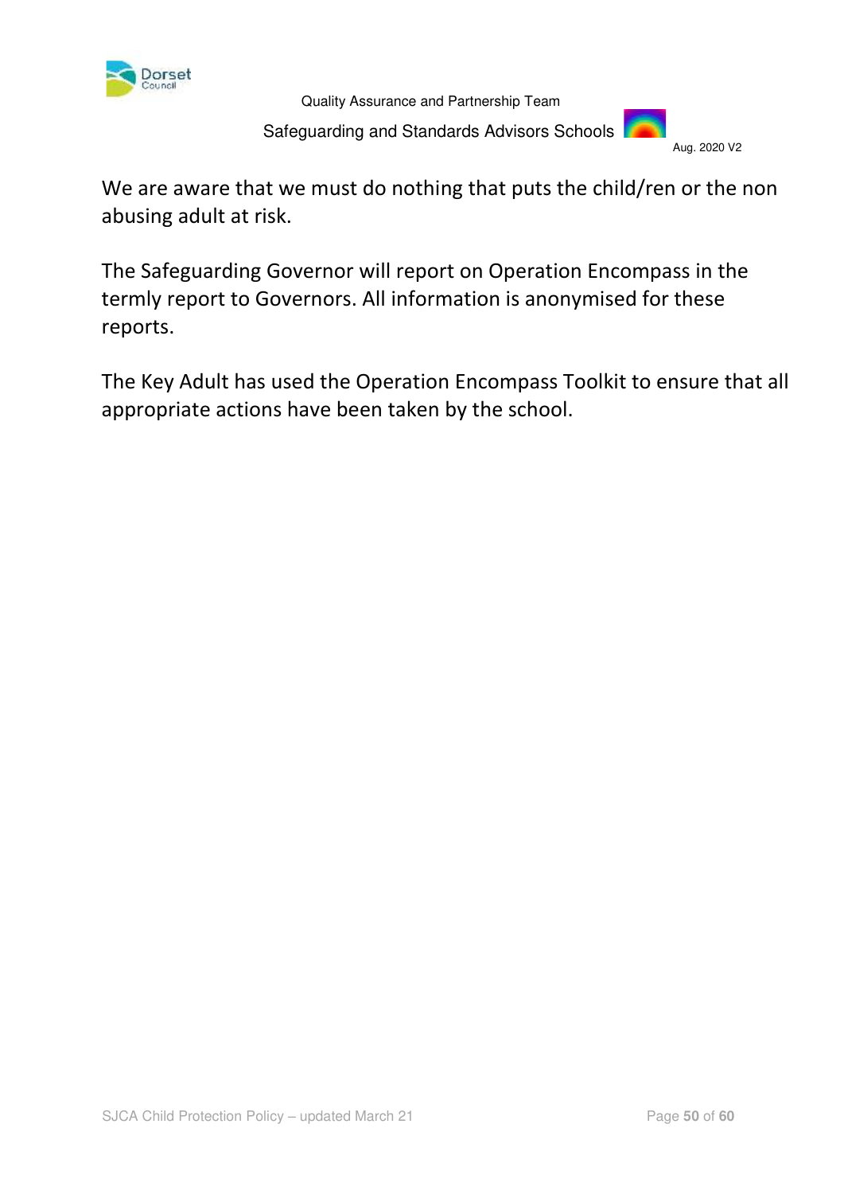We are aware that we must do nothing that puts the child/ren or the non abusing adult at risk.

The Safeguarding Governor will report on Operation Encompass in the termly report to Governors. All information is anonymised for these reports.

The Key Adult has used the Operation Encompass Toolkit to ensure that all appropriate actions have been taken by the school.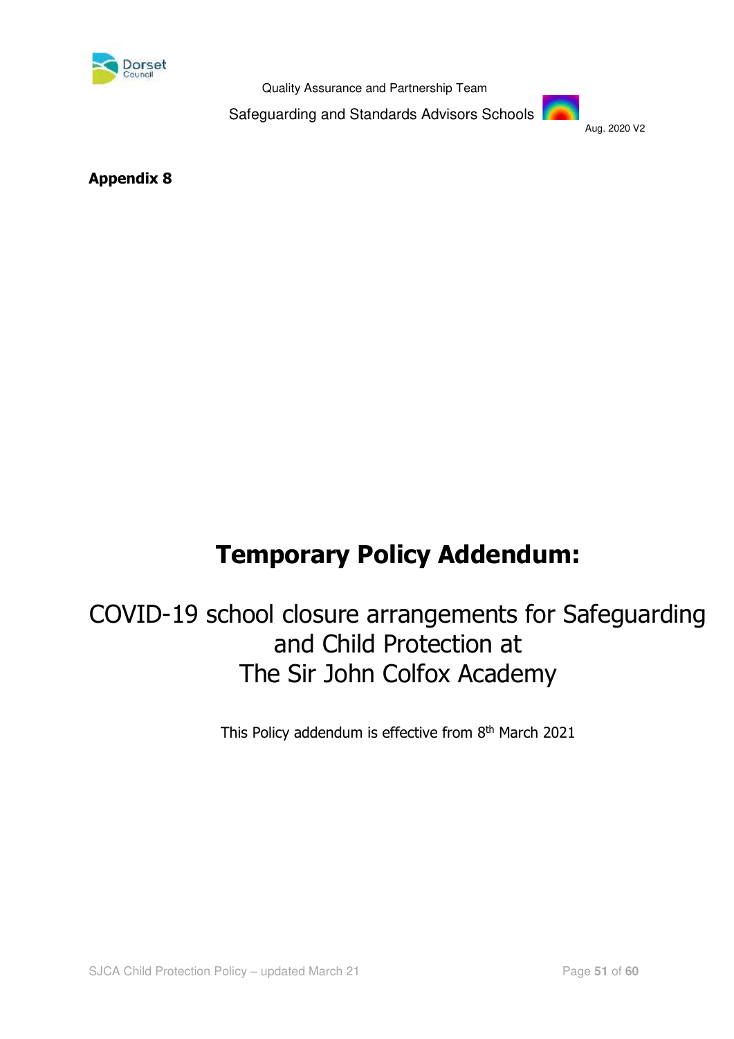**Appendix 8**

# Temporary Policy Addendum:

## COVID-19 school closure arrangements for Safeguarding and Child Protection at The Sir John Colfox Academy

This Policy addendum is effective from 8th March 2021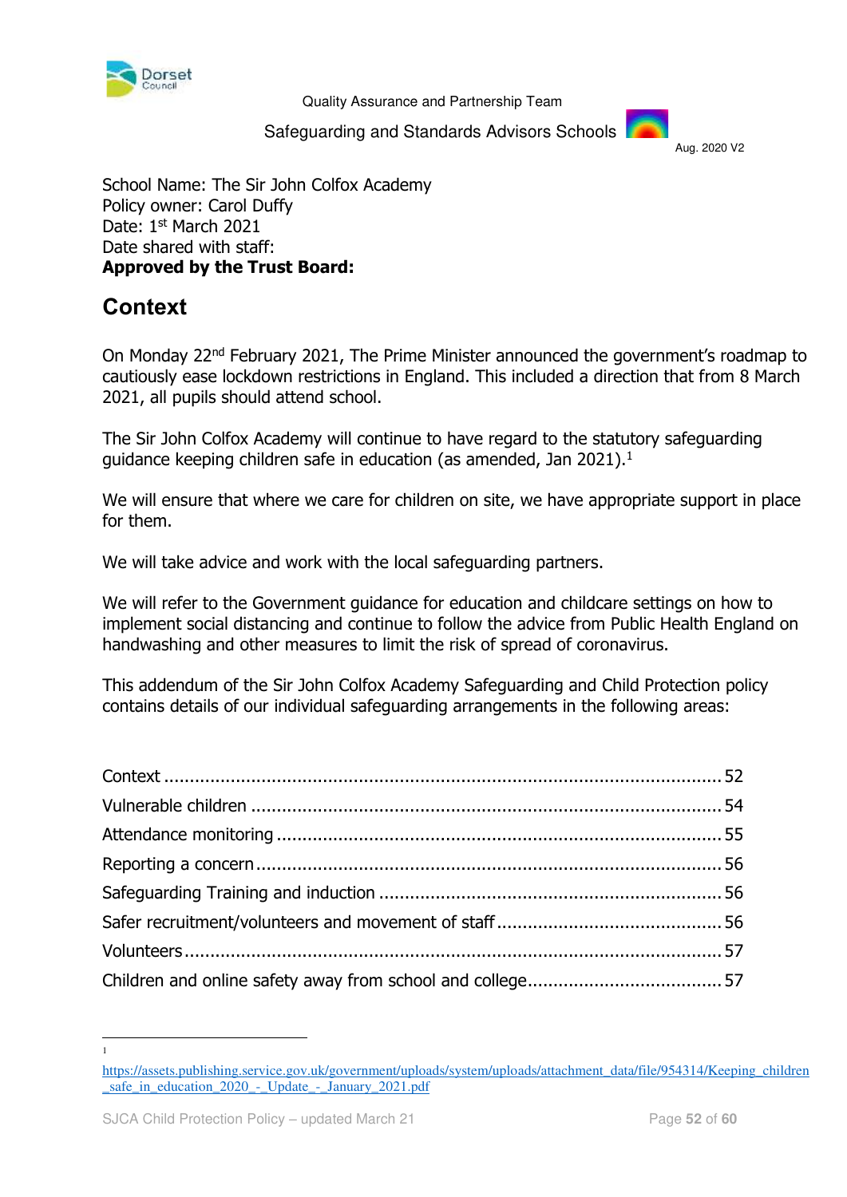Quality Assurance and Partnership Team

Safeguarding and Standards Advisors Schools

Aug. 2020 V2

School Name: The Sir John Colfox Academy
Policy owner: Carol Duffy
Date: 1st March 2021
Date shared with staff:
**Approved by the Trust Board:**

## Context

On Monday 22nd February 2021, The Prime Minister announced the government's roadmap to cautiously ease lockdown restrictions in England. This included a direction that from 8 March 2021, all pupils should attend school.

The Sir John Colfox Academy will continue to have regard to the statutory safeguarding guidance keeping children safe in education (as amended, Jan 2021).[1]

We will ensure that where we care for children on site, we have appropriate support in place for them.

We will take advice and work with the local safeguarding partners.

We will refer to the Government guidance for education and childcare settings on how to implement social distancing and continue to follow the advice from Public Health England on handwashing and other measures to limit the risk of spread of coronavirus.

This addendum of the Sir John Colfox Academy Safeguarding and Child Protection policy contains details of our individual safeguarding arrangements in the following areas:

Context ........................................................................................................ 52
Vulnerable children ...................................................................................... 54
Attendance monitoring .................................................................................. 55
Reporting a concern ...................................................................................... 56
Safeguarding Training and induction .............................................................. 56
Safer recruitment/volunteers and movement of staff ........................................ 56
Volunteers ................................................................................................... 57
Children and online safety away from school and college .................................. 57

---

[1] https://assets.publishing.service.gov.uk/government/uploads/system/uploads/attachment_data/file/954314/Keeping_children_safe_in_education_2020_-_Update_-_January_2021.pdf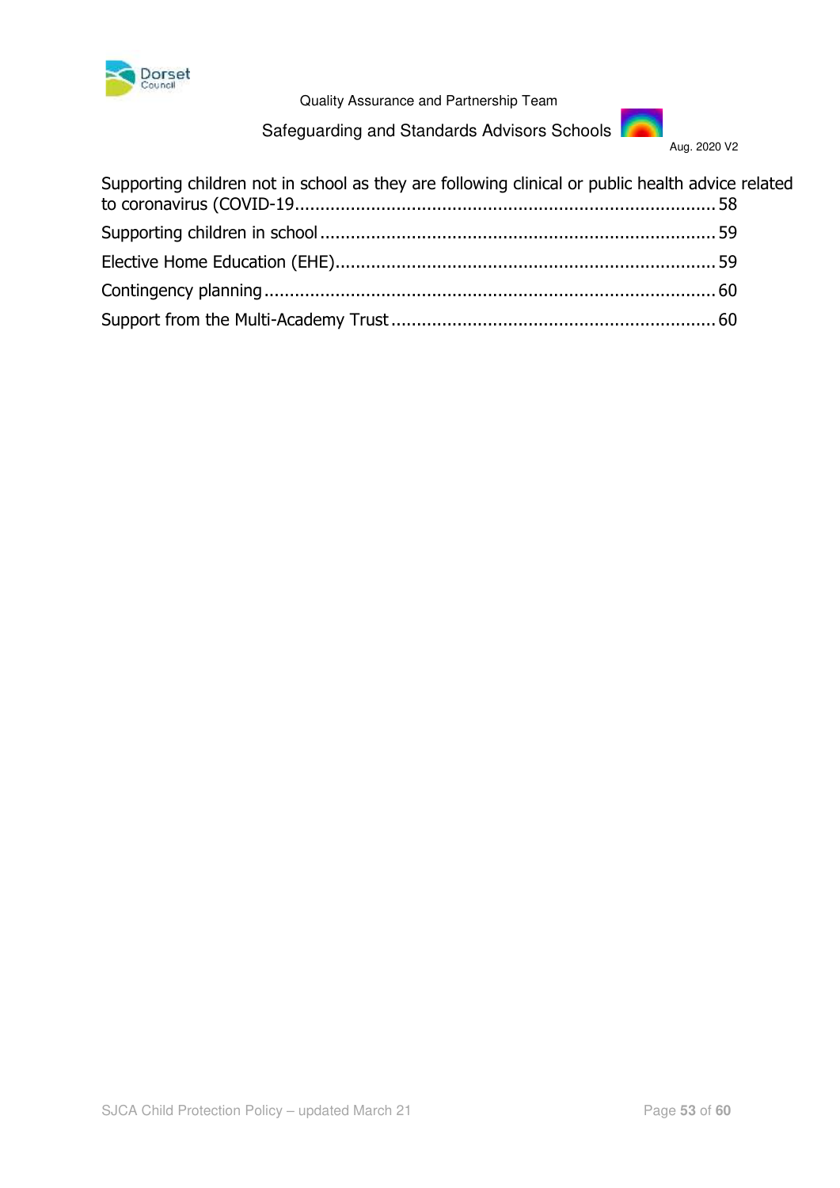Supporting children not in school as they are following clinical or public health advice related to coronavirus (COVID-19 ........................................................................ 58

Supporting children in school ........................................................................ 59

Elective Home Education (EHE) ........................................................................ 59

Contingency planning ........................................................................ 60

Support from the Multi-Academy Trust ........................................................................ 60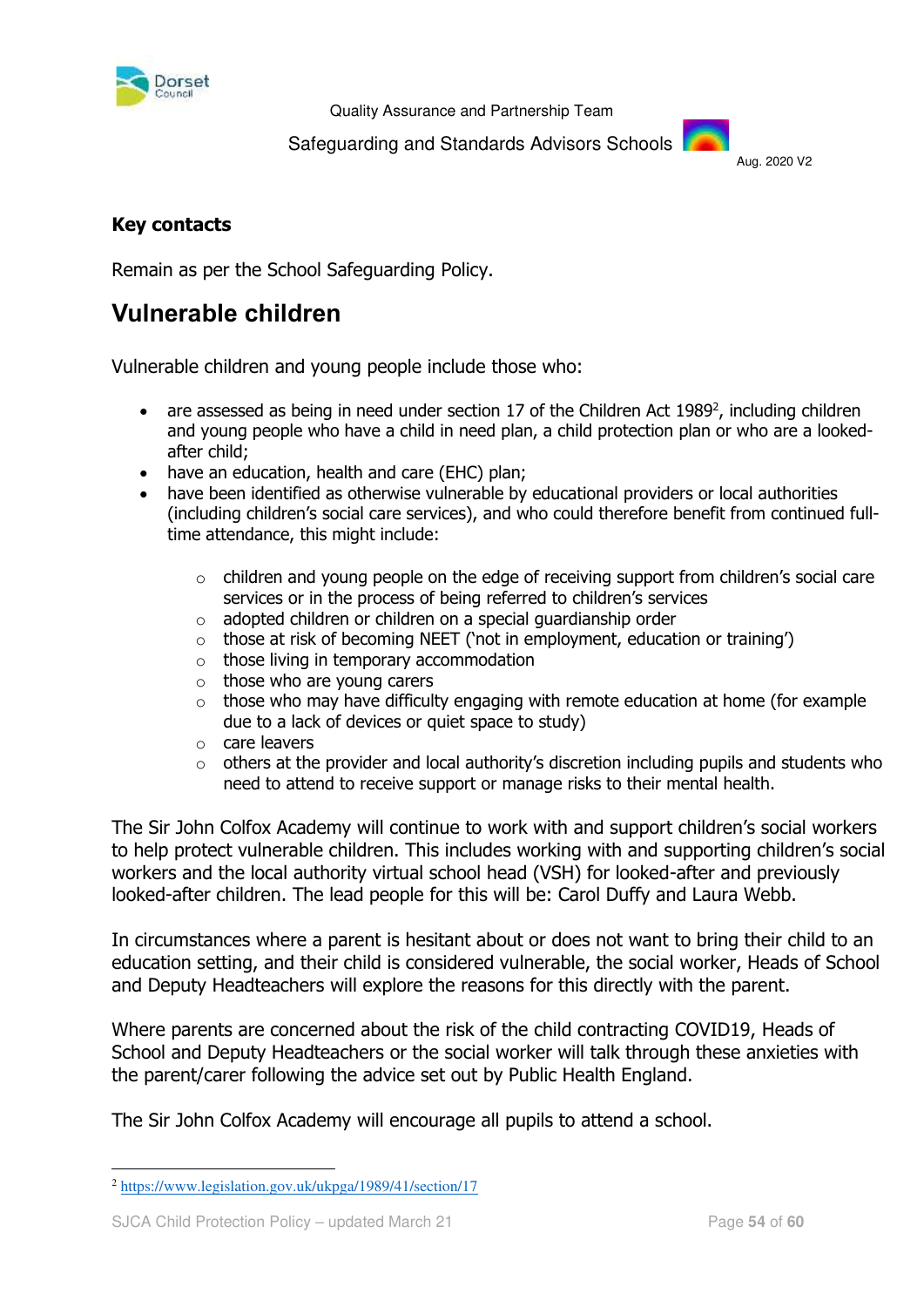**Key contacts**

Remain as per the School Safeguarding Policy.

## Vulnerable children

Vulnerable children and young people include those who:

- are assessed as being in need under section 17 of the Children Act 1989[2], including children and young people who have a child in need plan, a child protection plan or who are a looked-after child;
- have an education, health and care (EHC) plan;
- have been identified as otherwise vulnerable by educational providers or local authorities (including children's social care services), and who could therefore benefit from continued full-time attendance, this might include:
  - children and young people on the edge of receiving support from children's social care services or in the process of being referred to children's services
  - adopted children or children on a special guardianship order
  - those at risk of becoming NEET ('not in employment, education or training')
  - those living in temporary accommodation
  - those who are young carers
  - those who may have difficulty engaging with remote education at home (for example due to a lack of devices or quiet space to study)
  - care leavers
  - others at the provider and local authority's discretion including pupils and students who need to attend to receive support or manage risks to their mental health.

The Sir John Colfox Academy will continue to work with and support children's social workers to help protect vulnerable children. This includes working with and supporting children's social workers and the local authority virtual school head (VSH) for looked-after and previously looked-after children. The lead people for this will be: Carol Duffy and Laura Webb.

In circumstances where a parent is hesitant about or does not want to bring their child to an education setting, and their child is considered vulnerable, the social worker, Heads of School and Deputy Headteachers will explore the reasons for this directly with the parent.

Where parents are concerned about the risk of the child contracting COVID19, Heads of School and Deputy Headteachers or the social worker will talk through these anxieties with the parent/carer following the advice set out by Public Health England.

The Sir John Colfox Academy will encourage all pupils to attend a school.

[2] https://www.legislation.gov.uk/ukpga/1989/41/section/17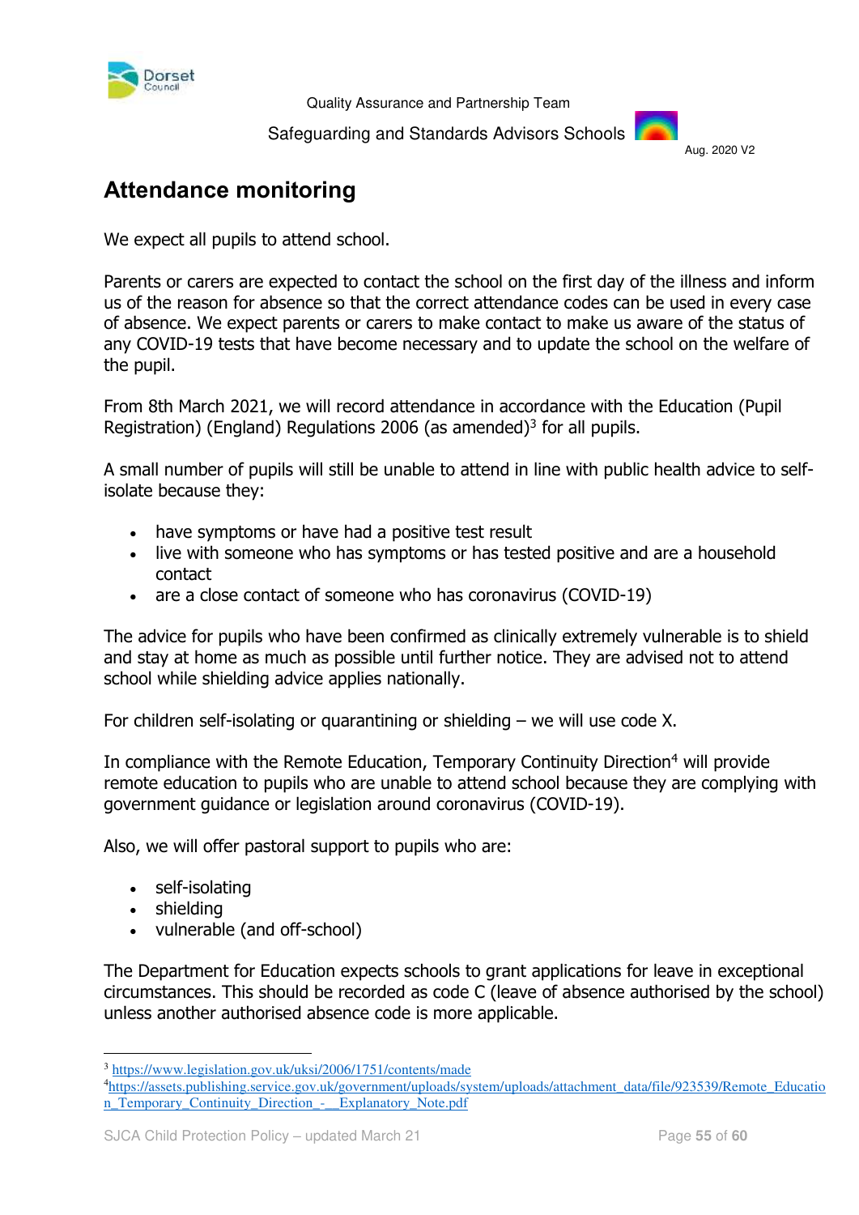# Attendance monitoring

We expect all pupils to attend school.

Parents or carers are expected to contact the school on the first day of the illness and inform us of the reason for absence so that the correct attendance codes can be used in every case of absence. We expect parents or carers to make contact to make us aware of the status of any COVID-19 tests that have become necessary and to update the school on the welfare of the pupil.

From 8th March 2021, we will record attendance in accordance with the Education (Pupil Registration) (England) Regulations 2006 (as amended)[3] for all pupils.

A small number of pupils will still be unable to attend in line with public health advice to self-isolate because they:

- have symptoms or have had a positive test result
- live with someone who has symptoms or has tested positive and are a household contact
- are a close contact of someone who has coronavirus (COVID-19)

The advice for pupils who have been confirmed as clinically extremely vulnerable is to shield and stay at home as much as possible until further notice. They are advised not to attend school while shielding advice applies nationally.

For children self-isolating or quarantining or shielding – we will use code X.

In compliance with the Remote Education, Temporary Continuity Direction[4] will provide remote education to pupils who are unable to attend school because they are complying with government guidance or legislation around coronavirus (COVID-19).

Also, we will offer pastoral support to pupils who are:

- self-isolating
- shielding
- vulnerable (and off-school)

The Department for Education expects schools to grant applications for leave in exceptional circumstances. This should be recorded as code C (leave of absence authorised by the school) unless another authorised absence code is more applicable.

---

[3] https://www.legislation.gov.uk/uksi/2006/1751/contents/made

[4] https://assets.publishing.service.gov.uk/government/uploads/system/uploads/attachment_data/file/923539/Remote_Education_Temporary_Continuity_Direction_-__Explanatory_Note.pdf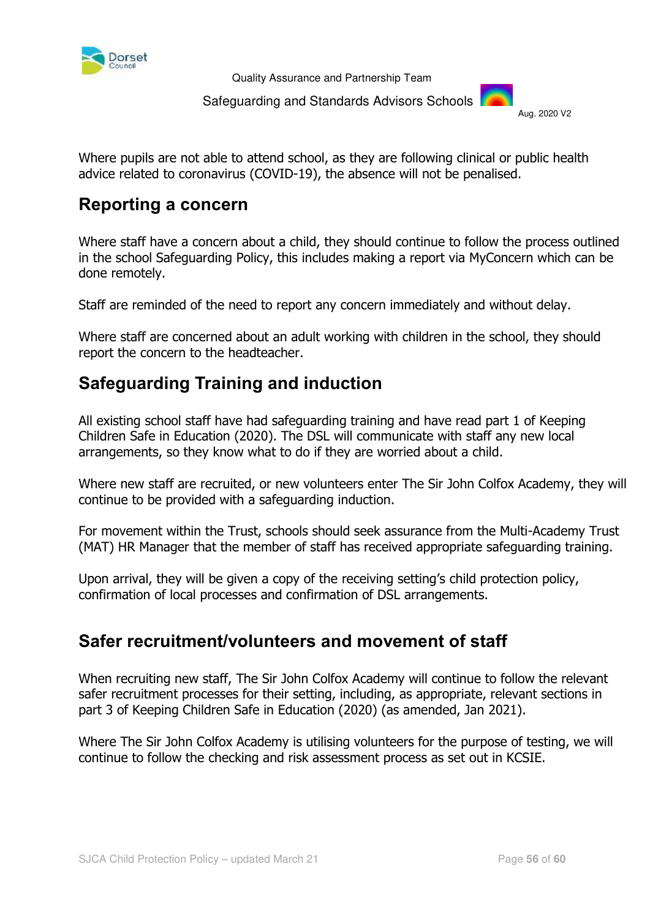Where pupils are not able to attend school, as they are following clinical or public health advice related to coronavirus (COVID-19), the absence will not be penalised.

## Reporting a concern

Where staff have a concern about a child, they should continue to follow the process outlined in the school Safeguarding Policy, this includes making a report via MyConcern which can be done remotely.

Staff are reminded of the need to report any concern immediately and without delay.

Where staff are concerned about an adult working with children in the school, they should report the concern to the headteacher.

## Safeguarding Training and induction

All existing school staff have had safeguarding training and have read part 1 of Keeping Children Safe in Education (2020). The DSL will communicate with staff any new local arrangements, so they know what to do if they are worried about a child.

Where new staff are recruited, or new volunteers enter The Sir John Colfox Academy, they will continue to be provided with a safeguarding induction.

For movement within the Trust, schools should seek assurance from the Multi-Academy Trust (MAT) HR Manager that the member of staff has received appropriate safeguarding training.

Upon arrival, they will be given a copy of the receiving setting's child protection policy, confirmation of local processes and confirmation of DSL arrangements.

## Safer recruitment/volunteers and movement of staff

When recruiting new staff, The Sir John Colfox Academy will continue to follow the relevant safer recruitment processes for their setting, including, as appropriate, relevant sections in part 3 of Keeping Children Safe in Education (2020) (as amended, Jan 2021).

Where The Sir John Colfox Academy is utilising volunteers for the purpose of testing, we will continue to follow the checking and risk assessment process as set out in KCSIE.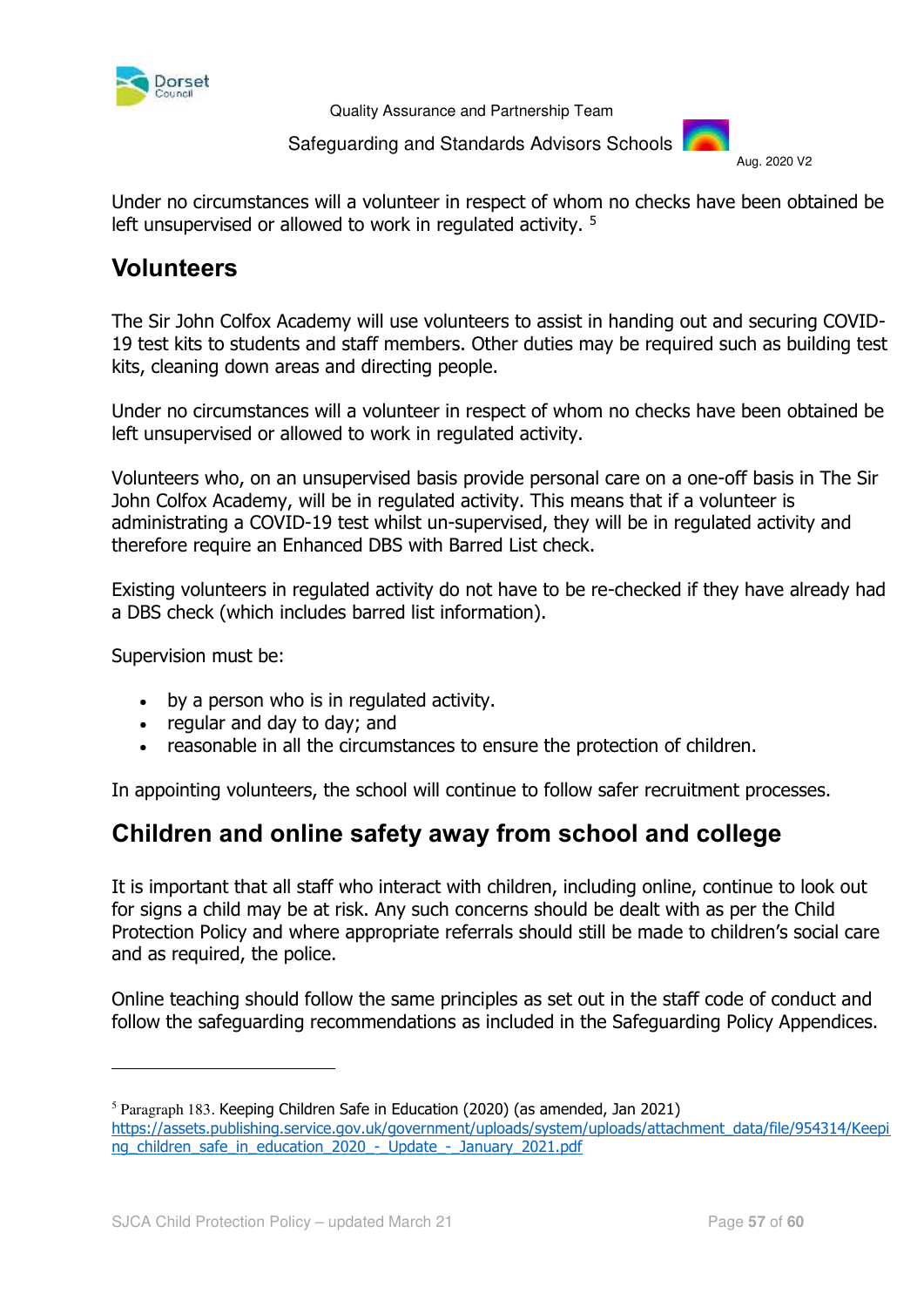Under no circumstances will a volunteer in respect of whom no checks have been obtained be left unsupervised or allowed to work in regulated activity. [5]

## Volunteers

The Sir John Colfox Academy will use volunteers to assist in handing out and securing COVID-19 test kits to students and staff members. Other duties may be required such as building test kits, cleaning down areas and directing people.

Under no circumstances will a volunteer in respect of whom no checks have been obtained be left unsupervised or allowed to work in regulated activity.

Volunteers who, on an unsupervised basis provide personal care on a one-off basis in The Sir John Colfox Academy, will be in regulated activity. This means that if a volunteer is administrating a COVID-19 test whilst un-supervised, they will be in regulated activity and therefore require an Enhanced DBS with Barred List check.

Existing volunteers in regulated activity do not have to be re-checked if they have already had a DBS check (which includes barred list information).

Supervision must be:

- by a person who is in regulated activity.
- regular and day to day; and
- reasonable in all the circumstances to ensure the protection of children.

In appointing volunteers, the school will continue to follow safer recruitment processes.

## Children and online safety away from school and college

It is important that all staff who interact with children, including online, continue to look out for signs a child may be at risk. Any such concerns should be dealt with as per the Child Protection Policy and where appropriate referrals should still be made to children's social care and as required, the police.

Online teaching should follow the same principles as set out in the staff code of conduct and follow the safeguarding recommendations as included in the Safeguarding Policy Appendices.

---

[5] Paragraph 183. Keeping Children Safe in Education (2020) (as amended, Jan 2021) https://assets.publishing.service.gov.uk/government/uploads/system/uploads/attachment_data/file/954314/Keeping_children_safe_in_education_2020_-_Update_-_January_2021.pdf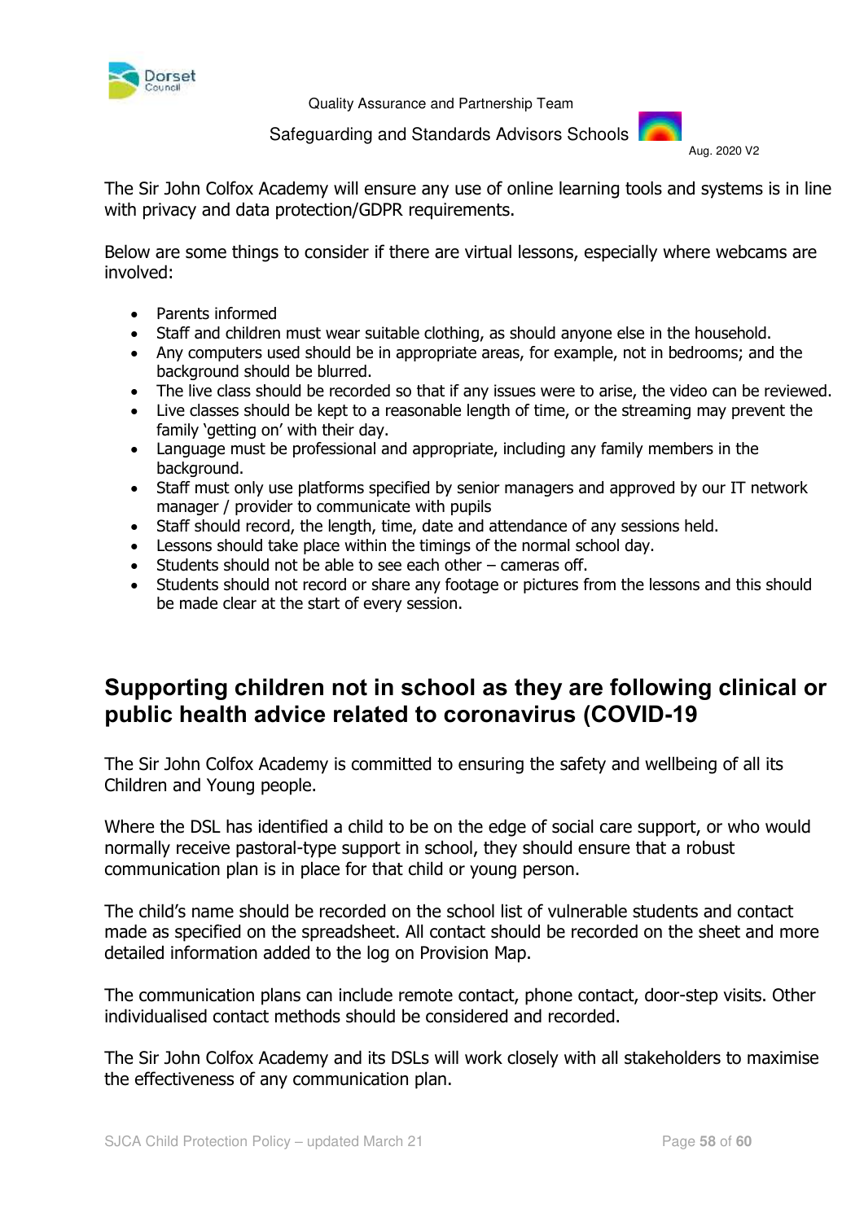The Sir John Colfox Academy will ensure any use of online learning tools and systems is in line with privacy and data protection/GDPR requirements.

Below are some things to consider if there are virtual lessons, especially where webcams are involved:

- Parents informed
- Staff and children must wear suitable clothing, as should anyone else in the household.
- Any computers used should be in appropriate areas, for example, not in bedrooms; and the background should be blurred.
- The live class should be recorded so that if any issues were to arise, the video can be reviewed.
- Live classes should be kept to a reasonable length of time, or the streaming may prevent the family 'getting on' with their day.
- Language must be professional and appropriate, including any family members in the background.
- Staff must only use platforms specified by senior managers and approved by our IT network manager / provider to communicate with pupils
- Staff should record, the length, time, date and attendance of any sessions held.
- Lessons should take place within the timings of the normal school day.
- Students should not be able to see each other – cameras off.
- Students should not record or share any footage or pictures from the lessons and this should be made clear at the start of every session.

## Supporting children not in school as they are following clinical or public health advice related to coronavirus (COVID-19

The Sir John Colfox Academy is committed to ensuring the safety and wellbeing of all its Children and Young people.

Where the DSL has identified a child to be on the edge of social care support, or who would normally receive pastoral-type support in school, they should ensure that a robust communication plan is in place for that child or young person.

The child's name should be recorded on the school list of vulnerable students and contact made as specified on the spreadsheet. All contact should be recorded on the sheet and more detailed information added to the log on Provision Map.

The communication plans can include remote contact, phone contact, door-step visits. Other individualised contact methods should be considered and recorded.

The Sir John Colfox Academy and its DSLs will work closely with all stakeholders to maximise the effectiveness of any communication plan.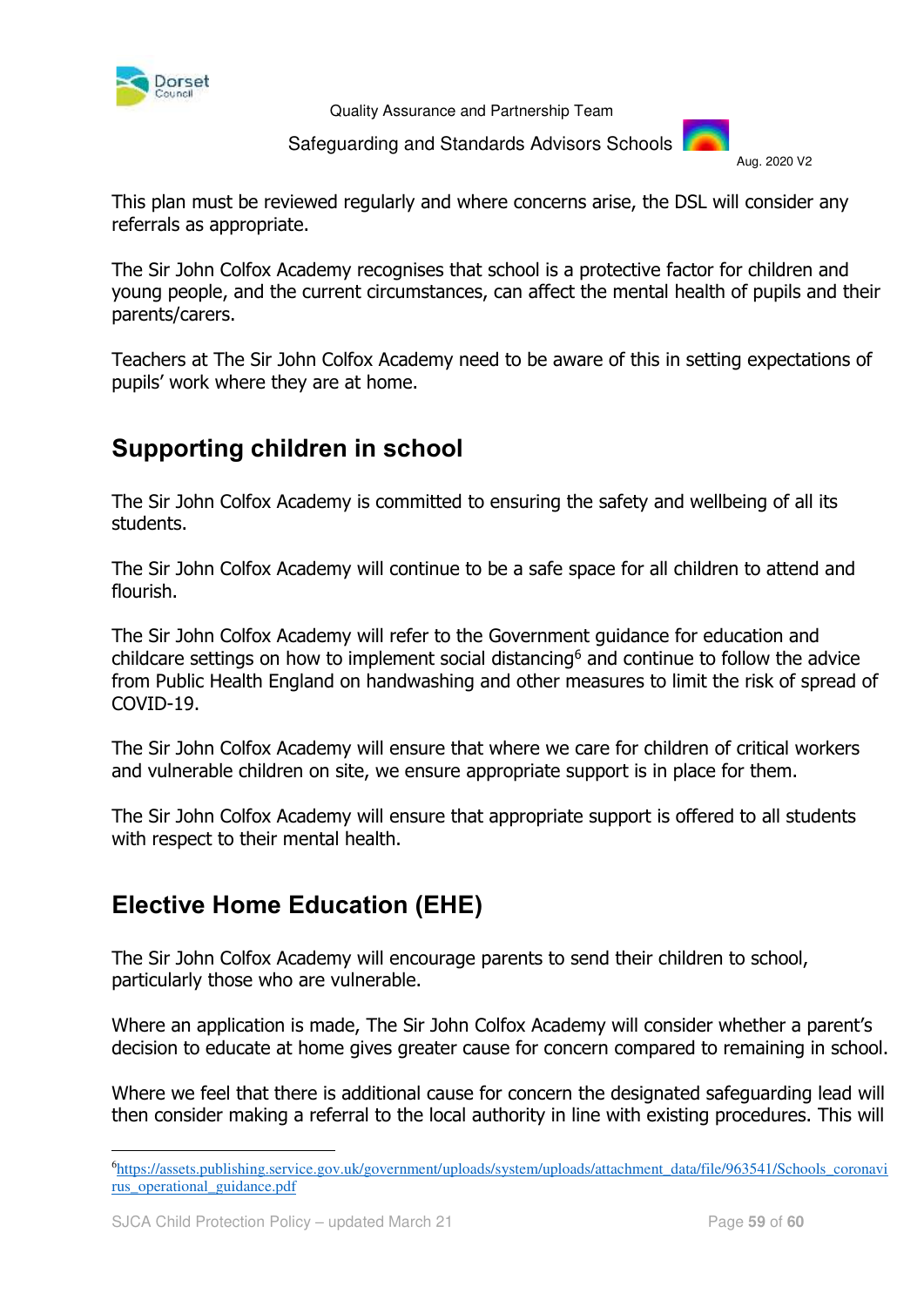This plan must be reviewed regularly and where concerns arise, the DSL will consider any referrals as appropriate.

The Sir John Colfox Academy recognises that school is a protective factor for children and young people, and the current circumstances, can affect the mental health of pupils and their parents/carers.

Teachers at The Sir John Colfox Academy need to be aware of this in setting expectations of pupils' work where they are at home.

## Supporting children in school

The Sir John Colfox Academy is committed to ensuring the safety and wellbeing of all its students.

The Sir John Colfox Academy will continue to be a safe space for all children to attend and flourish.

The Sir John Colfox Academy will refer to the Government guidance for education and childcare settings on how to implement social distancing[6] and continue to follow the advice from Public Health England on handwashing and other measures to limit the risk of spread of COVID-19.

The Sir John Colfox Academy will ensure that where we care for children of critical workers and vulnerable children on site, we ensure appropriate support is in place for them.

The Sir John Colfox Academy will ensure that appropriate support is offered to all students with respect to their mental health.

## Elective Home Education (EHE)

The Sir John Colfox Academy will encourage parents to send their children to school, particularly those who are vulnerable.

Where an application is made, The Sir John Colfox Academy will consider whether a parent's decision to educate at home gives greater cause for concern compared to remaining in school.

Where we feel that there is additional cause for concern the designated safeguarding lead will then consider making a referral to the local authority in line with existing procedures. This will

---

[6] https://assets.publishing.service.gov.uk/government/uploads/system/uploads/attachment_data/file/963541/Schools_coronavirus_operational_guidance.pdf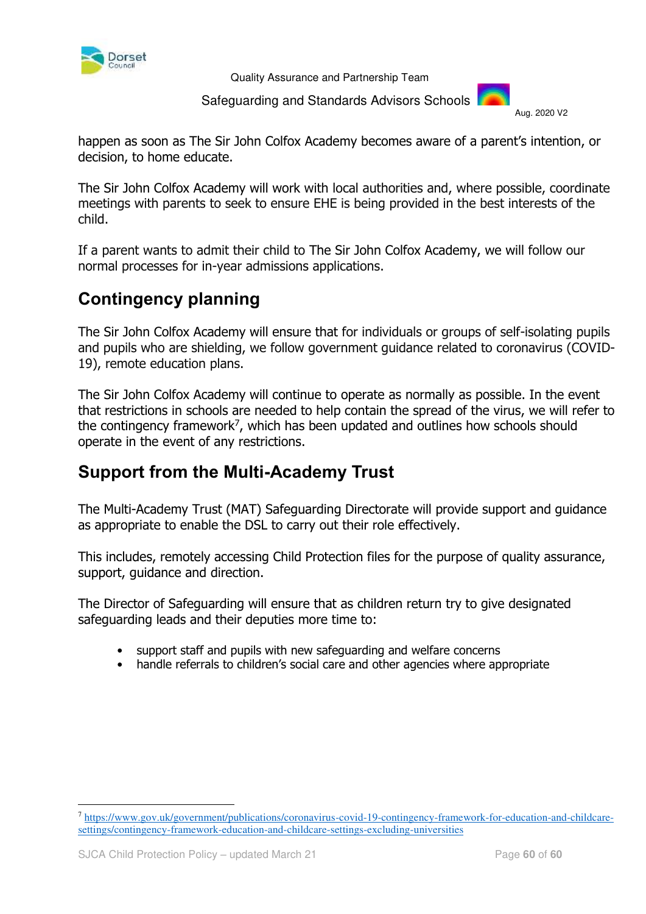happen as soon as The Sir John Colfox Academy becomes aware of a parent's intention, or decision, to home educate.

The Sir John Colfox Academy will work with local authorities and, where possible, coordinate meetings with parents to seek to ensure EHE is being provided in the best interests of the child.

If a parent wants to admit their child to The Sir John Colfox Academy, we will follow our normal processes for in-year admissions applications.

## Contingency planning

The Sir John Colfox Academy will ensure that for individuals or groups of self-isolating pupils and pupils who are shielding, we follow government guidance related to coronavirus (COVID-19), remote education plans.

The Sir John Colfox Academy will continue to operate as normally as possible. In the event that restrictions in schools are needed to help contain the spread of the virus, we will refer to the contingency framework[7], which has been updated and outlines how schools should operate in the event of any restrictions.

## Support from the Multi-Academy Trust

The Multi-Academy Trust (MAT) Safeguarding Directorate will provide support and guidance as appropriate to enable the DSL to carry out their role effectively.

This includes, remotely accessing Child Protection files for the purpose of quality assurance, support, guidance and direction.

The Director of Safeguarding will ensure that as children return try to give designated safeguarding leads and their deputies more time to:

- support staff and pupils with new safeguarding and welfare concerns
- handle referrals to children's social care and other agencies where appropriate

[7] https://www.gov.uk/government/publications/coronavirus-covid-19-contingency-framework-for-education-and-childcare-settings/contingency-framework-education-and-childcare-settings-excluding-universities